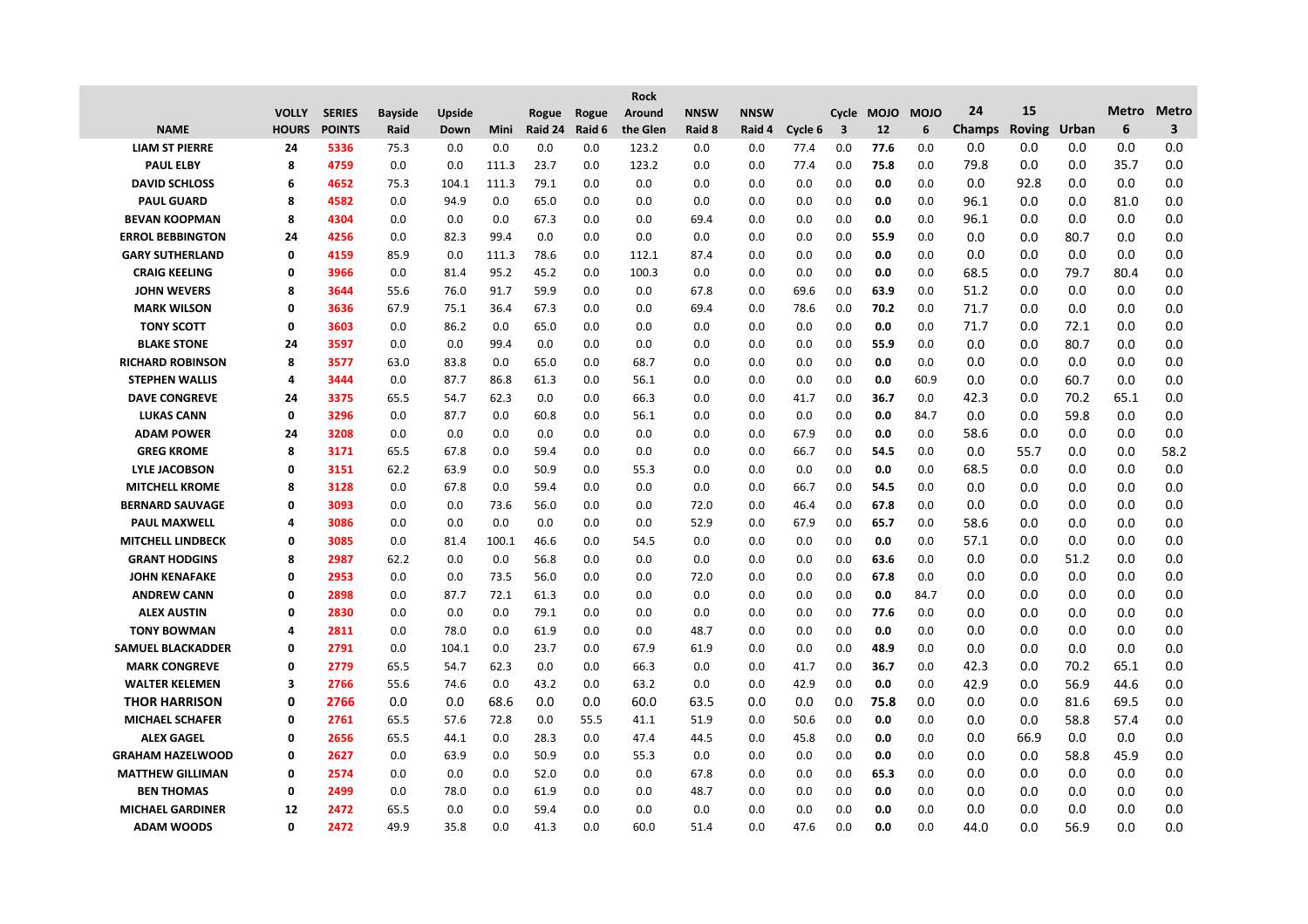| NAME | VOLLY HOURS | SERIES POINTS | Bayside Raid | Upside Down | Mini | Rogue Raid 24 | Rogue Raid 6 | Rock Around the Glen | NNSW Raid 8 | NNSW Raid 4 | Cycle 6 | Cycle 3 | MOJO 12 | MOJO 6 | 24 Champs | 15 Roving | Urban | Metro 6 | Metro 3 |
|---|---|---|---|---|---|---|---|---|---|---|---|---|---|---|---|---|---|---|---|
| **LIAM ST PIERRE** | **24** | **5336** | 75.3 | 0.0 | 0.0 | 0.0 | 0.0 | 123.2 | 0.0 | 0.0 | 77.4 | 0.0 | **77.6** | 0.0 | 0.0 | 0.0 | 0.0 | 0.0 | 0.0 |
| **PAUL ELBY** | **8** | **4759** | 0.0 | 0.0 | 111.3 | 23.7 | 0.0 | 123.2 | 0.0 | 0.0 | 77.4 | 0.0 | **75.8** | 0.0 | 79.8 | 0.0 | 0.0 | 35.7 | 0.0 |
| **DAVID SCHLOSS** | **6** | **4652** | 75.3 | 104.1 | 111.3 | 79.1 | 0.0 | 0.0 | 0.0 | 0.0 | 0.0 | 0.0 | **0.0** | 0.0 | 0.0 | 92.8 | 0.0 | 0.0 | 0.0 |
| **PAUL GUARD** | **8** | **4582** | 0.0 | 94.9 | 0.0 | 65.0 | 0.0 | 0.0 | 0.0 | 0.0 | 0.0 | 0.0 | **0.0** | 0.0 | 96.1 | 0.0 | 0.0 | 81.0 | 0.0 |
| **BEVAN KOOPMAN** | **8** | **4304** | 0.0 | 0.0 | 0.0 | 67.3 | 0.0 | 0.0 | 69.4 | 0.0 | 0.0 | 0.0 | **0.0** | 0.0 | 96.1 | 0.0 | 0.0 | 0.0 | 0.0 |
| **ERROL BEBBINGTON** | **24** | **4256** | 0.0 | 82.3 | 99.4 | 0.0 | 0.0 | 0.0 | 0.0 | 0.0 | 0.0 | 0.0 | **55.9** | 0.0 | 0.0 | 0.0 | 80.7 | 0.0 | 0.0 |
| **GARY SUTHERLAND** | **0** | **4159** | 85.9 | 0.0 | 111.3 | 78.6 | 0.0 | 112.1 | 87.4 | 0.0 | 0.0 | 0.0 | **0.0** | 0.0 | 0.0 | 0.0 | 0.0 | 0.0 | 0.0 |
| **CRAIG KEELING** | **0** | **3966** | 0.0 | 81.4 | 95.2 | 45.2 | 0.0 | 100.3 | 0.0 | 0.0 | 0.0 | 0.0 | **0.0** | 0.0 | 68.5 | 0.0 | 79.7 | 80.4 | 0.0 |
| **JOHN WEVERS** | **8** | **3644** | 55.6 | 76.0 | 91.7 | 59.9 | 0.0 | 0.0 | 67.8 | 0.0 | 69.6 | 0.0 | **63.9** | 0.0 | 51.2 | 0.0 | 0.0 | 0.0 | 0.0 |
| **MARK WILSON** | **0** | **3636** | 67.9 | 75.1 | 36.4 | 67.3 | 0.0 | 0.0 | 69.4 | 0.0 | 78.6 | 0.0 | **70.2** | 0.0 | 71.7 | 0.0 | 0.0 | 0.0 | 0.0 |
| **TONY SCOTT** | **0** | **3603** | 0.0 | 86.2 | 0.0 | 65.0 | 0.0 | 0.0 | 0.0 | 0.0 | 0.0 | 0.0 | **0.0** | 0.0 | 71.7 | 0.0 | 72.1 | 0.0 | 0.0 |
| **BLAKE STONE** | **24** | **3597** | 0.0 | 0.0 | 99.4 | 0.0 | 0.0 | 0.0 | 0.0 | 0.0 | 0.0 | 0.0 | **55.9** | 0.0 | 0.0 | 0.0 | 80.7 | 0.0 | 0.0 |
| **RICHARD ROBINSON** | **8** | **3577** | 63.0 | 83.8 | 0.0 | 65.0 | 0.0 | 68.7 | 0.0 | 0.0 | 0.0 | 0.0 | **0.0** | 0.0 | 0.0 | 0.0 | 0.0 | 0.0 | 0.0 |
| **STEPHEN WALLIS** | **4** | **3444** | 0.0 | 87.7 | 86.8 | 61.3 | 0.0 | 56.1 | 0.0 | 0.0 | 0.0 | 0.0 | **0.0** | 60.9 | 0.0 | 0.0 | 60.7 | 0.0 | 0.0 |
| **DAVE CONGREVE** | **24** | **3375** | 65.5 | 54.7 | 62.3 | 0.0 | 0.0 | 66.3 | 0.0 | 0.0 | 41.7 | 0.0 | **36.7** | 0.0 | 42.3 | 0.0 | 70.2 | 65.1 | 0.0 |
| **LUKAS CANN** | **0** | **3296** | 0.0 | 87.7 | 0.0 | 60.8 | 0.0 | 56.1 | 0.0 | 0.0 | 0.0 | 0.0 | **0.0** | 84.7 | 0.0 | 0.0 | 59.8 | 0.0 | 0.0 |
| **ADAM POWER** | **24** | **3208** | 0.0 | 0.0 | 0.0 | 0.0 | 0.0 | 0.0 | 0.0 | 0.0 | 67.9 | 0.0 | **0.0** | 0.0 | 58.6 | 0.0 | 0.0 | 0.0 | 0.0 |
| **GREG KROME** | **8** | **3171** | 65.5 | 67.8 | 0.0 | 59.4 | 0.0 | 0.0 | 0.0 | 0.0 | 66.7 | 0.0 | **54.5** | 0.0 | 0.0 | 55.7 | 0.0 | 0.0 | 58.2 |
| **LYLE JACOBSON** | **0** | **3151** | 62.2 | 63.9 | 0.0 | 50.9 | 0.0 | 55.3 | 0.0 | 0.0 | 0.0 | 0.0 | **0.0** | 0.0 | 68.5 | 0.0 | 0.0 | 0.0 | 0.0 |
| **MITCHELL KROME** | **8** | **3128** | 0.0 | 67.8 | 0.0 | 59.4 | 0.0 | 0.0 | 0.0 | 0.0 | 66.7 | 0.0 | **54.5** | 0.0 | 0.0 | 0.0 | 0.0 | 0.0 | 0.0 |
| **BERNARD SAUVAGE** | **0** | **3093** | 0.0 | 0.0 | 73.6 | 56.0 | 0.0 | 0.0 | 72.0 | 0.0 | 46.4 | 0.0 | **67.8** | 0.0 | 0.0 | 0.0 | 0.0 | 0.0 | 0.0 |
| **PAUL MAXWELL** | **4** | **3086** | 0.0 | 0.0 | 0.0 | 0.0 | 0.0 | 0.0 | 52.9 | 0.0 | 67.9 | 0.0 | **65.7** | 0.0 | 58.6 | 0.0 | 0.0 | 0.0 | 0.0 |
| **MITCHELL LINDBECK** | **0** | **3085** | 0.0 | 81.4 | 100.1 | 46.6 | 0.0 | 54.5 | 0.0 | 0.0 | 0.0 | 0.0 | **0.0** | 0.0 | 57.1 | 0.0 | 0.0 | 0.0 | 0.0 |
| **GRANT HODGINS** | **8** | **2987** | 62.2 | 0.0 | 0.0 | 56.8 | 0.0 | 0.0 | 0.0 | 0.0 | 0.0 | 0.0 | **63.6** | 0.0 | 0.0 | 0.0 | 51.2 | 0.0 | 0.0 |
| **JOHN KENAFAKE** | **0** | **2953** | 0.0 | 0.0 | 73.5 | 56.0 | 0.0 | 0.0 | 72.0 | 0.0 | 0.0 | 0.0 | **67.8** | 0.0 | 0.0 | 0.0 | 0.0 | 0.0 | 0.0 |
| **ANDREW CANN** | **0** | **2898** | 0.0 | 87.7 | 72.1 | 61.3 | 0.0 | 0.0 | 0.0 | 0.0 | 0.0 | 0.0 | **0.0** | 84.7 | 0.0 | 0.0 | 0.0 | 0.0 | 0.0 |
| **ALEX AUSTIN** | **0** | **2830** | 0.0 | 0.0 | 0.0 | 79.1 | 0.0 | 0.0 | 0.0 | 0.0 | 0.0 | 0.0 | **77.6** | 0.0 | 0.0 | 0.0 | 0.0 | 0.0 | 0.0 |
| **TONY BOWMAN** | **4** | **2811** | 0.0 | 78.0 | 0.0 | 61.9 | 0.0 | 0.0 | 48.7 | 0.0 | 0.0 | 0.0 | **0.0** | 0.0 | 0.0 | 0.0 | 0.0 | 0.0 | 0.0 |
| **SAMUEL BLACKADDER** | **0** | **2791** | 0.0 | 104.1 | 0.0 | 23.7 | 0.0 | 67.9 | 61.9 | 0.0 | 0.0 | 0.0 | **48.9** | 0.0 | 0.0 | 0.0 | 0.0 | 0.0 | 0.0 |
| **MARK CONGREVE** | **0** | **2779** | 65.5 | 54.7 | 62.3 | 0.0 | 0.0 | 66.3 | 0.0 | 0.0 | 41.7 | 0.0 | **36.7** | 0.0 | 42.3 | 0.0 | 70.2 | 65.1 | 0.0 |
| **WALTER KELEMEN** | **3** | **2766** | 55.6 | 74.6 | 0.0 | 43.2 | 0.0 | 63.2 | 0.0 | 0.0 | 42.9 | 0.0 | **0.0** | 0.0 | 42.9 | 0.0 | 56.9 | 44.6 | 0.0 |
| **THOR HARRISON** | **0** | **2766** | 0.0 | 0.0 | 68.6 | 0.0 | 0.0 | 60.0 | 63.5 | 0.0 | 0.0 | 0.0 | **75.8** | 0.0 | 0.0 | 0.0 | 81.6 | 69.5 | 0.0 |
| **MICHAEL SCHAFER** | **0** | **2761** | 65.5 | 57.6 | 72.8 | 0.0 | 55.5 | 41.1 | 51.9 | 0.0 | 50.6 | 0.0 | **0.0** | 0.0 | 0.0 | 0.0 | 58.8 | 57.4 | 0.0 |
| **ALEX GAGEL** | **0** | **2656** | 65.5 | 44.1 | 0.0 | 28.3 | 0.0 | 47.4 | 44.5 | 0.0 | 45.8 | 0.0 | **0.0** | 0.0 | 0.0 | 66.9 | 0.0 | 0.0 | 0.0 |
| **GRAHAM HAZELWOOD** | **0** | **2627** | 0.0 | 63.9 | 0.0 | 50.9 | 0.0 | 55.3 | 0.0 | 0.0 | 0.0 | 0.0 | **0.0** | 0.0 | 0.0 | 0.0 | 58.8 | 45.9 | 0.0 |
| **MATTHEW GILLIMAN** | **0** | **2574** | 0.0 | 0.0 | 0.0 | 52.0 | 0.0 | 0.0 | 67.8 | 0.0 | 0.0 | 0.0 | **65.3** | 0.0 | 0.0 | 0.0 | 0.0 | 0.0 | 0.0 |
| **BEN THOMAS** | **0** | **2499** | 0.0 | 78.0 | 0.0 | 61.9 | 0.0 | 0.0 | 48.7 | 0.0 | 0.0 | 0.0 | **0.0** | 0.0 | 0.0 | 0.0 | 0.0 | 0.0 | 0.0 |
| **MICHAEL GARDINER** | **12** | **2472** | 65.5 | 0.0 | 0.0 | 59.4 | 0.0 | 0.0 | 0.0 | 0.0 | 0.0 | 0.0 | **0.0** | 0.0 | 0.0 | 0.0 | 0.0 | 0.0 | 0.0 |
| **ADAM WOODS** | **0** | **2472** | 49.9 | 35.8 | 0.0 | 41.3 | 0.0 | 60.0 | 51.4 | 0.0 | 47.6 | 0.0 | **0.0** | 0.0 | 44.0 | 0.0 | 56.9 | 0.0 | 0.0 |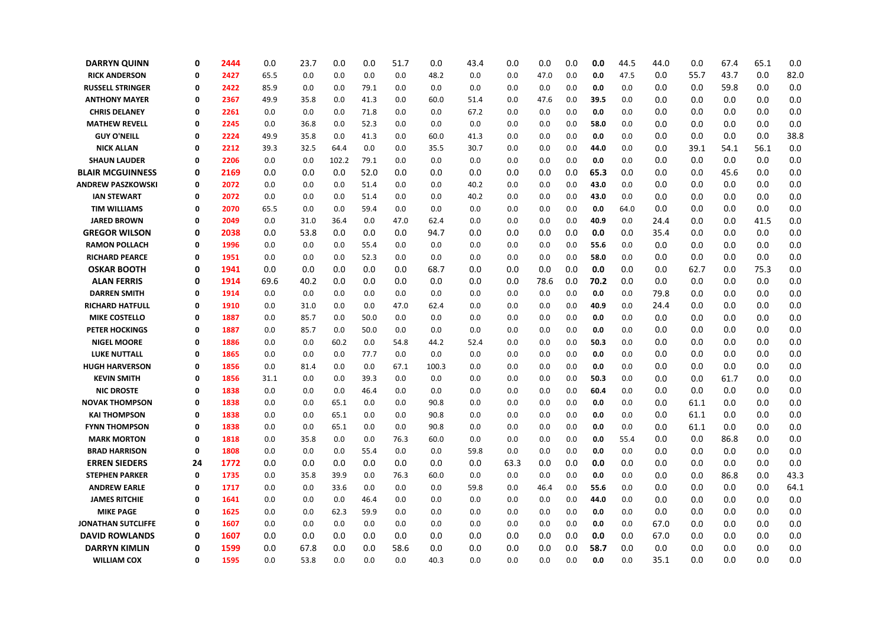| | | | | | | | | | | | | | | | | | | | | | |
|---|---|---|---|---|---|---|---|---|---|---|---|---|---|---|---|---|---|---|---|---|---|
| **DARRYN QUINN** | **0** | **2444** | 0.0 | 23.7 | 0.0 | 0.0 | 51.7 | 0.0 | 43.4 | 0.0 | 0.0 | 0.0 | **0.0** | 44.5 | 44.0 | 0.0 | 67.4 | 65.1 | 0.0 |
| **RICK ANDERSON** | **0** | **2427** | 65.5 | 0.0 | 0.0 | 0.0 | 0.0 | 48.2 | 0.0 | 0.0 | 47.0 | 0.0 | **0.0** | 47.5 | 0.0 | 55.7 | 43.7 | 0.0 | 82.0 |
| **RUSSELL STRINGER** | **0** | **2422** | 85.9 | 0.0 | 0.0 | 79.1 | 0.0 | 0.0 | 0.0 | 0.0 | 0.0 | 0.0 | **0.0** | 0.0 | 0.0 | 0.0 | 59.8 | 0.0 | 0.0 |
| **ANTHONY MAYER** | **0** | **2367** | 49.9 | 35.8 | 0.0 | 41.3 | 0.0 | 60.0 | 51.4 | 0.0 | 47.6 | 0.0 | **39.5** | 0.0 | 0.0 | 0.0 | 0.0 | 0.0 | 0.0 |
| **CHRIS DELANEY** | **0** | **2261** | 0.0 | 0.0 | 0.0 | 71.8 | 0.0 | 0.0 | 67.2 | 0.0 | 0.0 | 0.0 | **0.0** | 0.0 | 0.0 | 0.0 | 0.0 | 0.0 | 0.0 |
| **MATHEW REVELL** | **0** | **2245** | 0.0 | 36.8 | 0.0 | 52.3 | 0.0 | 0.0 | 0.0 | 0.0 | 0.0 | 0.0 | **58.0** | 0.0 | 0.0 | 0.0 | 0.0 | 0.0 | 0.0 |
| **GUY O'NEILL** | **0** | **2224** | 49.9 | 35.8 | 0.0 | 41.3 | 0.0 | 60.0 | 41.3 | 0.0 | 0.0 | 0.0 | **0.0** | 0.0 | 0.0 | 0.0 | 0.0 | 0.0 | 38.8 |
| **NICK ALLAN** | **0** | **2212** | 39.3 | 32.5 | 64.4 | 0.0 | 0.0 | 35.5 | 30.7 | 0.0 | 0.0 | 0.0 | **44.0** | 0.0 | 0.0 | 39.1 | 54.1 | 56.1 | 0.0 |
| **SHAUN LAUDER** | **0** | **2206** | 0.0 | 0.0 | 102.2 | 79.1 | 0.0 | 0.0 | 0.0 | 0.0 | 0.0 | 0.0 | **0.0** | 0.0 | 0.0 | 0.0 | 0.0 | 0.0 | 0.0 |
| **BLAIR MCGUINNESS** | **0** | **2169** | 0.0 | 0.0 | 0.0 | 52.0 | 0.0 | 0.0 | 0.0 | 0.0 | 0.0 | 0.0 | **65.3** | 0.0 | 0.0 | 0.0 | 45.6 | 0.0 | 0.0 |
| **ANDREW PASZKOWSKI** | **0** | **2072** | 0.0 | 0.0 | 0.0 | 51.4 | 0.0 | 0.0 | 40.2 | 0.0 | 0.0 | 0.0 | **43.0** | 0.0 | 0.0 | 0.0 | 0.0 | 0.0 | 0.0 |
| **IAN STEWART** | **0** | **2072** | 0.0 | 0.0 | 0.0 | 51.4 | 0.0 | 0.0 | 40.2 | 0.0 | 0.0 | 0.0 | **43.0** | 0.0 | 0.0 | 0.0 | 0.0 | 0.0 | 0.0 |
| **TIM WILLIAMS** | **0** | **2070** | 65.5 | 0.0 | 0.0 | 59.4 | 0.0 | 0.0 | 0.0 | 0.0 | 0.0 | 0.0 | **0.0** | 64.0 | 0.0 | 0.0 | 0.0 | 0.0 | 0.0 |
| **JARED BROWN** | **0** | **2049** | 0.0 | 31.0 | 36.4 | 0.0 | 47.0 | 62.4 | 0.0 | 0.0 | 0.0 | 0.0 | **40.9** | 0.0 | 24.4 | 0.0 | 0.0 | 41.5 | 0.0 |
| **GREGOR WILSON** | **0** | **2038** | 0.0 | 53.8 | 0.0 | 0.0 | 0.0 | 94.7 | 0.0 | 0.0 | 0.0 | 0.0 | **0.0** | 0.0 | 35.4 | 0.0 | 0.0 | 0.0 | 0.0 |
| **RAMON POLLACH** | **0** | **1996** | 0.0 | 0.0 | 0.0 | 55.4 | 0.0 | 0.0 | 0.0 | 0.0 | 0.0 | 0.0 | **55.6** | 0.0 | 0.0 | 0.0 | 0.0 | 0.0 | 0.0 |
| **RICHARD PEARCE** | **0** | **1951** | 0.0 | 0.0 | 0.0 | 52.3 | 0.0 | 0.0 | 0.0 | 0.0 | 0.0 | 0.0 | **58.0** | 0.0 | 0.0 | 0.0 | 0.0 | 0.0 | 0.0 |
| **OSKAR BOOTH** | **0** | **1941** | 0.0 | 0.0 | 0.0 | 0.0 | 0.0 | 68.7 | 0.0 | 0.0 | 0.0 | 0.0 | **0.0** | 0.0 | 0.0 | 62.7 | 0.0 | 75.3 | 0.0 |
| **ALAN FERRIS** | **0** | **1914** | 69.6 | 40.2 | 0.0 | 0.0 | 0.0 | 0.0 | 0.0 | 0.0 | 78.6 | 0.0 | **70.2** | 0.0 | 0.0 | 0.0 | 0.0 | 0.0 | 0.0 |
| **DARREN SMITH** | **0** | **1914** | 0.0 | 0.0 | 0.0 | 0.0 | 0.0 | 0.0 | 0.0 | 0.0 | 0.0 | 0.0 | **0.0** | 0.0 | 79.8 | 0.0 | 0.0 | 0.0 | 0.0 |
| **RICHARD HATFULL** | **0** | **1910** | 0.0 | 31.0 | 0.0 | 0.0 | 47.0 | 62.4 | 0.0 | 0.0 | 0.0 | 0.0 | **40.9** | 0.0 | 24.4 | 0.0 | 0.0 | 0.0 | 0.0 |
| **MIKE COSTELLO** | **0** | **1887** | 0.0 | 85.7 | 0.0 | 50.0 | 0.0 | 0.0 | 0.0 | 0.0 | 0.0 | 0.0 | **0.0** | 0.0 | 0.0 | 0.0 | 0.0 | 0.0 | 0.0 |
| **PETER HOCKINGS** | **0** | **1887** | 0.0 | 85.7 | 0.0 | 50.0 | 0.0 | 0.0 | 0.0 | 0.0 | 0.0 | 0.0 | **0.0** | 0.0 | 0.0 | 0.0 | 0.0 | 0.0 | 0.0 |
| **NIGEL MOORE** | **0** | **1886** | 0.0 | 0.0 | 60.2 | 0.0 | 54.8 | 44.2 | 52.4 | 0.0 | 0.0 | 0.0 | **50.3** | 0.0 | 0.0 | 0.0 | 0.0 | 0.0 | 0.0 |
| **LUKE NUTTALL** | **0** | **1865** | 0.0 | 0.0 | 0.0 | 77.7 | 0.0 | 0.0 | 0.0 | 0.0 | 0.0 | 0.0 | **0.0** | 0.0 | 0.0 | 0.0 | 0.0 | 0.0 | 0.0 |
| **HUGH HARVERSON** | **0** | **1856** | 0.0 | 81.4 | 0.0 | 0.0 | 67.1 | 100.3 | 0.0 | 0.0 | 0.0 | 0.0 | **0.0** | 0.0 | 0.0 | 0.0 | 0.0 | 0.0 | 0.0 |
| **KEVIN SMITH** | **0** | **1856** | 31.1 | 0.0 | 0.0 | 39.3 | 0.0 | 0.0 | 0.0 | 0.0 | 0.0 | 0.0 | **50.3** | 0.0 | 0.0 | 0.0 | 61.7 | 0.0 | 0.0 |
| **NIC DROSTE** | **0** | **1838** | 0.0 | 0.0 | 0.0 | 46.4 | 0.0 | 0.0 | 0.0 | 0.0 | 0.0 | 0.0 | **60.4** | 0.0 | 0.0 | 0.0 | 0.0 | 0.0 | 0.0 |
| **NOVAK THOMPSON** | **0** | **1838** | 0.0 | 0.0 | 65.1 | 0.0 | 0.0 | 90.8 | 0.0 | 0.0 | 0.0 | 0.0 | **0.0** | 0.0 | 0.0 | 61.1 | 0.0 | 0.0 | 0.0 |
| **KAI THOMPSON** | **0** | **1838** | 0.0 | 0.0 | 65.1 | 0.0 | 0.0 | 90.8 | 0.0 | 0.0 | 0.0 | 0.0 | **0.0** | 0.0 | 0.0 | 61.1 | 0.0 | 0.0 | 0.0 |
| **FYNN THOMPSON** | **0** | **1838** | 0.0 | 0.0 | 65.1 | 0.0 | 0.0 | 90.8 | 0.0 | 0.0 | 0.0 | 0.0 | **0.0** | 0.0 | 0.0 | 61.1 | 0.0 | 0.0 | 0.0 |
| **MARK MORTON** | **0** | **1818** | 0.0 | 35.8 | 0.0 | 0.0 | 76.3 | 60.0 | 0.0 | 0.0 | 0.0 | 0.0 | **0.0** | 55.4 | 0.0 | 0.0 | 86.8 | 0.0 | 0.0 |
| **BRAD HARRISON** | **0** | **1808** | 0.0 | 0.0 | 0.0 | 55.4 | 0.0 | 0.0 | 59.8 | 0.0 | 0.0 | 0.0 | **0.0** | 0.0 | 0.0 | 0.0 | 0.0 | 0.0 | 0.0 |
| **ERREN SIEDERS** | **24** | **1772** | 0.0 | 0.0 | 0.0 | 0.0 | 0.0 | 0.0 | 0.0 | 63.3 | 0.0 | 0.0 | **0.0** | 0.0 | 0.0 | 0.0 | 0.0 | 0.0 | 0.0 |
| **STEPHEN PARKER** | **0** | **1735** | 0.0 | 35.8 | 39.9 | 0.0 | 76.3 | 60.0 | 0.0 | 0.0 | 0.0 | 0.0 | **0.0** | 0.0 | 0.0 | 0.0 | 86.8 | 0.0 | 43.3 |
| **ANDREW EARLE** | **0** | **1717** | 0.0 | 0.0 | 33.6 | 0.0 | 0.0 | 0.0 | 59.8 | 0.0 | 46.4 | 0.0 | **55.6** | 0.0 | 0.0 | 0.0 | 0.0 | 0.0 | 64.1 |
| **JAMES RITCHIE** | **0** | **1641** | 0.0 | 0.0 | 0.0 | 46.4 | 0.0 | 0.0 | 0.0 | 0.0 | 0.0 | 0.0 | **44.0** | 0.0 | 0.0 | 0.0 | 0.0 | 0.0 | 0.0 |
| **MIKE PAGE** | **0** | **1625** | 0.0 | 0.0 | 62.3 | 59.9 | 0.0 | 0.0 | 0.0 | 0.0 | 0.0 | 0.0 | **0.0** | 0.0 | 0.0 | 0.0 | 0.0 | 0.0 | 0.0 |
| **JONATHAN SUTCLIFFE** | **0** | **1607** | 0.0 | 0.0 | 0.0 | 0.0 | 0.0 | 0.0 | 0.0 | 0.0 | 0.0 | 0.0 | **0.0** | 0.0 | 67.0 | 0.0 | 0.0 | 0.0 | 0.0 |
| **DAVID ROWLANDS** | **0** | **1607** | 0.0 | 0.0 | 0.0 | 0.0 | 0.0 | 0.0 | 0.0 | 0.0 | 0.0 | 0.0 | **0.0** | 0.0 | 67.0 | 0.0 | 0.0 | 0.0 | 0.0 |
| **DARRYN KIMLIN** | **0** | **1599** | 0.0 | 67.8 | 0.0 | 0.0 | 58.6 | 0.0 | 0.0 | 0.0 | 0.0 | 0.0 | **58.7** | 0.0 | 0.0 | 0.0 | 0.0 | 0.0 | 0.0 |
| **WILLIAM COX** | **0** | **1595** | 0.0 | 53.8 | 0.0 | 0.0 | 0.0 | 40.3 | 0.0 | 0.0 | 0.0 | 0.0 | **0.0** | 0.0 | 35.1 | 0.0 | 0.0 | 0.0 | 0.0 |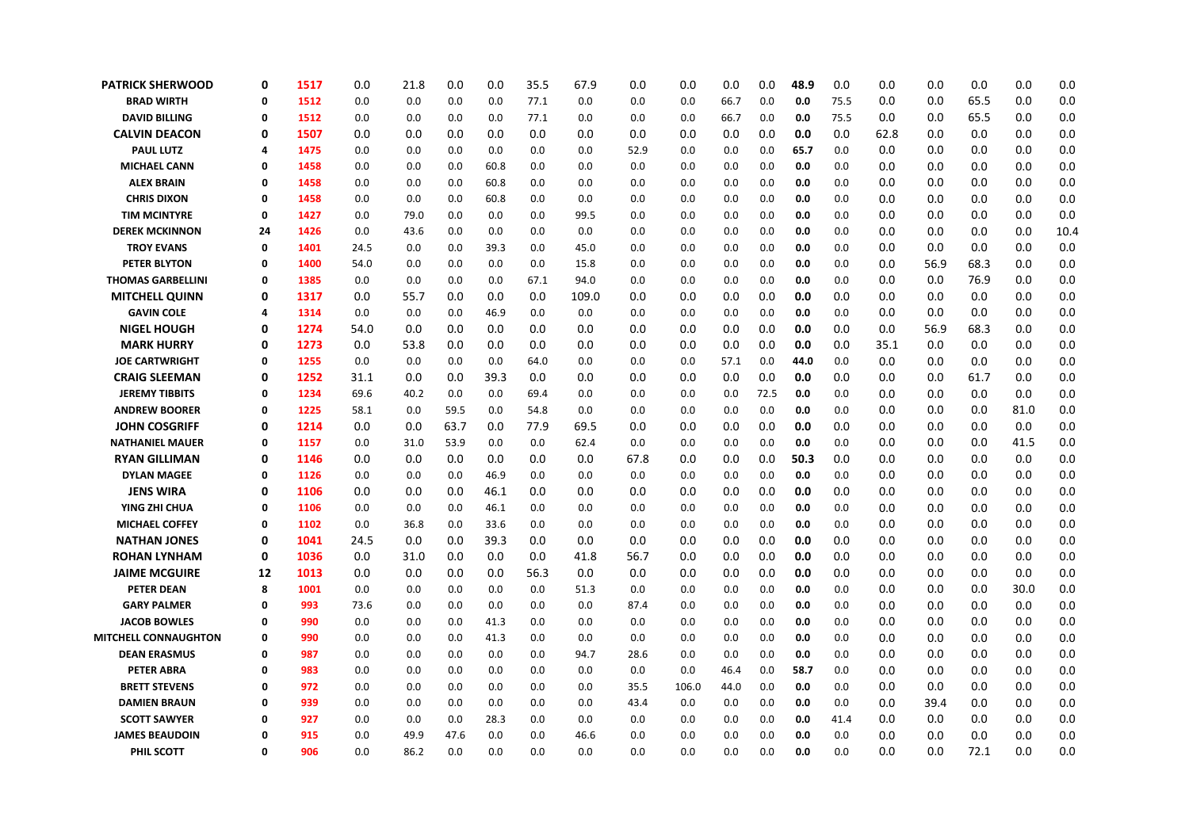| | | | | | | | | | | | | | | | | | | | | |
|---|---|---|---|---|---|---|---|---|---|---|---|---|---|---|---|---|---|---|---|---|
| **PATRICK SHERWOOD** | **0** | **1517** | 0.0 | 21.8 | 0.0 | 0.0 | 35.5 | 67.9 | 0.0 | 0.0 | 0.0 | 0.0 | **48.9** | 0.0 | 0.0 | 0.0 | 0.0 | 0.0 | 0.0 |
| **BRAD WIRTH** | **0** | **1512** | 0.0 | 0.0 | 0.0 | 0.0 | 77.1 | 0.0 | 0.0 | 0.0 | 66.7 | 0.0 | **0.0** | 75.5 | 0.0 | 0.0 | 65.5 | 0.0 | 0.0 |
| **DAVID BILLING** | **0** | **1512** | 0.0 | 0.0 | 0.0 | 0.0 | 77.1 | 0.0 | 0.0 | 0.0 | 66.7 | 0.0 | **0.0** | 75.5 | 0.0 | 0.0 | 65.5 | 0.0 | 0.0 |
| **CALVIN DEACON** | **0** | **1507** | 0.0 | 0.0 | 0.0 | 0.0 | 0.0 | 0.0 | 0.0 | 0.0 | 0.0 | 0.0 | **0.0** | 0.0 | 62.8 | 0.0 | 0.0 | 0.0 | 0.0 |
| **PAUL LUTZ** | **4** | **1475** | 0.0 | 0.0 | 0.0 | 0.0 | 0.0 | 0.0 | 52.9 | 0.0 | 0.0 | 0.0 | **65.7** | 0.0 | 0.0 | 0.0 | 0.0 | 0.0 | 0.0 |
| **MICHAEL CANN** | **0** | **1458** | 0.0 | 0.0 | 0.0 | 60.8 | 0.0 | 0.0 | 0.0 | 0.0 | 0.0 | 0.0 | **0.0** | 0.0 | 0.0 | 0.0 | 0.0 | 0.0 | 0.0 |
| **ALEX BRAIN** | **0** | **1458** | 0.0 | 0.0 | 0.0 | 60.8 | 0.0 | 0.0 | 0.0 | 0.0 | 0.0 | 0.0 | **0.0** | 0.0 | 0.0 | 0.0 | 0.0 | 0.0 | 0.0 |
| **CHRIS DIXON** | **0** | **1458** | 0.0 | 0.0 | 0.0 | 60.8 | 0.0 | 0.0 | 0.0 | 0.0 | 0.0 | 0.0 | **0.0** | 0.0 | 0.0 | 0.0 | 0.0 | 0.0 | 0.0 |
| **TIM MCINTYRE** | **0** | **1427** | 0.0 | 79.0 | 0.0 | 0.0 | 0.0 | 99.5 | 0.0 | 0.0 | 0.0 | 0.0 | **0.0** | 0.0 | 0.0 | 0.0 | 0.0 | 0.0 | 0.0 |
| **DEREK MCKINNON** | **24** | **1426** | 0.0 | 43.6 | 0.0 | 0.0 | 0.0 | 0.0 | 0.0 | 0.0 | 0.0 | 0.0 | **0.0** | 0.0 | 0.0 | 0.0 | 0.0 | 0.0 | 10.4 |
| **TROY EVANS** | **0** | **1401** | 24.5 | 0.0 | 0.0 | 39.3 | 0.0 | 45.0 | 0.0 | 0.0 | 0.0 | 0.0 | **0.0** | 0.0 | 0.0 | 0.0 | 0.0 | 0.0 | 0.0 |
| **PETER BLYTON** | **0** | **1400** | 54.0 | 0.0 | 0.0 | 0.0 | 0.0 | 15.8 | 0.0 | 0.0 | 0.0 | 0.0 | **0.0** | 0.0 | 0.0 | 56.9 | 68.3 | 0.0 | 0.0 |
| **THOMAS GARBELLINI** | **0** | **1385** | 0.0 | 0.0 | 0.0 | 0.0 | 67.1 | 94.0 | 0.0 | 0.0 | 0.0 | 0.0 | **0.0** | 0.0 | 0.0 | 0.0 | 76.9 | 0.0 | 0.0 |
| **MITCHELL QUINN** | **0** | **1317** | 0.0 | 55.7 | 0.0 | 0.0 | 0.0 | 109.0 | 0.0 | 0.0 | 0.0 | 0.0 | **0.0** | 0.0 | 0.0 | 0.0 | 0.0 | 0.0 | 0.0 |
| **GAVIN COLE** | **4** | **1314** | 0.0 | 0.0 | 0.0 | 46.9 | 0.0 | 0.0 | 0.0 | 0.0 | 0.0 | 0.0 | **0.0** | 0.0 | 0.0 | 0.0 | 0.0 | 0.0 | 0.0 |
| **NIGEL HOUGH** | **0** | **1274** | 54.0 | 0.0 | 0.0 | 0.0 | 0.0 | 0.0 | 0.0 | 0.0 | 0.0 | 0.0 | **0.0** | 0.0 | 0.0 | 56.9 | 68.3 | 0.0 | 0.0 |
| **MARK HURRY** | **0** | **1273** | 0.0 | 53.8 | 0.0 | 0.0 | 0.0 | 0.0 | 0.0 | 0.0 | 0.0 | 0.0 | **0.0** | 0.0 | 35.1 | 0.0 | 0.0 | 0.0 | 0.0 |
| **JOE CARTWRIGHT** | **0** | **1255** | 0.0 | 0.0 | 0.0 | 0.0 | 64.0 | 0.0 | 0.0 | 0.0 | 57.1 | 0.0 | **44.0** | 0.0 | 0.0 | 0.0 | 0.0 | 0.0 | 0.0 |
| **CRAIG SLEEMAN** | **0** | **1252** | 31.1 | 0.0 | 0.0 | 39.3 | 0.0 | 0.0 | 0.0 | 0.0 | 0.0 | 0.0 | **0.0** | 0.0 | 0.0 | 0.0 | 61.7 | 0.0 | 0.0 |
| **JEREMY TIBBITS** | **0** | **1234** | 69.6 | 40.2 | 0.0 | 0.0 | 69.4 | 0.0 | 0.0 | 0.0 | 0.0 | 72.5 | **0.0** | 0.0 | 0.0 | 0.0 | 0.0 | 0.0 | 0.0 |
| **ANDREW BOORER** | **0** | **1225** | 58.1 | 0.0 | 59.5 | 0.0 | 54.8 | 0.0 | 0.0 | 0.0 | 0.0 | 0.0 | **0.0** | 0.0 | 0.0 | 0.0 | 0.0 | 81.0 | 0.0 |
| **JOHN COSGRIFF** | **0** | **1214** | 0.0 | 0.0 | 63.7 | 0.0 | 77.9 | 69.5 | 0.0 | 0.0 | 0.0 | 0.0 | **0.0** | 0.0 | 0.0 | 0.0 | 0.0 | 0.0 | 0.0 |
| **NATHANIEL MAUER** | **0** | **1157** | 0.0 | 31.0 | 53.9 | 0.0 | 0.0 | 62.4 | 0.0 | 0.0 | 0.0 | 0.0 | **0.0** | 0.0 | 0.0 | 0.0 | 0.0 | 41.5 | 0.0 |
| **RYAN GILLIMAN** | **0** | **1146** | 0.0 | 0.0 | 0.0 | 0.0 | 0.0 | 0.0 | 67.8 | 0.0 | 0.0 | 0.0 | **50.3** | 0.0 | 0.0 | 0.0 | 0.0 | 0.0 | 0.0 |
| **DYLAN MAGEE** | **0** | **1126** | 0.0 | 0.0 | 0.0 | 46.9 | 0.0 | 0.0 | 0.0 | 0.0 | 0.0 | 0.0 | **0.0** | 0.0 | 0.0 | 0.0 | 0.0 | 0.0 | 0.0 |
| **JENS WIRA** | **0** | **1106** | 0.0 | 0.0 | 0.0 | 46.1 | 0.0 | 0.0 | 0.0 | 0.0 | 0.0 | 0.0 | **0.0** | 0.0 | 0.0 | 0.0 | 0.0 | 0.0 | 0.0 |
| **YING ZHI CHUA** | **0** | **1106** | 0.0 | 0.0 | 0.0 | 46.1 | 0.0 | 0.0 | 0.0 | 0.0 | 0.0 | 0.0 | **0.0** | 0.0 | 0.0 | 0.0 | 0.0 | 0.0 | 0.0 |
| **MICHAEL COFFEY** | **0** | **1102** | 0.0 | 36.8 | 0.0 | 33.6 | 0.0 | 0.0 | 0.0 | 0.0 | 0.0 | 0.0 | **0.0** | 0.0 | 0.0 | 0.0 | 0.0 | 0.0 | 0.0 |
| **NATHAN JONES** | **0** | **1041** | 24.5 | 0.0 | 0.0 | 39.3 | 0.0 | 0.0 | 0.0 | 0.0 | 0.0 | 0.0 | **0.0** | 0.0 | 0.0 | 0.0 | 0.0 | 0.0 | 0.0 |
| **ROHAN LYNHAM** | **0** | **1036** | 0.0 | 31.0 | 0.0 | 0.0 | 0.0 | 41.8 | 56.7 | 0.0 | 0.0 | 0.0 | **0.0** | 0.0 | 0.0 | 0.0 | 0.0 | 0.0 | 0.0 |
| **JAIME MCGUIRE** | **12** | **1013** | 0.0 | 0.0 | 0.0 | 0.0 | 56.3 | 0.0 | 0.0 | 0.0 | 0.0 | 0.0 | **0.0** | 0.0 | 0.0 | 0.0 | 0.0 | 0.0 | 0.0 |
| **PETER DEAN** | **8** | **1001** | 0.0 | 0.0 | 0.0 | 0.0 | 0.0 | 51.3 | 0.0 | 0.0 | 0.0 | 0.0 | **0.0** | 0.0 | 0.0 | 0.0 | 0.0 | 30.0 | 0.0 |
| **GARY PALMER** | **0** | **993** | 73.6 | 0.0 | 0.0 | 0.0 | 0.0 | 0.0 | 87.4 | 0.0 | 0.0 | 0.0 | **0.0** | 0.0 | 0.0 | 0.0 | 0.0 | 0.0 | 0.0 |
| **JACOB BOWLES** | **0** | **990** | 0.0 | 0.0 | 0.0 | 41.3 | 0.0 | 0.0 | 0.0 | 0.0 | 0.0 | 0.0 | **0.0** | 0.0 | 0.0 | 0.0 | 0.0 | 0.0 | 0.0 |
| **MITCHELL CONNAUGHTON** | **0** | **990** | 0.0 | 0.0 | 0.0 | 41.3 | 0.0 | 0.0 | 0.0 | 0.0 | 0.0 | 0.0 | **0.0** | 0.0 | 0.0 | 0.0 | 0.0 | 0.0 | 0.0 |
| **DEAN ERASMUS** | **0** | **987** | 0.0 | 0.0 | 0.0 | 0.0 | 0.0 | 94.7 | 28.6 | 0.0 | 0.0 | 0.0 | **0.0** | 0.0 | 0.0 | 0.0 | 0.0 | 0.0 | 0.0 |
| **PETER ABRA** | **0** | **983** | 0.0 | 0.0 | 0.0 | 0.0 | 0.0 | 0.0 | 0.0 | 0.0 | 46.4 | 0.0 | **58.7** | 0.0 | 0.0 | 0.0 | 0.0 | 0.0 | 0.0 |
| **BRETT STEVENS** | **0** | **972** | 0.0 | 0.0 | 0.0 | 0.0 | 0.0 | 0.0 | 35.5 | 106.0 | 44.0 | 0.0 | **0.0** | 0.0 | 0.0 | 0.0 | 0.0 | 0.0 | 0.0 |
| **DAMIEN BRAUN** | **0** | **939** | 0.0 | 0.0 | 0.0 | 0.0 | 0.0 | 0.0 | 43.4 | 0.0 | 0.0 | 0.0 | **0.0** | 0.0 | 0.0 | 39.4 | 0.0 | 0.0 | 0.0 |
| **SCOTT SAWYER** | **0** | **927** | 0.0 | 0.0 | 0.0 | 28.3 | 0.0 | 0.0 | 0.0 | 0.0 | 0.0 | 0.0 | **0.0** | 41.4 | 0.0 | 0.0 | 0.0 | 0.0 | 0.0 |
| **JAMES BEAUDOIN** | **0** | **915** | 0.0 | 49.9 | 47.6 | 0.0 | 0.0 | 46.6 | 0.0 | 0.0 | 0.0 | 0.0 | **0.0** | 0.0 | 0.0 | 0.0 | 0.0 | 0.0 | 0.0 |
| **PHIL SCOTT** | **0** | **906** | 0.0 | 86.2 | 0.0 | 0.0 | 0.0 | 0.0 | 0.0 | 0.0 | 0.0 | 0.0 | **0.0** | 0.0 | 0.0 | 0.0 | 72.1 | 0.0 | 0.0 |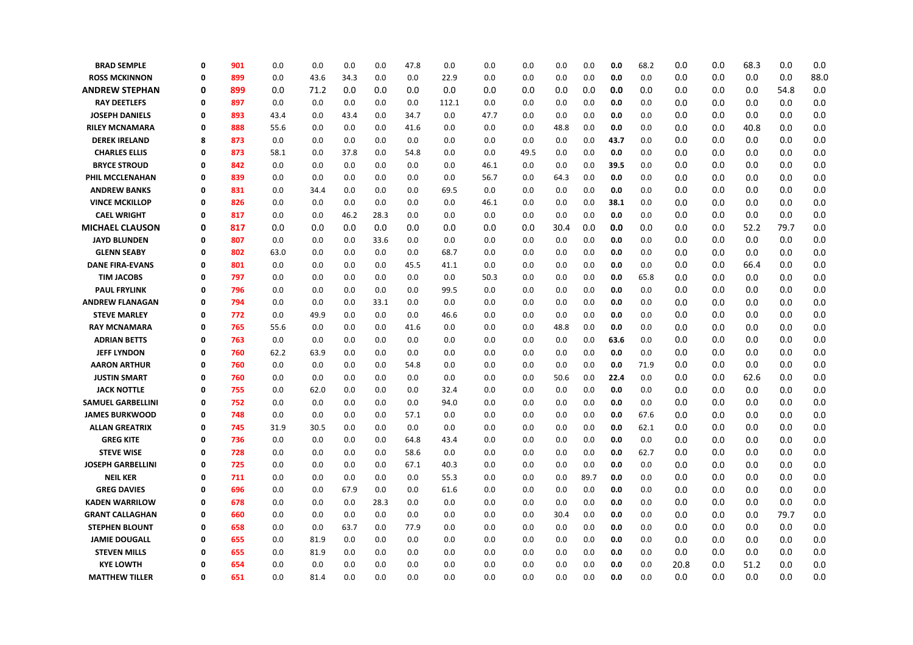| | | | | | | | | | | | | | | | | | | | | |
|---|---|---|---|---|---|---|---|---|---|---|---|---|---|---|---|---|---|---|---|---|
| **BRAD SEMPLE** | **0** | **901** | 0.0 | 0.0 | 0.0 | 0.0 | 47.8 | 0.0 | 0.0 | 0.0 | 0.0 | 0.0 | **0.0** | 68.2 | 0.0 | 0.0 | 68.3 | 0.0 | 0.0 |
| **ROSS MCKINNON** | **0** | **899** | 0.0 | 43.6 | 34.3 | 0.0 | 0.0 | 22.9 | 0.0 | 0.0 | 0.0 | 0.0 | **0.0** | 0.0 | 0.0 | 0.0 | 0.0 | 0.0 | 88.0 |
| **ANDREW STEPHAN** | **0** | **899** | 0.0 | 71.2 | 0.0 | 0.0 | 0.0 | 0.0 | 0.0 | 0.0 | 0.0 | 0.0 | **0.0** | 0.0 | 0.0 | 0.0 | 0.0 | 54.8 | 0.0 |
| **RAY DEETLEFS** | **0** | **897** | 0.0 | 0.0 | 0.0 | 0.0 | 0.0 | 112.1 | 0.0 | 0.0 | 0.0 | 0.0 | **0.0** | 0.0 | 0.0 | 0.0 | 0.0 | 0.0 | 0.0 |
| **JOSEPH DANIELS** | **0** | **893** | 43.4 | 0.0 | 43.4 | 0.0 | 34.7 | 0.0 | 47.7 | 0.0 | 0.0 | 0.0 | **0.0** | 0.0 | 0.0 | 0.0 | 0.0 | 0.0 | 0.0 |
| **RILEY MCNAMARA** | **0** | **888** | 55.6 | 0.0 | 0.0 | 0.0 | 41.6 | 0.0 | 0.0 | 0.0 | 48.8 | 0.0 | **0.0** | 0.0 | 0.0 | 0.0 | 40.8 | 0.0 | 0.0 |
| **DEREK IRELAND** | **8** | **873** | 0.0 | 0.0 | 0.0 | 0.0 | 0.0 | 0.0 | 0.0 | 0.0 | 0.0 | 0.0 | **43.7** | 0.0 | 0.0 | 0.0 | 0.0 | 0.0 | 0.0 |
| **CHARLES ELLIS** | **0** | **873** | 58.1 | 0.0 | 37.8 | 0.0 | 54.8 | 0.0 | 0.0 | 49.5 | 0.0 | 0.0 | **0.0** | 0.0 | 0.0 | 0.0 | 0.0 | 0.0 | 0.0 |
| **BRYCE STROUD** | **0** | **842** | 0.0 | 0.0 | 0.0 | 0.0 | 0.0 | 0.0 | 46.1 | 0.0 | 0.0 | 0.0 | **39.5** | 0.0 | 0.0 | 0.0 | 0.0 | 0.0 | 0.0 |
| **PHIL MCCLENAHAN** | **0** | **839** | 0.0 | 0.0 | 0.0 | 0.0 | 0.0 | 0.0 | 56.7 | 0.0 | 64.3 | 0.0 | **0.0** | 0.0 | 0.0 | 0.0 | 0.0 | 0.0 | 0.0 |
| **ANDREW BANKS** | **0** | **831** | 0.0 | 34.4 | 0.0 | 0.0 | 0.0 | 69.5 | 0.0 | 0.0 | 0.0 | 0.0 | **0.0** | 0.0 | 0.0 | 0.0 | 0.0 | 0.0 | 0.0 |
| **VINCE MCKILLOP** | **0** | **826** | 0.0 | 0.0 | 0.0 | 0.0 | 0.0 | 0.0 | 46.1 | 0.0 | 0.0 | 0.0 | **38.1** | 0.0 | 0.0 | 0.0 | 0.0 | 0.0 | 0.0 |
| **CAEL WRIGHT** | **0** | **817** | 0.0 | 0.0 | 46.2 | 28.3 | 0.0 | 0.0 | 0.0 | 0.0 | 0.0 | 0.0 | **0.0** | 0.0 | 0.0 | 0.0 | 0.0 | 0.0 | 0.0 |
| **MICHAEL CLAUSON** | **0** | **817** | 0.0 | 0.0 | 0.0 | 0.0 | 0.0 | 0.0 | 0.0 | 0.0 | 30.4 | 0.0 | **0.0** | 0.0 | 0.0 | 0.0 | 52.2 | 79.7 | 0.0 |
| **JAYD BLUNDEN** | **0** | **807** | 0.0 | 0.0 | 0.0 | 33.6 | 0.0 | 0.0 | 0.0 | 0.0 | 0.0 | 0.0 | **0.0** | 0.0 | 0.0 | 0.0 | 0.0 | 0.0 | 0.0 |
| **GLENN SEABY** | **0** | **802** | 63.0 | 0.0 | 0.0 | 0.0 | 0.0 | 68.7 | 0.0 | 0.0 | 0.0 | 0.0 | **0.0** | 0.0 | 0.0 | 0.0 | 0.0 | 0.0 | 0.0 |
| **DANE FIRA-EVANS** | **0** | **801** | 0.0 | 0.0 | 0.0 | 0.0 | 45.5 | 41.1 | 0.0 | 0.0 | 0.0 | 0.0 | **0.0** | 0.0 | 0.0 | 0.0 | 66.4 | 0.0 | 0.0 |
| **TIM JACOBS** | **0** | **797** | 0.0 | 0.0 | 0.0 | 0.0 | 0.0 | 0.0 | 50.3 | 0.0 | 0.0 | 0.0 | **0.0** | 65.8 | 0.0 | 0.0 | 0.0 | 0.0 | 0.0 |
| **PAUL FRYLINK** | **0** | **796** | 0.0 | 0.0 | 0.0 | 0.0 | 0.0 | 99.5 | 0.0 | 0.0 | 0.0 | 0.0 | **0.0** | 0.0 | 0.0 | 0.0 | 0.0 | 0.0 | 0.0 |
| **ANDREW FLANAGAN** | **0** | **794** | 0.0 | 0.0 | 0.0 | 33.1 | 0.0 | 0.0 | 0.0 | 0.0 | 0.0 | 0.0 | **0.0** | 0.0 | 0.0 | 0.0 | 0.0 | 0.0 | 0.0 |
| **STEVE MARLEY** | **0** | **772** | 0.0 | 49.9 | 0.0 | 0.0 | 0.0 | 46.6 | 0.0 | 0.0 | 0.0 | 0.0 | **0.0** | 0.0 | 0.0 | 0.0 | 0.0 | 0.0 | 0.0 |
| **RAY MCNAMARA** | **0** | **765** | 55.6 | 0.0 | 0.0 | 0.0 | 41.6 | 0.0 | 0.0 | 0.0 | 48.8 | 0.0 | **0.0** | 0.0 | 0.0 | 0.0 | 0.0 | 0.0 | 0.0 |
| **ADRIAN BETTS** | **0** | **763** | 0.0 | 0.0 | 0.0 | 0.0 | 0.0 | 0.0 | 0.0 | 0.0 | 0.0 | 0.0 | **63.6** | 0.0 | 0.0 | 0.0 | 0.0 | 0.0 | 0.0 |
| **JEFF LYNDON** | **0** | **760** | 62.2 | 63.9 | 0.0 | 0.0 | 0.0 | 0.0 | 0.0 | 0.0 | 0.0 | 0.0 | **0.0** | 0.0 | 0.0 | 0.0 | 0.0 | 0.0 | 0.0 |
| **AARON ARTHUR** | **0** | **760** | 0.0 | 0.0 | 0.0 | 0.0 | 54.8 | 0.0 | 0.0 | 0.0 | 0.0 | 0.0 | **0.0** | 71.9 | 0.0 | 0.0 | 0.0 | 0.0 | 0.0 |
| **JUSTIN SMART** | **0** | **760** | 0.0 | 0.0 | 0.0 | 0.0 | 0.0 | 0.0 | 0.0 | 0.0 | 50.6 | 0.0 | **22.4** | 0.0 | 0.0 | 0.0 | 62.6 | 0.0 | 0.0 |
| **JACK NOTTLE** | **0** | **755** | 0.0 | 62.0 | 0.0 | 0.0 | 0.0 | 32.4 | 0.0 | 0.0 | 0.0 | 0.0 | **0.0** | 0.0 | 0.0 | 0.0 | 0.0 | 0.0 | 0.0 |
| **SAMUEL GARBELLINI** | **0** | **752** | 0.0 | 0.0 | 0.0 | 0.0 | 0.0 | 94.0 | 0.0 | 0.0 | 0.0 | 0.0 | **0.0** | 0.0 | 0.0 | 0.0 | 0.0 | 0.0 | 0.0 |
| **JAMES BURKWOOD** | **0** | **748** | 0.0 | 0.0 | 0.0 | 0.0 | 57.1 | 0.0 | 0.0 | 0.0 | 0.0 | 0.0 | **0.0** | 67.6 | 0.0 | 0.0 | 0.0 | 0.0 | 0.0 |
| **ALLAN GREATRIX** | **0** | **745** | 31.9 | 30.5 | 0.0 | 0.0 | 0.0 | 0.0 | 0.0 | 0.0 | 0.0 | 0.0 | **0.0** | 62.1 | 0.0 | 0.0 | 0.0 | 0.0 | 0.0 |
| **GREG KITE** | **0** | **736** | 0.0 | 0.0 | 0.0 | 0.0 | 64.8 | 43.4 | 0.0 | 0.0 | 0.0 | 0.0 | **0.0** | 0.0 | 0.0 | 0.0 | 0.0 | 0.0 | 0.0 |
| **STEVE WISE** | **0** | **728** | 0.0 | 0.0 | 0.0 | 0.0 | 58.6 | 0.0 | 0.0 | 0.0 | 0.0 | 0.0 | **0.0** | 62.7 | 0.0 | 0.0 | 0.0 | 0.0 | 0.0 |
| **JOSEPH GARBELLINI** | **0** | **725** | 0.0 | 0.0 | 0.0 | 0.0 | 67.1 | 40.3 | 0.0 | 0.0 | 0.0 | 0.0 | **0.0** | 0.0 | 0.0 | 0.0 | 0.0 | 0.0 | 0.0 |
| **NEIL KER** | **0** | **711** | 0.0 | 0.0 | 0.0 | 0.0 | 0.0 | 55.3 | 0.0 | 0.0 | 0.0 | 89.7 | **0.0** | 0.0 | 0.0 | 0.0 | 0.0 | 0.0 | 0.0 |
| **GREG DAVIES** | **0** | **696** | 0.0 | 0.0 | 67.9 | 0.0 | 0.0 | 61.6 | 0.0 | 0.0 | 0.0 | 0.0 | **0.0** | 0.0 | 0.0 | 0.0 | 0.0 | 0.0 | 0.0 |
| **KADEN WARRILOW** | **0** | **678** | 0.0 | 0.0 | 0.0 | 28.3 | 0.0 | 0.0 | 0.0 | 0.0 | 0.0 | 0.0 | **0.0** | 0.0 | 0.0 | 0.0 | 0.0 | 0.0 | 0.0 |
| **GRANT CALLAGHAN** | **0** | **660** | 0.0 | 0.0 | 0.0 | 0.0 | 0.0 | 0.0 | 0.0 | 0.0 | 30.4 | 0.0 | **0.0** | 0.0 | 0.0 | 0.0 | 0.0 | 79.7 | 0.0 |
| **STEPHEN BLOUNT** | **0** | **658** | 0.0 | 0.0 | 63.7 | 0.0 | 77.9 | 0.0 | 0.0 | 0.0 | 0.0 | 0.0 | **0.0** | 0.0 | 0.0 | 0.0 | 0.0 | 0.0 | 0.0 |
| **JAMIE DOUGALL** | **0** | **655** | 0.0 | 81.9 | 0.0 | 0.0 | 0.0 | 0.0 | 0.0 | 0.0 | 0.0 | 0.0 | **0.0** | 0.0 | 0.0 | 0.0 | 0.0 | 0.0 | 0.0 |
| **STEVEN MILLS** | **0** | **655** | 0.0 | 81.9 | 0.0 | 0.0 | 0.0 | 0.0 | 0.0 | 0.0 | 0.0 | 0.0 | **0.0** | 0.0 | 0.0 | 0.0 | 0.0 | 0.0 | 0.0 |
| **KYE LOWTH** | **0** | **654** | 0.0 | 0.0 | 0.0 | 0.0 | 0.0 | 0.0 | 0.0 | 0.0 | 0.0 | 0.0 | **0.0** | 0.0 | 20.8 | 0.0 | 51.2 | 0.0 | 0.0 |
| **MATTHEW TILLER** | **0** | **651** | 0.0 | 81.4 | 0.0 | 0.0 | 0.0 | 0.0 | 0.0 | 0.0 | 0.0 | 0.0 | **0.0** | 0.0 | 0.0 | 0.0 | 0.0 | 0.0 | 0.0 |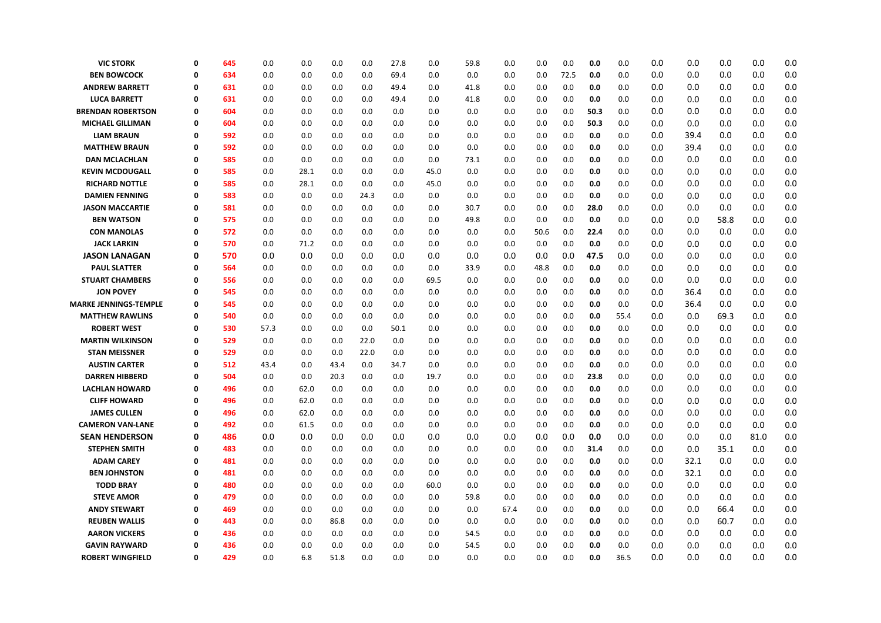| | | | | | | | | | | | | | | | | | | | | |
|---|---|---|---|---|---|---|---|---|---|---|---|---|---|---|---|---|---|---|---|---|
| **VIC STORK** | **0** | **645** | 0.0 | 0.0 | 0.0 | 0.0 | 27.8 | 0.0 | 59.8 | 0.0 | 0.0 | 0.0 | **0.0** | 0.0 | 0.0 | 0.0 | 0.0 | 0.0 | 0.0 |
| **BEN BOWCOCK** | **0** | **634** | 0.0 | 0.0 | 0.0 | 0.0 | 69.4 | 0.0 | 0.0 | 0.0 | 0.0 | 72.5 | **0.0** | 0.0 | 0.0 | 0.0 | 0.0 | 0.0 | 0.0 |
| **ANDREW BARRETT** | **0** | **631** | 0.0 | 0.0 | 0.0 | 0.0 | 49.4 | 0.0 | 41.8 | 0.0 | 0.0 | 0.0 | **0.0** | 0.0 | 0.0 | 0.0 | 0.0 | 0.0 | 0.0 |
| **LUCA BARRETT** | **0** | **631** | 0.0 | 0.0 | 0.0 | 0.0 | 49.4 | 0.0 | 41.8 | 0.0 | 0.0 | 0.0 | **0.0** | 0.0 | 0.0 | 0.0 | 0.0 | 0.0 | 0.0 |
| **BRENDAN ROBERTSON** | **0** | **604** | 0.0 | 0.0 | 0.0 | 0.0 | 0.0 | 0.0 | 0.0 | 0.0 | 0.0 | 0.0 | **50.3** | 0.0 | 0.0 | 0.0 | 0.0 | 0.0 | 0.0 |
| **MICHAEL GILLIMAN** | **0** | **604** | 0.0 | 0.0 | 0.0 | 0.0 | 0.0 | 0.0 | 0.0 | 0.0 | 0.0 | 0.0 | **50.3** | 0.0 | 0.0 | 0.0 | 0.0 | 0.0 | 0.0 |
| **LIAM BRAUN** | **0** | **592** | 0.0 | 0.0 | 0.0 | 0.0 | 0.0 | 0.0 | 0.0 | 0.0 | 0.0 | 0.0 | **0.0** | 0.0 | 0.0 | 39.4 | 0.0 | 0.0 | 0.0 |
| **MATTHEW BRAUN** | **0** | **592** | 0.0 | 0.0 | 0.0 | 0.0 | 0.0 | 0.0 | 0.0 | 0.0 | 0.0 | 0.0 | **0.0** | 0.0 | 0.0 | 39.4 | 0.0 | 0.0 | 0.0 |
| **DAN MCLACHLAN** | **0** | **585** | 0.0 | 0.0 | 0.0 | 0.0 | 0.0 | 0.0 | 73.1 | 0.0 | 0.0 | 0.0 | **0.0** | 0.0 | 0.0 | 0.0 | 0.0 | 0.0 | 0.0 |
| **KEVIN MCDOUGALL** | **0** | **585** | 0.0 | 28.1 | 0.0 | 0.0 | 0.0 | 45.0 | 0.0 | 0.0 | 0.0 | 0.0 | **0.0** | 0.0 | 0.0 | 0.0 | 0.0 | 0.0 | 0.0 |
| **RICHARD NOTTLE** | **0** | **585** | 0.0 | 28.1 | 0.0 | 0.0 | 0.0 | 45.0 | 0.0 | 0.0 | 0.0 | 0.0 | **0.0** | 0.0 | 0.0 | 0.0 | 0.0 | 0.0 | 0.0 |
| **DAMIEN FENNING** | **0** | **583** | 0.0 | 0.0 | 0.0 | 24.3 | 0.0 | 0.0 | 0.0 | 0.0 | 0.0 | 0.0 | **0.0** | 0.0 | 0.0 | 0.0 | 0.0 | 0.0 | 0.0 |
| **JASON MACCARTIE** | **0** | **581** | 0.0 | 0.0 | 0.0 | 0.0 | 0.0 | 0.0 | 30.7 | 0.0 | 0.0 | 0.0 | **28.0** | 0.0 | 0.0 | 0.0 | 0.0 | 0.0 | 0.0 |
| **BEN WATSON** | **0** | **575** | 0.0 | 0.0 | 0.0 | 0.0 | 0.0 | 0.0 | 49.8 | 0.0 | 0.0 | 0.0 | **0.0** | 0.0 | 0.0 | 0.0 | 58.8 | 0.0 | 0.0 |
| **CON MANOLAS** | **0** | **572** | 0.0 | 0.0 | 0.0 | 0.0 | 0.0 | 0.0 | 0.0 | 0.0 | 50.6 | 0.0 | **22.4** | 0.0 | 0.0 | 0.0 | 0.0 | 0.0 | 0.0 |
| **JACK LARKIN** | **0** | **570** | 0.0 | 71.2 | 0.0 | 0.0 | 0.0 | 0.0 | 0.0 | 0.0 | 0.0 | 0.0 | **0.0** | 0.0 | 0.0 | 0.0 | 0.0 | 0.0 | 0.0 |
| **JASON LANAGAN** | **0** | **570** | 0.0 | 0.0 | 0.0 | 0.0 | 0.0 | 0.0 | 0.0 | 0.0 | 0.0 | 0.0 | **47.5** | 0.0 | 0.0 | 0.0 | 0.0 | 0.0 | 0.0 |
| **PAUL SLATTER** | **0** | **564** | 0.0 | 0.0 | 0.0 | 0.0 | 0.0 | 0.0 | 33.9 | 0.0 | 48.8 | 0.0 | **0.0** | 0.0 | 0.0 | 0.0 | 0.0 | 0.0 | 0.0 |
| **STUART CHAMBERS** | **0** | **556** | 0.0 | 0.0 | 0.0 | 0.0 | 0.0 | 69.5 | 0.0 | 0.0 | 0.0 | 0.0 | **0.0** | 0.0 | 0.0 | 0.0 | 0.0 | 0.0 | 0.0 |
| **JON POVEY** | **0** | **545** | 0.0 | 0.0 | 0.0 | 0.0 | 0.0 | 0.0 | 0.0 | 0.0 | 0.0 | 0.0 | **0.0** | 0.0 | 0.0 | 36.4 | 0.0 | 0.0 | 0.0 |
| **MARKE JENNINGS-TEMPLE** | **0** | **545** | 0.0 | 0.0 | 0.0 | 0.0 | 0.0 | 0.0 | 0.0 | 0.0 | 0.0 | 0.0 | **0.0** | 0.0 | 0.0 | 36.4 | 0.0 | 0.0 | 0.0 |
| **MATTHEW RAWLINS** | **0** | **540** | 0.0 | 0.0 | 0.0 | 0.0 | 0.0 | 0.0 | 0.0 | 0.0 | 0.0 | 0.0 | **0.0** | 55.4 | 0.0 | 0.0 | 69.3 | 0.0 | 0.0 |
| **ROBERT WEST** | **0** | **530** | 57.3 | 0.0 | 0.0 | 0.0 | 50.1 | 0.0 | 0.0 | 0.0 | 0.0 | 0.0 | **0.0** | 0.0 | 0.0 | 0.0 | 0.0 | 0.0 | 0.0 |
| **MARTIN WILKINSON** | **0** | **529** | 0.0 | 0.0 | 0.0 | 22.0 | 0.0 | 0.0 | 0.0 | 0.0 | 0.0 | 0.0 | **0.0** | 0.0 | 0.0 | 0.0 | 0.0 | 0.0 | 0.0 |
| **STAN MEISSNER** | **0** | **529** | 0.0 | 0.0 | 0.0 | 22.0 | 0.0 | 0.0 | 0.0 | 0.0 | 0.0 | 0.0 | **0.0** | 0.0 | 0.0 | 0.0 | 0.0 | 0.0 | 0.0 |
| **AUSTIN CARTER** | **0** | **512** | 43.4 | 0.0 | 43.4 | 0.0 | 34.7 | 0.0 | 0.0 | 0.0 | 0.0 | 0.0 | **0.0** | 0.0 | 0.0 | 0.0 | 0.0 | 0.0 | 0.0 |
| **DARREN HIBBERD** | **0** | **504** | 0.0 | 0.0 | 20.3 | 0.0 | 0.0 | 19.7 | 0.0 | 0.0 | 0.0 | 0.0 | **23.8** | 0.0 | 0.0 | 0.0 | 0.0 | 0.0 | 0.0 |
| **LACHLAN HOWARD** | **0** | **496** | 0.0 | 62.0 | 0.0 | 0.0 | 0.0 | 0.0 | 0.0 | 0.0 | 0.0 | 0.0 | **0.0** | 0.0 | 0.0 | 0.0 | 0.0 | 0.0 | 0.0 |
| **CLIFF HOWARD** | **0** | **496** | 0.0 | 62.0 | 0.0 | 0.0 | 0.0 | 0.0 | 0.0 | 0.0 | 0.0 | 0.0 | **0.0** | 0.0 | 0.0 | 0.0 | 0.0 | 0.0 | 0.0 |
| **JAMES CULLEN** | **0** | **496** | 0.0 | 62.0 | 0.0 | 0.0 | 0.0 | 0.0 | 0.0 | 0.0 | 0.0 | 0.0 | **0.0** | 0.0 | 0.0 | 0.0 | 0.0 | 0.0 | 0.0 |
| **CAMERON VAN-LANE** | **0** | **492** | 0.0 | 61.5 | 0.0 | 0.0 | 0.0 | 0.0 | 0.0 | 0.0 | 0.0 | 0.0 | **0.0** | 0.0 | 0.0 | 0.0 | 0.0 | 0.0 | 0.0 |
| **SEAN HENDERSON** | **0** | **486** | 0.0 | 0.0 | 0.0 | 0.0 | 0.0 | 0.0 | 0.0 | 0.0 | 0.0 | 0.0 | **0.0** | 0.0 | 0.0 | 0.0 | 0.0 | 81.0 | 0.0 |
| **STEPHEN SMITH** | **0** | **483** | 0.0 | 0.0 | 0.0 | 0.0 | 0.0 | 0.0 | 0.0 | 0.0 | 0.0 | 0.0 | **31.4** | 0.0 | 0.0 | 0.0 | 35.1 | 0.0 | 0.0 |
| **ADAM CAREY** | **0** | **481** | 0.0 | 0.0 | 0.0 | 0.0 | 0.0 | 0.0 | 0.0 | 0.0 | 0.0 | 0.0 | **0.0** | 0.0 | 0.0 | 32.1 | 0.0 | 0.0 | 0.0 |
| **BEN JOHNSTON** | **0** | **481** | 0.0 | 0.0 | 0.0 | 0.0 | 0.0 | 0.0 | 0.0 | 0.0 | 0.0 | 0.0 | **0.0** | 0.0 | 0.0 | 32.1 | 0.0 | 0.0 | 0.0 |
| **TODD BRAY** | **0** | **480** | 0.0 | 0.0 | 0.0 | 0.0 | 0.0 | 60.0 | 0.0 | 0.0 | 0.0 | 0.0 | **0.0** | 0.0 | 0.0 | 0.0 | 0.0 | 0.0 | 0.0 |
| **STEVE AMOR** | **0** | **479** | 0.0 | 0.0 | 0.0 | 0.0 | 0.0 | 0.0 | 59.8 | 0.0 | 0.0 | 0.0 | **0.0** | 0.0 | 0.0 | 0.0 | 0.0 | 0.0 | 0.0 |
| **ANDY STEWART** | **0** | **469** | 0.0 | 0.0 | 0.0 | 0.0 | 0.0 | 0.0 | 0.0 | 67.4 | 0.0 | 0.0 | **0.0** | 0.0 | 0.0 | 0.0 | 66.4 | 0.0 | 0.0 |
| **REUBEN WALLIS** | **0** | **443** | 0.0 | 0.0 | 86.8 | 0.0 | 0.0 | 0.0 | 0.0 | 0.0 | 0.0 | 0.0 | **0.0** | 0.0 | 0.0 | 0.0 | 60.7 | 0.0 | 0.0 |
| **AARON VICKERS** | **0** | **436** | 0.0 | 0.0 | 0.0 | 0.0 | 0.0 | 0.0 | 54.5 | 0.0 | 0.0 | 0.0 | **0.0** | 0.0 | 0.0 | 0.0 | 0.0 | 0.0 | 0.0 |
| **GAVIN RAYWARD** | **0** | **436** | 0.0 | 0.0 | 0.0 | 0.0 | 0.0 | 0.0 | 54.5 | 0.0 | 0.0 | 0.0 | **0.0** | 0.0 | 0.0 | 0.0 | 0.0 | 0.0 | 0.0 |
| **ROBERT WINGFIELD** | **0** | **429** | 0.0 | 6.8 | 51.8 | 0.0 | 0.0 | 0.0 | 0.0 | 0.0 | 0.0 | 0.0 | **0.0** | 36.5 | 0.0 | 0.0 | 0.0 | 0.0 | 0.0 |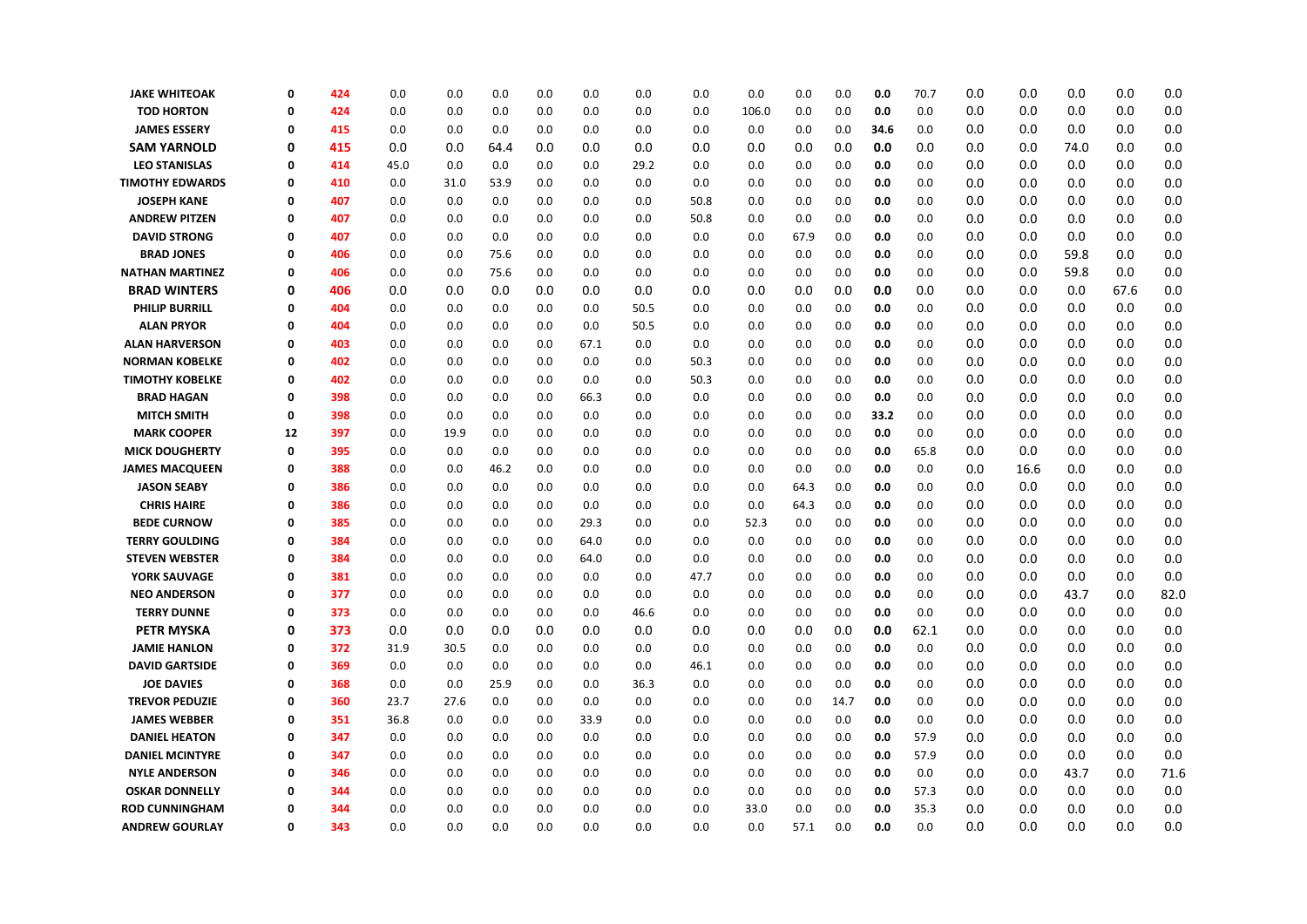| | | | | | | | | | | | | | | | | | | | | |
|---|---|---|---|---|---|---|---|---|---|---|---|---|---|---|---|---|---|---|---|---|
| **JAKE WHITEOAK** | **0** | **424** | 0.0 | 0.0 | 0.0 | 0.0 | 0.0 | 0.0 | 0.0 | 0.0 | 0.0 | 0.0 | **0.0** | 70.7 | 0.0 | 0.0 | 0.0 | 0.0 | 0.0 |
| **TOD HORTON** | **0** | **424** | 0.0 | 0.0 | 0.0 | 0.0 | 0.0 | 0.0 | 0.0 | 106.0 | 0.0 | 0.0 | **0.0** | 0.0 | 0.0 | 0.0 | 0.0 | 0.0 | 0.0 |
| **JAMES ESSERY** | **0** | **415** | 0.0 | 0.0 | 0.0 | 0.0 | 0.0 | 0.0 | 0.0 | 0.0 | 0.0 | 0.0 | **34.6** | 0.0 | 0.0 | 0.0 | 0.0 | 0.0 | 0.0 |
| **SAM YARNOLD** | **0** | **415** | 0.0 | 0.0 | 64.4 | 0.0 | 0.0 | 0.0 | 0.0 | 0.0 | 0.0 | 0.0 | **0.0** | 0.0 | 0.0 | 0.0 | 74.0 | 0.0 | 0.0 |
| **LEO STANISLAS** | **0** | **414** | 45.0 | 0.0 | 0.0 | 0.0 | 0.0 | 29.2 | 0.0 | 0.0 | 0.0 | 0.0 | **0.0** | 0.0 | 0.0 | 0.0 | 0.0 | 0.0 | 0.0 |
| **TIMOTHY EDWARDS** | **0** | **410** | 0.0 | 31.0 | 53.9 | 0.0 | 0.0 | 0.0 | 0.0 | 0.0 | 0.0 | 0.0 | **0.0** | 0.0 | 0.0 | 0.0 | 0.0 | 0.0 | 0.0 |
| **JOSEPH KANE** | **0** | **407** | 0.0 | 0.0 | 0.0 | 0.0 | 0.0 | 0.0 | 50.8 | 0.0 | 0.0 | 0.0 | **0.0** | 0.0 | 0.0 | 0.0 | 0.0 | 0.0 | 0.0 |
| **ANDREW PITZEN** | **0** | **407** | 0.0 | 0.0 | 0.0 | 0.0 | 0.0 | 0.0 | 50.8 | 0.0 | 0.0 | 0.0 | **0.0** | 0.0 | 0.0 | 0.0 | 0.0 | 0.0 | 0.0 |
| **DAVID STRONG** | **0** | **407** | 0.0 | 0.0 | 0.0 | 0.0 | 0.0 | 0.0 | 0.0 | 0.0 | 67.9 | 0.0 | **0.0** | 0.0 | 0.0 | 0.0 | 0.0 | 0.0 | 0.0 |
| **BRAD JONES** | **0** | **406** | 0.0 | 0.0 | 75.6 | 0.0 | 0.0 | 0.0 | 0.0 | 0.0 | 0.0 | 0.0 | **0.0** | 0.0 | 0.0 | 0.0 | 59.8 | 0.0 | 0.0 |
| **NATHAN MARTINEZ** | **0** | **406** | 0.0 | 0.0 | 75.6 | 0.0 | 0.0 | 0.0 | 0.0 | 0.0 | 0.0 | 0.0 | **0.0** | 0.0 | 0.0 | 0.0 | 59.8 | 0.0 | 0.0 |
| **BRAD WINTERS** | **0** | **406** | 0.0 | 0.0 | 0.0 | 0.0 | 0.0 | 0.0 | 0.0 | 0.0 | 0.0 | 0.0 | **0.0** | 0.0 | 0.0 | 0.0 | 0.0 | 67.6 | 0.0 |
| **PHILIP BURRILL** | **0** | **404** | 0.0 | 0.0 | 0.0 | 0.0 | 0.0 | 50.5 | 0.0 | 0.0 | 0.0 | 0.0 | **0.0** | 0.0 | 0.0 | 0.0 | 0.0 | 0.0 | 0.0 |
| **ALAN PRYOR** | **0** | **404** | 0.0 | 0.0 | 0.0 | 0.0 | 0.0 | 50.5 | 0.0 | 0.0 | 0.0 | 0.0 | **0.0** | 0.0 | 0.0 | 0.0 | 0.0 | 0.0 | 0.0 |
| **ALAN HARVERSON** | **0** | **403** | 0.0 | 0.0 | 0.0 | 0.0 | 67.1 | 0.0 | 0.0 | 0.0 | 0.0 | 0.0 | **0.0** | 0.0 | 0.0 | 0.0 | 0.0 | 0.0 | 0.0 |
| **NORMAN KOBELKE** | **0** | **402** | 0.0 | 0.0 | 0.0 | 0.0 | 0.0 | 0.0 | 50.3 | 0.0 | 0.0 | 0.0 | **0.0** | 0.0 | 0.0 | 0.0 | 0.0 | 0.0 | 0.0 |
| **TIMOTHY KOBELKE** | **0** | **402** | 0.0 | 0.0 | 0.0 | 0.0 | 0.0 | 0.0 | 50.3 | 0.0 | 0.0 | 0.0 | **0.0** | 0.0 | 0.0 | 0.0 | 0.0 | 0.0 | 0.0 |
| **BRAD HAGAN** | **0** | **398** | 0.0 | 0.0 | 0.0 | 0.0 | 66.3 | 0.0 | 0.0 | 0.0 | 0.0 | 0.0 | **0.0** | 0.0 | 0.0 | 0.0 | 0.0 | 0.0 | 0.0 |
| **MITCH SMITH** | **0** | **398** | 0.0 | 0.0 | 0.0 | 0.0 | 0.0 | 0.0 | 0.0 | 0.0 | 0.0 | 0.0 | **33.2** | 0.0 | 0.0 | 0.0 | 0.0 | 0.0 | 0.0 |
| **MARK COOPER** | **12** | **397** | 0.0 | 19.9 | 0.0 | 0.0 | 0.0 | 0.0 | 0.0 | 0.0 | 0.0 | 0.0 | **0.0** | 0.0 | 0.0 | 0.0 | 0.0 | 0.0 | 0.0 |
| **MICK DOUGHERTY** | **0** | **395** | 0.0 | 0.0 | 0.0 | 0.0 | 0.0 | 0.0 | 0.0 | 0.0 | 0.0 | 0.0 | **0.0** | 65.8 | 0.0 | 0.0 | 0.0 | 0.0 | 0.0 |
| **JAMES MACQUEEN** | **0** | **388** | 0.0 | 0.0 | 46.2 | 0.0 | 0.0 | 0.0 | 0.0 | 0.0 | 0.0 | 0.0 | **0.0** | 0.0 | 0.0 | 16.6 | 0.0 | 0.0 | 0.0 |
| **JASON SEABY** | **0** | **386** | 0.0 | 0.0 | 0.0 | 0.0 | 0.0 | 0.0 | 0.0 | 0.0 | 64.3 | 0.0 | **0.0** | 0.0 | 0.0 | 0.0 | 0.0 | 0.0 | 0.0 |
| **CHRIS HAIRE** | **0** | **386** | 0.0 | 0.0 | 0.0 | 0.0 | 0.0 | 0.0 | 0.0 | 0.0 | 64.3 | 0.0 | **0.0** | 0.0 | 0.0 | 0.0 | 0.0 | 0.0 | 0.0 |
| **BEDE CURNOW** | **0** | **385** | 0.0 | 0.0 | 0.0 | 0.0 | 29.3 | 0.0 | 0.0 | 52.3 | 0.0 | 0.0 | **0.0** | 0.0 | 0.0 | 0.0 | 0.0 | 0.0 | 0.0 |
| **TERRY GOULDING** | **0** | **384** | 0.0 | 0.0 | 0.0 | 0.0 | 64.0 | 0.0 | 0.0 | 0.0 | 0.0 | 0.0 | **0.0** | 0.0 | 0.0 | 0.0 | 0.0 | 0.0 | 0.0 |
| **STEVEN WEBSTER** | **0** | **384** | 0.0 | 0.0 | 0.0 | 0.0 | 64.0 | 0.0 | 0.0 | 0.0 | 0.0 | 0.0 | **0.0** | 0.0 | 0.0 | 0.0 | 0.0 | 0.0 | 0.0 |
| **YORK SAUVAGE** | **0** | **381** | 0.0 | 0.0 | 0.0 | 0.0 | 0.0 | 0.0 | 47.7 | 0.0 | 0.0 | 0.0 | **0.0** | 0.0 | 0.0 | 0.0 | 0.0 | 0.0 | 0.0 |
| **NEO ANDERSON** | **0** | **377** | 0.0 | 0.0 | 0.0 | 0.0 | 0.0 | 0.0 | 0.0 | 0.0 | 0.0 | 0.0 | **0.0** | 0.0 | 0.0 | 0.0 | 43.7 | 0.0 | 82.0 |
| **TERRY DUNNE** | **0** | **373** | 0.0 | 0.0 | 0.0 | 0.0 | 0.0 | 46.6 | 0.0 | 0.0 | 0.0 | 0.0 | **0.0** | 0.0 | 0.0 | 0.0 | 0.0 | 0.0 | 0.0 |
| **PETR MYSKA** | **0** | **373** | 0.0 | 0.0 | 0.0 | 0.0 | 0.0 | 0.0 | 0.0 | 0.0 | 0.0 | 0.0 | **0.0** | 62.1 | 0.0 | 0.0 | 0.0 | 0.0 | 0.0 |
| **JAMIE HANLON** | **0** | **372** | 31.9 | 30.5 | 0.0 | 0.0 | 0.0 | 0.0 | 0.0 | 0.0 | 0.0 | 0.0 | **0.0** | 0.0 | 0.0 | 0.0 | 0.0 | 0.0 | 0.0 |
| **DAVID GARTSIDE** | **0** | **369** | 0.0 | 0.0 | 0.0 | 0.0 | 0.0 | 0.0 | 46.1 | 0.0 | 0.0 | 0.0 | **0.0** | 0.0 | 0.0 | 0.0 | 0.0 | 0.0 | 0.0 |
| **JOE DAVIES** | **0** | **368** | 0.0 | 0.0 | 25.9 | 0.0 | 0.0 | 36.3 | 0.0 | 0.0 | 0.0 | 0.0 | **0.0** | 0.0 | 0.0 | 0.0 | 0.0 | 0.0 | 0.0 |
| **TREVOR PEDUZIE** | **0** | **360** | 23.7 | 27.6 | 0.0 | 0.0 | 0.0 | 0.0 | 0.0 | 0.0 | 0.0 | 14.7 | **0.0** | 0.0 | 0.0 | 0.0 | 0.0 | 0.0 | 0.0 |
| **JAMES WEBBER** | **0** | **351** | 36.8 | 0.0 | 0.0 | 0.0 | 33.9 | 0.0 | 0.0 | 0.0 | 0.0 | 0.0 | **0.0** | 0.0 | 0.0 | 0.0 | 0.0 | 0.0 | 0.0 |
| **DANIEL HEATON** | **0** | **347** | 0.0 | 0.0 | 0.0 | 0.0 | 0.0 | 0.0 | 0.0 | 0.0 | 0.0 | 0.0 | **0.0** | 57.9 | 0.0 | 0.0 | 0.0 | 0.0 | 0.0 |
| **DANIEL MCINTYRE** | **0** | **347** | 0.0 | 0.0 | 0.0 | 0.0 | 0.0 | 0.0 | 0.0 | 0.0 | 0.0 | 0.0 | **0.0** | 57.9 | 0.0 | 0.0 | 0.0 | 0.0 | 0.0 |
| **NYLE ANDERSON** | **0** | **346** | 0.0 | 0.0 | 0.0 | 0.0 | 0.0 | 0.0 | 0.0 | 0.0 | 0.0 | 0.0 | **0.0** | 0.0 | 0.0 | 0.0 | 43.7 | 0.0 | 71.6 |
| **OSKAR DONNELLY** | **0** | **344** | 0.0 | 0.0 | 0.0 | 0.0 | 0.0 | 0.0 | 0.0 | 0.0 | 0.0 | 0.0 | **0.0** | 57.3 | 0.0 | 0.0 | 0.0 | 0.0 | 0.0 |
| **ROD CUNNINGHAM** | **0** | **344** | 0.0 | 0.0 | 0.0 | 0.0 | 0.0 | 0.0 | 0.0 | 33.0 | 0.0 | 0.0 | **0.0** | 35.3 | 0.0 | 0.0 | 0.0 | 0.0 | 0.0 |
| **ANDREW GOURLAY** | **0** | **343** | 0.0 | 0.0 | 0.0 | 0.0 | 0.0 | 0.0 | 0.0 | 0.0 | 57.1 | 0.0 | **0.0** | 0.0 | 0.0 | 0.0 | 0.0 | 0.0 | 0.0 |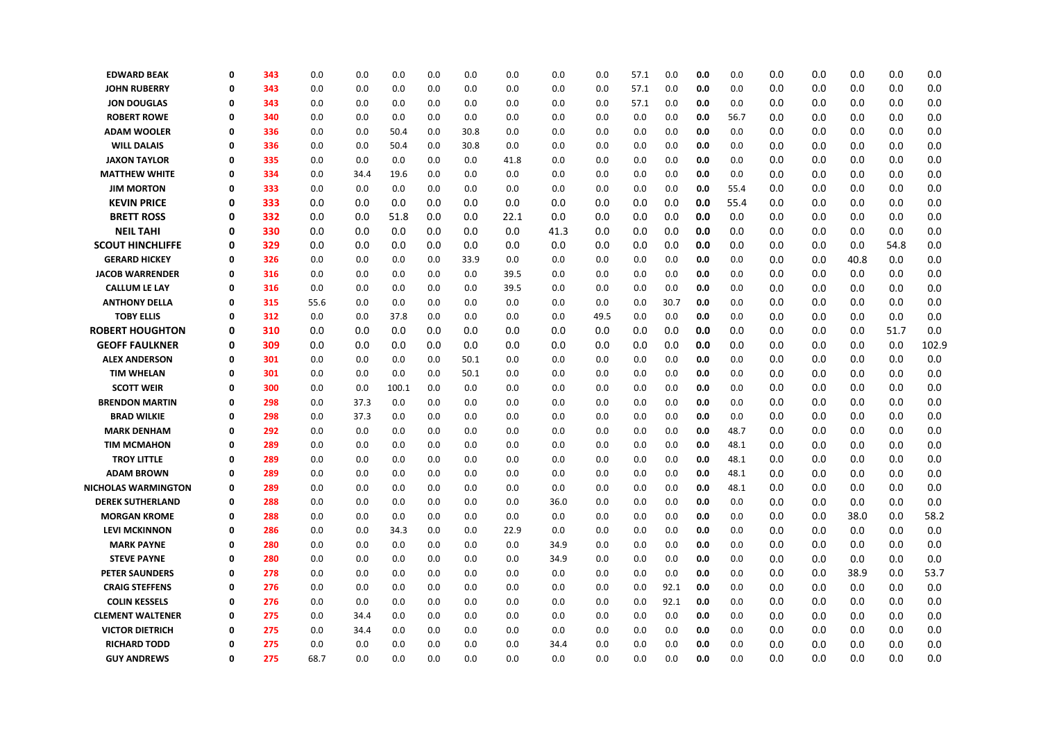| | | | | | | | | | | | | | | | | | | | | | |
|---|---|---|---|---|---|---|---|---|---|---|---|---|---|---|---|---|---|---|---|---|---|
| EDWARD BEAK | 0 | 343 | 0.0 | 0.0 | 0.0 | 0.0 | 0.0 | 0.0 | 0.0 | 0.0 | 57.1 | 0.0 | 0.0 | 0.0 | 0.0 | 0.0 | 0.0 | 0.0 | 0.0 |
| JOHN RUBERRY | 0 | 343 | 0.0 | 0.0 | 0.0 | 0.0 | 0.0 | 0.0 | 0.0 | 0.0 | 57.1 | 0.0 | 0.0 | 0.0 | 0.0 | 0.0 | 0.0 | 0.0 | 0.0 |
| JON DOUGLAS | 0 | 343 | 0.0 | 0.0 | 0.0 | 0.0 | 0.0 | 0.0 | 0.0 | 0.0 | 57.1 | 0.0 | 0.0 | 0.0 | 0.0 | 0.0 | 0.0 | 0.0 | 0.0 |
| ROBERT ROWE | 0 | 340 | 0.0 | 0.0 | 0.0 | 0.0 | 0.0 | 0.0 | 0.0 | 0.0 | 0.0 | 0.0 | 0.0 | 56.7 | 0.0 | 0.0 | 0.0 | 0.0 | 0.0 |
| ADAM WOOLER | 0 | 336 | 0.0 | 0.0 | 50.4 | 0.0 | 30.8 | 0.0 | 0.0 | 0.0 | 0.0 | 0.0 | 0.0 | 0.0 | 0.0 | 0.0 | 0.0 | 0.0 | 0.0 |
| WILL DALAIS | 0 | 336 | 0.0 | 0.0 | 50.4 | 0.0 | 30.8 | 0.0 | 0.0 | 0.0 | 0.0 | 0.0 | 0.0 | 0.0 | 0.0 | 0.0 | 0.0 | 0.0 | 0.0 |
| JAXON TAYLOR | 0 | 335 | 0.0 | 0.0 | 0.0 | 0.0 | 0.0 | 41.8 | 0.0 | 0.0 | 0.0 | 0.0 | 0.0 | 0.0 | 0.0 | 0.0 | 0.0 | 0.0 | 0.0 |
| MATTHEW WHITE | 0 | 334 | 0.0 | 34.4 | 19.6 | 0.0 | 0.0 | 0.0 | 0.0 | 0.0 | 0.0 | 0.0 | 0.0 | 0.0 | 0.0 | 0.0 | 0.0 | 0.0 | 0.0 |
| JIM MORTON | 0 | 333 | 0.0 | 0.0 | 0.0 | 0.0 | 0.0 | 0.0 | 0.0 | 0.0 | 0.0 | 0.0 | 0.0 | 55.4 | 0.0 | 0.0 | 0.0 | 0.0 | 0.0 |
| KEVIN PRICE | 0 | 333 | 0.0 | 0.0 | 0.0 | 0.0 | 0.0 | 0.0 | 0.0 | 0.0 | 0.0 | 0.0 | 0.0 | 55.4 | 0.0 | 0.0 | 0.0 | 0.0 | 0.0 |
| BRETT ROSS | 0 | 332 | 0.0 | 0.0 | 51.8 | 0.0 | 0.0 | 22.1 | 0.0 | 0.0 | 0.0 | 0.0 | 0.0 | 0.0 | 0.0 | 0.0 | 0.0 | 0.0 | 0.0 |
| NEIL TAHI | 0 | 330 | 0.0 | 0.0 | 0.0 | 0.0 | 0.0 | 0.0 | 41.3 | 0.0 | 0.0 | 0.0 | 0.0 | 0.0 | 0.0 | 0.0 | 0.0 | 0.0 | 0.0 |
| SCOUT HINCHLIFFE | 0 | 329 | 0.0 | 0.0 | 0.0 | 0.0 | 0.0 | 0.0 | 0.0 | 0.0 | 0.0 | 0.0 | 0.0 | 0.0 | 0.0 | 0.0 | 0.0 | 54.8 | 0.0 |
| GERARD HICKEY | 0 | 326 | 0.0 | 0.0 | 0.0 | 0.0 | 33.9 | 0.0 | 0.0 | 0.0 | 0.0 | 0.0 | 0.0 | 0.0 | 0.0 | 0.0 | 40.8 | 0.0 | 0.0 |
| JACOB WARRENDER | 0 | 316 | 0.0 | 0.0 | 0.0 | 0.0 | 0.0 | 39.5 | 0.0 | 0.0 | 0.0 | 0.0 | 0.0 | 0.0 | 0.0 | 0.0 | 0.0 | 0.0 | 0.0 |
| CALLUM LE LAY | 0 | 316 | 0.0 | 0.0 | 0.0 | 0.0 | 0.0 | 39.5 | 0.0 | 0.0 | 0.0 | 0.0 | 0.0 | 0.0 | 0.0 | 0.0 | 0.0 | 0.0 | 0.0 |
| ANTHONY DELLA | 0 | 315 | 55.6 | 0.0 | 0.0 | 0.0 | 0.0 | 0.0 | 0.0 | 0.0 | 0.0 | 30.7 | 0.0 | 0.0 | 0.0 | 0.0 | 0.0 | 0.0 | 0.0 |
| TOBY ELLIS | 0 | 312 | 0.0 | 0.0 | 37.8 | 0.0 | 0.0 | 0.0 | 0.0 | 49.5 | 0.0 | 0.0 | 0.0 | 0.0 | 0.0 | 0.0 | 0.0 | 0.0 | 0.0 |
| ROBERT HOUGHTON | 0 | 310 | 0.0 | 0.0 | 0.0 | 0.0 | 0.0 | 0.0 | 0.0 | 0.0 | 0.0 | 0.0 | 0.0 | 0.0 | 0.0 | 0.0 | 0.0 | 51.7 | 0.0 |
| GEOFF FAULKNER | 0 | 309 | 0.0 | 0.0 | 0.0 | 0.0 | 0.0 | 0.0 | 0.0 | 0.0 | 0.0 | 0.0 | 0.0 | 0.0 | 0.0 | 0.0 | 0.0 | 0.0 | 102.9 |
| ALEX ANDERSON | 0 | 301 | 0.0 | 0.0 | 0.0 | 0.0 | 50.1 | 0.0 | 0.0 | 0.0 | 0.0 | 0.0 | 0.0 | 0.0 | 0.0 | 0.0 | 0.0 | 0.0 | 0.0 |
| TIM WHELAN | 0 | 301 | 0.0 | 0.0 | 0.0 | 0.0 | 50.1 | 0.0 | 0.0 | 0.0 | 0.0 | 0.0 | 0.0 | 0.0 | 0.0 | 0.0 | 0.0 | 0.0 | 0.0 |
| SCOTT WEIR | 0 | 300 | 0.0 | 0.0 | 100.1 | 0.0 | 0.0 | 0.0 | 0.0 | 0.0 | 0.0 | 0.0 | 0.0 | 0.0 | 0.0 | 0.0 | 0.0 | 0.0 | 0.0 |
| BRENDON MARTIN | 0 | 298 | 0.0 | 37.3 | 0.0 | 0.0 | 0.0 | 0.0 | 0.0 | 0.0 | 0.0 | 0.0 | 0.0 | 0.0 | 0.0 | 0.0 | 0.0 | 0.0 | 0.0 |
| BRAD WILKIE | 0 | 298 | 0.0 | 37.3 | 0.0 | 0.0 | 0.0 | 0.0 | 0.0 | 0.0 | 0.0 | 0.0 | 0.0 | 0.0 | 0.0 | 0.0 | 0.0 | 0.0 | 0.0 |
| MARK DENHAM | 0 | 292 | 0.0 | 0.0 | 0.0 | 0.0 | 0.0 | 0.0 | 0.0 | 0.0 | 0.0 | 0.0 | 0.0 | 48.7 | 0.0 | 0.0 | 0.0 | 0.0 | 0.0 |
| TIM MCMAHON | 0 | 289 | 0.0 | 0.0 | 0.0 | 0.0 | 0.0 | 0.0 | 0.0 | 0.0 | 0.0 | 0.0 | 0.0 | 48.1 | 0.0 | 0.0 | 0.0 | 0.0 | 0.0 |
| TROY LITTLE | 0 | 289 | 0.0 | 0.0 | 0.0 | 0.0 | 0.0 | 0.0 | 0.0 | 0.0 | 0.0 | 0.0 | 0.0 | 48.1 | 0.0 | 0.0 | 0.0 | 0.0 | 0.0 |
| ADAM BROWN | 0 | 289 | 0.0 | 0.0 | 0.0 | 0.0 | 0.0 | 0.0 | 0.0 | 0.0 | 0.0 | 0.0 | 0.0 | 48.1 | 0.0 | 0.0 | 0.0 | 0.0 | 0.0 |
| NICHOLAS WARMINGTON | 0 | 289 | 0.0 | 0.0 | 0.0 | 0.0 | 0.0 | 0.0 | 0.0 | 0.0 | 0.0 | 0.0 | 0.0 | 48.1 | 0.0 | 0.0 | 0.0 | 0.0 | 0.0 |
| DEREK SUTHERLAND | 0 | 288 | 0.0 | 0.0 | 0.0 | 0.0 | 0.0 | 0.0 | 36.0 | 0.0 | 0.0 | 0.0 | 0.0 | 0.0 | 0.0 | 0.0 | 0.0 | 0.0 | 0.0 |
| MORGAN KROME | 0 | 288 | 0.0 | 0.0 | 0.0 | 0.0 | 0.0 | 0.0 | 0.0 | 0.0 | 0.0 | 0.0 | 0.0 | 0.0 | 0.0 | 0.0 | 38.0 | 0.0 | 58.2 |
| LEVI MCKINNON | 0 | 286 | 0.0 | 0.0 | 34.3 | 0.0 | 0.0 | 22.9 | 0.0 | 0.0 | 0.0 | 0.0 | 0.0 | 0.0 | 0.0 | 0.0 | 0.0 | 0.0 | 0.0 |
| MARK PAYNE | 0 | 280 | 0.0 | 0.0 | 0.0 | 0.0 | 0.0 | 0.0 | 34.9 | 0.0 | 0.0 | 0.0 | 0.0 | 0.0 | 0.0 | 0.0 | 0.0 | 0.0 | 0.0 |
| STEVE PAYNE | 0 | 280 | 0.0 | 0.0 | 0.0 | 0.0 | 0.0 | 0.0 | 34.9 | 0.0 | 0.0 | 0.0 | 0.0 | 0.0 | 0.0 | 0.0 | 0.0 | 0.0 | 0.0 |
| PETER SAUNDERS | 0 | 278 | 0.0 | 0.0 | 0.0 | 0.0 | 0.0 | 0.0 | 0.0 | 0.0 | 0.0 | 0.0 | 0.0 | 0.0 | 0.0 | 0.0 | 38.9 | 0.0 | 53.7 |
| CRAIG STEFFENS | 0 | 276 | 0.0 | 0.0 | 0.0 | 0.0 | 0.0 | 0.0 | 0.0 | 0.0 | 0.0 | 92.1 | 0.0 | 0.0 | 0.0 | 0.0 | 0.0 | 0.0 | 0.0 |
| COLIN KESSELS | 0 | 276 | 0.0 | 0.0 | 0.0 | 0.0 | 0.0 | 0.0 | 0.0 | 0.0 | 0.0 | 92.1 | 0.0 | 0.0 | 0.0 | 0.0 | 0.0 | 0.0 | 0.0 |
| CLEMENT WALTENER | 0 | 275 | 0.0 | 34.4 | 0.0 | 0.0 | 0.0 | 0.0 | 0.0 | 0.0 | 0.0 | 0.0 | 0.0 | 0.0 | 0.0 | 0.0 | 0.0 | 0.0 | 0.0 |
| VICTOR DIETRICH | 0 | 275 | 0.0 | 34.4 | 0.0 | 0.0 | 0.0 | 0.0 | 0.0 | 0.0 | 0.0 | 0.0 | 0.0 | 0.0 | 0.0 | 0.0 | 0.0 | 0.0 | 0.0 |
| RICHARD TODD | 0 | 275 | 0.0 | 0.0 | 0.0 | 0.0 | 0.0 | 0.0 | 34.4 | 0.0 | 0.0 | 0.0 | 0.0 | 0.0 | 0.0 | 0.0 | 0.0 | 0.0 | 0.0 |
| GUY ANDREWS | 0 | 275 | 68.7 | 0.0 | 0.0 | 0.0 | 0.0 | 0.0 | 0.0 | 0.0 | 0.0 | 0.0 | 0.0 | 0.0 | 0.0 | 0.0 | 0.0 | 0.0 | 0.0 |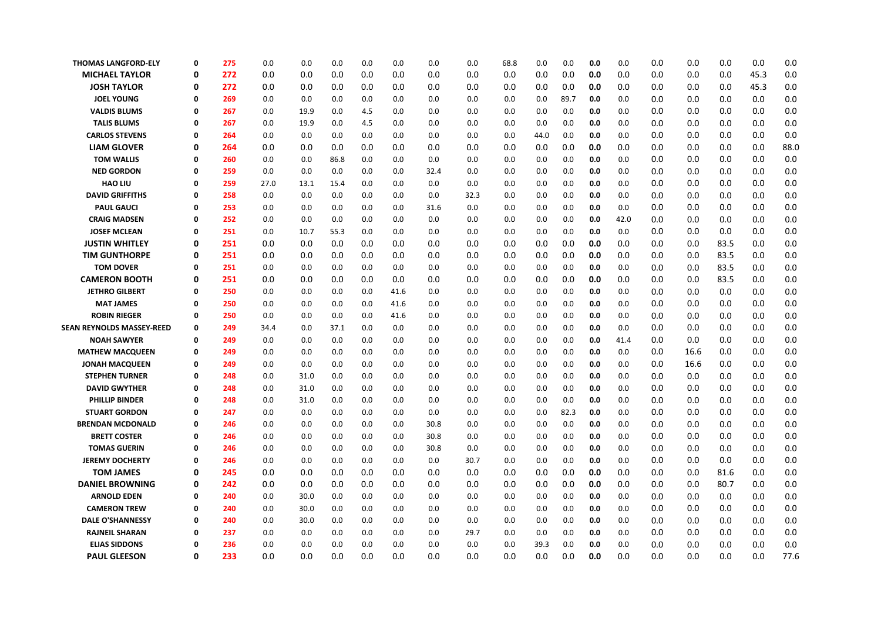| | | | | | | | | | | | | | | | | | | | | |
|---|---|---|---|---|---|---|---|---|---|---|---|---|---|---|---|---|---|---|---|---|
| THOMAS LANGFORD-ELY | 0 | 275 | 0.0 | 0.0 | 0.0 | 0.0 | 0.0 | 0.0 | 0.0 | 68.8 | 0.0 | 0.0 | 0.0 | 0.0 | 0.0 | 0.0 | 0.0 | 0.0 | 0.0 |
| MICHAEL TAYLOR | 0 | 272 | 0.0 | 0.0 | 0.0 | 0.0 | 0.0 | 0.0 | 0.0 | 0.0 | 0.0 | 0.0 | 0.0 | 0.0 | 0.0 | 0.0 | 0.0 | 45.3 | 0.0 |
| JOSH TAYLOR | 0 | 272 | 0.0 | 0.0 | 0.0 | 0.0 | 0.0 | 0.0 | 0.0 | 0.0 | 0.0 | 0.0 | 0.0 | 0.0 | 0.0 | 0.0 | 0.0 | 45.3 | 0.0 |
| JOEL YOUNG | 0 | 269 | 0.0 | 0.0 | 0.0 | 0.0 | 0.0 | 0.0 | 0.0 | 0.0 | 0.0 | 89.7 | 0.0 | 0.0 | 0.0 | 0.0 | 0.0 | 0.0 | 0.0 |
| VALDIS BLUMS | 0 | 267 | 0.0 | 19.9 | 0.0 | 4.5 | 0.0 | 0.0 | 0.0 | 0.0 | 0.0 | 0.0 | 0.0 | 0.0 | 0.0 | 0.0 | 0.0 | 0.0 | 0.0 |
| TALIS BLUMS | 0 | 267 | 0.0 | 19.9 | 0.0 | 4.5 | 0.0 | 0.0 | 0.0 | 0.0 | 0.0 | 0.0 | 0.0 | 0.0 | 0.0 | 0.0 | 0.0 | 0.0 | 0.0 |
| CARLOS STEVENS | 0 | 264 | 0.0 | 0.0 | 0.0 | 0.0 | 0.0 | 0.0 | 0.0 | 0.0 | 44.0 | 0.0 | 0.0 | 0.0 | 0.0 | 0.0 | 0.0 | 0.0 | 0.0 |
| LIAM GLOVER | 0 | 264 | 0.0 | 0.0 | 0.0 | 0.0 | 0.0 | 0.0 | 0.0 | 0.0 | 0.0 | 0.0 | 0.0 | 0.0 | 0.0 | 0.0 | 0.0 | 0.0 | 88.0 |
| TOM WALLIS | 0 | 260 | 0.0 | 0.0 | 86.8 | 0.0 | 0.0 | 0.0 | 0.0 | 0.0 | 0.0 | 0.0 | 0.0 | 0.0 | 0.0 | 0.0 | 0.0 | 0.0 | 0.0 |
| NED GORDON | 0 | 259 | 0.0 | 0.0 | 0.0 | 0.0 | 0.0 | 32.4 | 0.0 | 0.0 | 0.0 | 0.0 | 0.0 | 0.0 | 0.0 | 0.0 | 0.0 | 0.0 | 0.0 |
| HAO LIU | 0 | 259 | 27.0 | 13.1 | 15.4 | 0.0 | 0.0 | 0.0 | 0.0 | 0.0 | 0.0 | 0.0 | 0.0 | 0.0 | 0.0 | 0.0 | 0.0 | 0.0 | 0.0 |
| DAVID GRIFFITHS | 0 | 258 | 0.0 | 0.0 | 0.0 | 0.0 | 0.0 | 0.0 | 32.3 | 0.0 | 0.0 | 0.0 | 0.0 | 0.0 | 0.0 | 0.0 | 0.0 | 0.0 | 0.0 |
| PAUL GAUCI | 0 | 253 | 0.0 | 0.0 | 0.0 | 0.0 | 0.0 | 31.6 | 0.0 | 0.0 | 0.0 | 0.0 | 0.0 | 0.0 | 0.0 | 0.0 | 0.0 | 0.0 | 0.0 |
| CRAIG MADSEN | 0 | 252 | 0.0 | 0.0 | 0.0 | 0.0 | 0.0 | 0.0 | 0.0 | 0.0 | 0.0 | 0.0 | 0.0 | 42.0 | 0.0 | 0.0 | 0.0 | 0.0 | 0.0 |
| JOSEF MCLEAN | 0 | 251 | 0.0 | 10.7 | 55.3 | 0.0 | 0.0 | 0.0 | 0.0 | 0.0 | 0.0 | 0.0 | 0.0 | 0.0 | 0.0 | 0.0 | 0.0 | 0.0 | 0.0 |
| JUSTIN WHITLEY | 0 | 251 | 0.0 | 0.0 | 0.0 | 0.0 | 0.0 | 0.0 | 0.0 | 0.0 | 0.0 | 0.0 | 0.0 | 0.0 | 0.0 | 0.0 | 83.5 | 0.0 | 0.0 |
| TIM GUNTHORPE | 0 | 251 | 0.0 | 0.0 | 0.0 | 0.0 | 0.0 | 0.0 | 0.0 | 0.0 | 0.0 | 0.0 | 0.0 | 0.0 | 0.0 | 0.0 | 83.5 | 0.0 | 0.0 |
| TOM DOVER | 0 | 251 | 0.0 | 0.0 | 0.0 | 0.0 | 0.0 | 0.0 | 0.0 | 0.0 | 0.0 | 0.0 | 0.0 | 0.0 | 0.0 | 0.0 | 83.5 | 0.0 | 0.0 |
| CAMERON BOOTH | 0 | 251 | 0.0 | 0.0 | 0.0 | 0.0 | 0.0 | 0.0 | 0.0 | 0.0 | 0.0 | 0.0 | 0.0 | 0.0 | 0.0 | 0.0 | 83.5 | 0.0 | 0.0 |
| JETHRO GILBERT | 0 | 250 | 0.0 | 0.0 | 0.0 | 0.0 | 41.6 | 0.0 | 0.0 | 0.0 | 0.0 | 0.0 | 0.0 | 0.0 | 0.0 | 0.0 | 0.0 | 0.0 | 0.0 |
| MAT JAMES | 0 | 250 | 0.0 | 0.0 | 0.0 | 0.0 | 41.6 | 0.0 | 0.0 | 0.0 | 0.0 | 0.0 | 0.0 | 0.0 | 0.0 | 0.0 | 0.0 | 0.0 | 0.0 |
| ROBIN RIEGER | 0 | 250 | 0.0 | 0.0 | 0.0 | 0.0 | 41.6 | 0.0 | 0.0 | 0.0 | 0.0 | 0.0 | 0.0 | 0.0 | 0.0 | 0.0 | 0.0 | 0.0 | 0.0 |
| SEAN REYNOLDS MASSEY-REED | 0 | 249 | 34.4 | 0.0 | 37.1 | 0.0 | 0.0 | 0.0 | 0.0 | 0.0 | 0.0 | 0.0 | 0.0 | 0.0 | 0.0 | 0.0 | 0.0 | 0.0 | 0.0 |
| NOAH SAWYER | 0 | 249 | 0.0 | 0.0 | 0.0 | 0.0 | 0.0 | 0.0 | 0.0 | 0.0 | 0.0 | 0.0 | 0.0 | 41.4 | 0.0 | 0.0 | 0.0 | 0.0 | 0.0 |
| MATHEW MACQUEEN | 0 | 249 | 0.0 | 0.0 | 0.0 | 0.0 | 0.0 | 0.0 | 0.0 | 0.0 | 0.0 | 0.0 | 0.0 | 0.0 | 0.0 | 16.6 | 0.0 | 0.0 | 0.0 |
| JONAH MACQUEEN | 0 | 249 | 0.0 | 0.0 | 0.0 | 0.0 | 0.0 | 0.0 | 0.0 | 0.0 | 0.0 | 0.0 | 0.0 | 0.0 | 0.0 | 16.6 | 0.0 | 0.0 | 0.0 |
| STEPHEN TURNER | 0 | 248 | 0.0 | 31.0 | 0.0 | 0.0 | 0.0 | 0.0 | 0.0 | 0.0 | 0.0 | 0.0 | 0.0 | 0.0 | 0.0 | 0.0 | 0.0 | 0.0 | 0.0 |
| DAVID GWYTHER | 0 | 248 | 0.0 | 31.0 | 0.0 | 0.0 | 0.0 | 0.0 | 0.0 | 0.0 | 0.0 | 0.0 | 0.0 | 0.0 | 0.0 | 0.0 | 0.0 | 0.0 | 0.0 |
| PHILLIP BINDER | 0 | 248 | 0.0 | 31.0 | 0.0 | 0.0 | 0.0 | 0.0 | 0.0 | 0.0 | 0.0 | 0.0 | 0.0 | 0.0 | 0.0 | 0.0 | 0.0 | 0.0 | 0.0 |
| STUART GORDON | 0 | 247 | 0.0 | 0.0 | 0.0 | 0.0 | 0.0 | 0.0 | 0.0 | 0.0 | 0.0 | 82.3 | 0.0 | 0.0 | 0.0 | 0.0 | 0.0 | 0.0 | 0.0 |
| BRENDAN MCDONALD | 0 | 246 | 0.0 | 0.0 | 0.0 | 0.0 | 0.0 | 30.8 | 0.0 | 0.0 | 0.0 | 0.0 | 0.0 | 0.0 | 0.0 | 0.0 | 0.0 | 0.0 | 0.0 |
| BRETT COSTER | 0 | 246 | 0.0 | 0.0 | 0.0 | 0.0 | 0.0 | 30.8 | 0.0 | 0.0 | 0.0 | 0.0 | 0.0 | 0.0 | 0.0 | 0.0 | 0.0 | 0.0 | 0.0 |
| TOMAS GUERIN | 0 | 246 | 0.0 | 0.0 | 0.0 | 0.0 | 0.0 | 30.8 | 0.0 | 0.0 | 0.0 | 0.0 | 0.0 | 0.0 | 0.0 | 0.0 | 0.0 | 0.0 | 0.0 |
| JEREMY DOCHERTY | 0 | 246 | 0.0 | 0.0 | 0.0 | 0.0 | 0.0 | 0.0 | 30.7 | 0.0 | 0.0 | 0.0 | 0.0 | 0.0 | 0.0 | 0.0 | 0.0 | 0.0 | 0.0 |
| TOM JAMES | 0 | 245 | 0.0 | 0.0 | 0.0 | 0.0 | 0.0 | 0.0 | 0.0 | 0.0 | 0.0 | 0.0 | 0.0 | 0.0 | 0.0 | 0.0 | 81.6 | 0.0 | 0.0 |
| DANIEL BROWNING | 0 | 242 | 0.0 | 0.0 | 0.0 | 0.0 | 0.0 | 0.0 | 0.0 | 0.0 | 0.0 | 0.0 | 0.0 | 0.0 | 0.0 | 0.0 | 80.7 | 0.0 | 0.0 |
| ARNOLD EDEN | 0 | 240 | 0.0 | 30.0 | 0.0 | 0.0 | 0.0 | 0.0 | 0.0 | 0.0 | 0.0 | 0.0 | 0.0 | 0.0 | 0.0 | 0.0 | 0.0 | 0.0 | 0.0 |
| CAMERON TREW | 0 | 240 | 0.0 | 30.0 | 0.0 | 0.0 | 0.0 | 0.0 | 0.0 | 0.0 | 0.0 | 0.0 | 0.0 | 0.0 | 0.0 | 0.0 | 0.0 | 0.0 | 0.0 |
| DALE O'SHANNESSY | 0 | 240 | 0.0 | 30.0 | 0.0 | 0.0 | 0.0 | 0.0 | 0.0 | 0.0 | 0.0 | 0.0 | 0.0 | 0.0 | 0.0 | 0.0 | 0.0 | 0.0 | 0.0 |
| RAJNEIL SHARAN | 0 | 237 | 0.0 | 0.0 | 0.0 | 0.0 | 0.0 | 0.0 | 29.7 | 0.0 | 0.0 | 0.0 | 0.0 | 0.0 | 0.0 | 0.0 | 0.0 | 0.0 | 0.0 |
| ELIAS SIDDONS | 0 | 236 | 0.0 | 0.0 | 0.0 | 0.0 | 0.0 | 0.0 | 0.0 | 0.0 | 39.3 | 0.0 | 0.0 | 0.0 | 0.0 | 0.0 | 0.0 | 0.0 | 0.0 |
| PAUL GLEESON | 0 | 233 | 0.0 | 0.0 | 0.0 | 0.0 | 0.0 | 0.0 | 0.0 | 0.0 | 0.0 | 0.0 | 0.0 | 0.0 | 0.0 | 0.0 | 0.0 | 0.0 | 77.6 |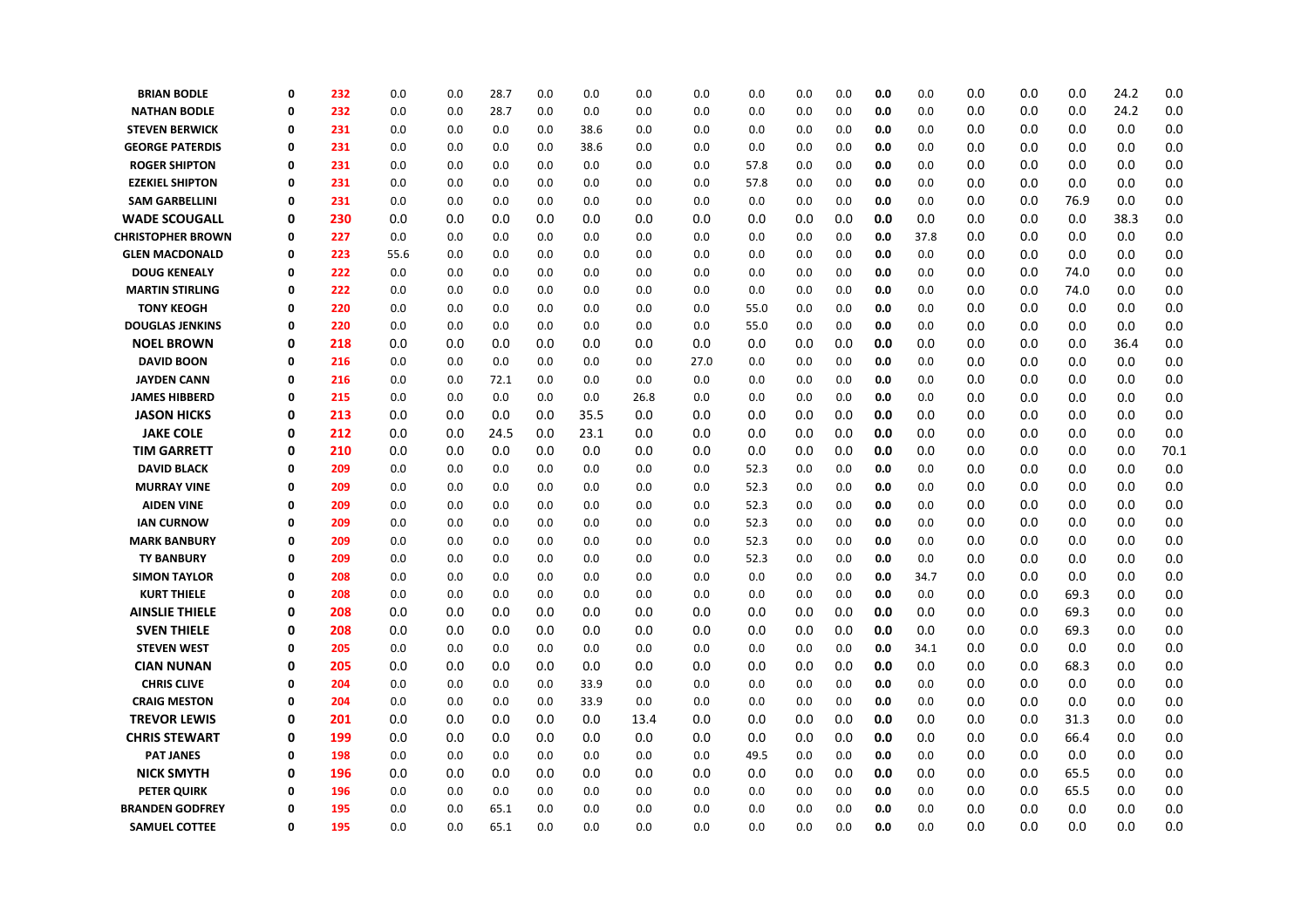| | | | | | | | | | | | | | | | | | | | |
|---|---|---|---|---|---|---|---|---|---|---|---|---|---|---|---|---|---|---|---|
| **BRIAN BODLE** | **0** | **232** | 0.0 | 0.0 | 28.7 | 0.0 | 0.0 | 0.0 | 0.0 | 0.0 | 0.0 | 0.0 | **0.0** | 0.0 | 0.0 | 0.0 | 0.0 | 24.2 | 0.0 |
| **NATHAN BODLE** | **0** | **232** | 0.0 | 0.0 | 28.7 | 0.0 | 0.0 | 0.0 | 0.0 | 0.0 | 0.0 | 0.0 | **0.0** | 0.0 | 0.0 | 0.0 | 0.0 | 24.2 | 0.0 |
| **STEVEN BERWICK** | **0** | **231** | 0.0 | 0.0 | 0.0 | 0.0 | 38.6 | 0.0 | 0.0 | 0.0 | 0.0 | 0.0 | **0.0** | 0.0 | 0.0 | 0.0 | 0.0 | 0.0 | 0.0 |
| **GEORGE PATERDIS** | **0** | **231** | 0.0 | 0.0 | 0.0 | 0.0 | 38.6 | 0.0 | 0.0 | 0.0 | 0.0 | 0.0 | **0.0** | 0.0 | 0.0 | 0.0 | 0.0 | 0.0 | 0.0 |
| **ROGER SHIPTON** | **0** | **231** | 0.0 | 0.0 | 0.0 | 0.0 | 0.0 | 0.0 | 0.0 | 57.8 | 0.0 | 0.0 | **0.0** | 0.0 | 0.0 | 0.0 | 0.0 | 0.0 | 0.0 |
| **EZEKIEL SHIPTON** | **0** | **231** | 0.0 | 0.0 | 0.0 | 0.0 | 0.0 | 0.0 | 0.0 | 57.8 | 0.0 | 0.0 | **0.0** | 0.0 | 0.0 | 0.0 | 0.0 | 0.0 | 0.0 |
| **SAM GARBELLINI** | **0** | **231** | 0.0 | 0.0 | 0.0 | 0.0 | 0.0 | 0.0 | 0.0 | 0.0 | 0.0 | 0.0 | **0.0** | 0.0 | 0.0 | 0.0 | 76.9 | 0.0 | 0.0 |
| **WADE SCOUGALL** | **0** | **230** | 0.0 | 0.0 | 0.0 | 0.0 | 0.0 | 0.0 | 0.0 | 0.0 | 0.0 | 0.0 | **0.0** | 0.0 | 0.0 | 0.0 | 0.0 | 38.3 | 0.0 |
| **CHRISTOPHER BROWN** | **0** | **227** | 0.0 | 0.0 | 0.0 | 0.0 | 0.0 | 0.0 | 0.0 | 0.0 | 0.0 | 0.0 | **0.0** | 37.8 | 0.0 | 0.0 | 0.0 | 0.0 | 0.0 |
| **GLEN MACDONALD** | **0** | **223** | 55.6 | 0.0 | 0.0 | 0.0 | 0.0 | 0.0 | 0.0 | 0.0 | 0.0 | 0.0 | **0.0** | 0.0 | 0.0 | 0.0 | 0.0 | 0.0 | 0.0 |
| **DOUG KENEALY** | **0** | **222** | 0.0 | 0.0 | 0.0 | 0.0 | 0.0 | 0.0 | 0.0 | 0.0 | 0.0 | 0.0 | **0.0** | 0.0 | 0.0 | 0.0 | 74.0 | 0.0 | 0.0 |
| **MARTIN STIRLING** | **0** | **222** | 0.0 | 0.0 | 0.0 | 0.0 | 0.0 | 0.0 | 0.0 | 0.0 | 0.0 | 0.0 | **0.0** | 0.0 | 0.0 | 0.0 | 74.0 | 0.0 | 0.0 |
| **TONY KEOGH** | **0** | **220** | 0.0 | 0.0 | 0.0 | 0.0 | 0.0 | 0.0 | 0.0 | 55.0 | 0.0 | 0.0 | **0.0** | 0.0 | 0.0 | 0.0 | 0.0 | 0.0 | 0.0 |
| **DOUGLAS JENKINS** | **0** | **220** | 0.0 | 0.0 | 0.0 | 0.0 | 0.0 | 0.0 | 0.0 | 55.0 | 0.0 | 0.0 | **0.0** | 0.0 | 0.0 | 0.0 | 0.0 | 0.0 | 0.0 |
| **NOEL BROWN** | **0** | **218** | 0.0 | 0.0 | 0.0 | 0.0 | 0.0 | 0.0 | 0.0 | 0.0 | 0.0 | 0.0 | **0.0** | 0.0 | 0.0 | 0.0 | 0.0 | 36.4 | 0.0 |
| **DAVID BOON** | **0** | **216** | 0.0 | 0.0 | 0.0 | 0.0 | 0.0 | 0.0 | 27.0 | 0.0 | 0.0 | 0.0 | **0.0** | 0.0 | 0.0 | 0.0 | 0.0 | 0.0 | 0.0 |
| **JAYDEN CANN** | **0** | **216** | 0.0 | 0.0 | 72.1 | 0.0 | 0.0 | 0.0 | 0.0 | 0.0 | 0.0 | 0.0 | **0.0** | 0.0 | 0.0 | 0.0 | 0.0 | 0.0 | 0.0 |
| **JAMES HIBBERD** | **0** | **215** | 0.0 | 0.0 | 0.0 | 0.0 | 0.0 | 26.8 | 0.0 | 0.0 | 0.0 | 0.0 | **0.0** | 0.0 | 0.0 | 0.0 | 0.0 | 0.0 | 0.0 |
| **JASON HICKS** | **0** | **213** | 0.0 | 0.0 | 0.0 | 0.0 | 35.5 | 0.0 | 0.0 | 0.0 | 0.0 | 0.0 | **0.0** | 0.0 | 0.0 | 0.0 | 0.0 | 0.0 | 0.0 |
| **JAKE COLE** | **0** | **212** | 0.0 | 0.0 | 24.5 | 0.0 | 23.1 | 0.0 | 0.0 | 0.0 | 0.0 | 0.0 | **0.0** | 0.0 | 0.0 | 0.0 | 0.0 | 0.0 | 0.0 |
| **TIM GARRETT** | **0** | **210** | 0.0 | 0.0 | 0.0 | 0.0 | 0.0 | 0.0 | 0.0 | 0.0 | 0.0 | 0.0 | **0.0** | 0.0 | 0.0 | 0.0 | 0.0 | 0.0 | 70.1 |
| **DAVID BLACK** | **0** | **209** | 0.0 | 0.0 | 0.0 | 0.0 | 0.0 | 0.0 | 0.0 | 52.3 | 0.0 | 0.0 | **0.0** | 0.0 | 0.0 | 0.0 | 0.0 | 0.0 | 0.0 |
| **MURRAY VINE** | **0** | **209** | 0.0 | 0.0 | 0.0 | 0.0 | 0.0 | 0.0 | 0.0 | 52.3 | 0.0 | 0.0 | **0.0** | 0.0 | 0.0 | 0.0 | 0.0 | 0.0 | 0.0 |
| **AIDEN VINE** | **0** | **209** | 0.0 | 0.0 | 0.0 | 0.0 | 0.0 | 0.0 | 0.0 | 52.3 | 0.0 | 0.0 | **0.0** | 0.0 | 0.0 | 0.0 | 0.0 | 0.0 | 0.0 |
| **IAN CURNOW** | **0** | **209** | 0.0 | 0.0 | 0.0 | 0.0 | 0.0 | 0.0 | 0.0 | 52.3 | 0.0 | 0.0 | **0.0** | 0.0 | 0.0 | 0.0 | 0.0 | 0.0 | 0.0 |
| **MARK BANBURY** | **0** | **209** | 0.0 | 0.0 | 0.0 | 0.0 | 0.0 | 0.0 | 0.0 | 52.3 | 0.0 | 0.0 | **0.0** | 0.0 | 0.0 | 0.0 | 0.0 | 0.0 | 0.0 |
| **TY BANBURY** | **0** | **209** | 0.0 | 0.0 | 0.0 | 0.0 | 0.0 | 0.0 | 0.0 | 52.3 | 0.0 | 0.0 | **0.0** | 0.0 | 0.0 | 0.0 | 0.0 | 0.0 | 0.0 |
| **SIMON TAYLOR** | **0** | **208** | 0.0 | 0.0 | 0.0 | 0.0 | 0.0 | 0.0 | 0.0 | 0.0 | 0.0 | 0.0 | **0.0** | 34.7 | 0.0 | 0.0 | 0.0 | 0.0 | 0.0 |
| **KURT THIELE** | **0** | **208** | 0.0 | 0.0 | 0.0 | 0.0 | 0.0 | 0.0 | 0.0 | 0.0 | 0.0 | 0.0 | **0.0** | 0.0 | 0.0 | 0.0 | 69.3 | 0.0 | 0.0 |
| **AINSLIE THIELE** | **0** | **208** | 0.0 | 0.0 | 0.0 | 0.0 | 0.0 | 0.0 | 0.0 | 0.0 | 0.0 | 0.0 | **0.0** | 0.0 | 0.0 | 0.0 | 69.3 | 0.0 | 0.0 |
| **SVEN THIELE** | **0** | **208** | 0.0 | 0.0 | 0.0 | 0.0 | 0.0 | 0.0 | 0.0 | 0.0 | 0.0 | 0.0 | **0.0** | 0.0 | 0.0 | 0.0 | 69.3 | 0.0 | 0.0 |
| **STEVEN WEST** | **0** | **205** | 0.0 | 0.0 | 0.0 | 0.0 | 0.0 | 0.0 | 0.0 | 0.0 | 0.0 | 0.0 | **0.0** | 34.1 | 0.0 | 0.0 | 0.0 | 0.0 | 0.0 |
| **CIAN NUNAN** | **0** | **205** | 0.0 | 0.0 | 0.0 | 0.0 | 0.0 | 0.0 | 0.0 | 0.0 | 0.0 | 0.0 | **0.0** | 0.0 | 0.0 | 0.0 | 68.3 | 0.0 | 0.0 |
| **CHRIS CLIVE** | **0** | **204** | 0.0 | 0.0 | 0.0 | 0.0 | 33.9 | 0.0 | 0.0 | 0.0 | 0.0 | 0.0 | **0.0** | 0.0 | 0.0 | 0.0 | 0.0 | 0.0 | 0.0 |
| **CRAIG MESTON** | **0** | **204** | 0.0 | 0.0 | 0.0 | 0.0 | 33.9 | 0.0 | 0.0 | 0.0 | 0.0 | 0.0 | **0.0** | 0.0 | 0.0 | 0.0 | 0.0 | 0.0 | 0.0 |
| **TREVOR LEWIS** | **0** | **201** | 0.0 | 0.0 | 0.0 | 0.0 | 0.0 | 13.4 | 0.0 | 0.0 | 0.0 | 0.0 | **0.0** | 0.0 | 0.0 | 0.0 | 31.3 | 0.0 | 0.0 |
| **CHRIS STEWART** | **0** | **199** | 0.0 | 0.0 | 0.0 | 0.0 | 0.0 | 0.0 | 0.0 | 0.0 | 0.0 | 0.0 | **0.0** | 0.0 | 0.0 | 0.0 | 66.4 | 0.0 | 0.0 |
| **PAT JANES** | **0** | **198** | 0.0 | 0.0 | 0.0 | 0.0 | 0.0 | 0.0 | 0.0 | 49.5 | 0.0 | 0.0 | **0.0** | 0.0 | 0.0 | 0.0 | 0.0 | 0.0 | 0.0 |
| **NICK SMYTH** | **0** | **196** | 0.0 | 0.0 | 0.0 | 0.0 | 0.0 | 0.0 | 0.0 | 0.0 | 0.0 | 0.0 | **0.0** | 0.0 | 0.0 | 0.0 | 65.5 | 0.0 | 0.0 |
| **PETER QUIRK** | **0** | **196** | 0.0 | 0.0 | 0.0 | 0.0 | 0.0 | 0.0 | 0.0 | 0.0 | 0.0 | 0.0 | **0.0** | 0.0 | 0.0 | 0.0 | 65.5 | 0.0 | 0.0 |
| **BRANDEN GODFREY** | **0** | **195** | 0.0 | 0.0 | 65.1 | 0.0 | 0.0 | 0.0 | 0.0 | 0.0 | 0.0 | 0.0 | **0.0** | 0.0 | 0.0 | 0.0 | 0.0 | 0.0 | 0.0 |
| **SAMUEL COTTEE** | **0** | **195** | 0.0 | 0.0 | 65.1 | 0.0 | 0.0 | 0.0 | 0.0 | 0.0 | 0.0 | 0.0 | **0.0** | 0.0 | 0.0 | 0.0 | 0.0 | 0.0 | 0.0 |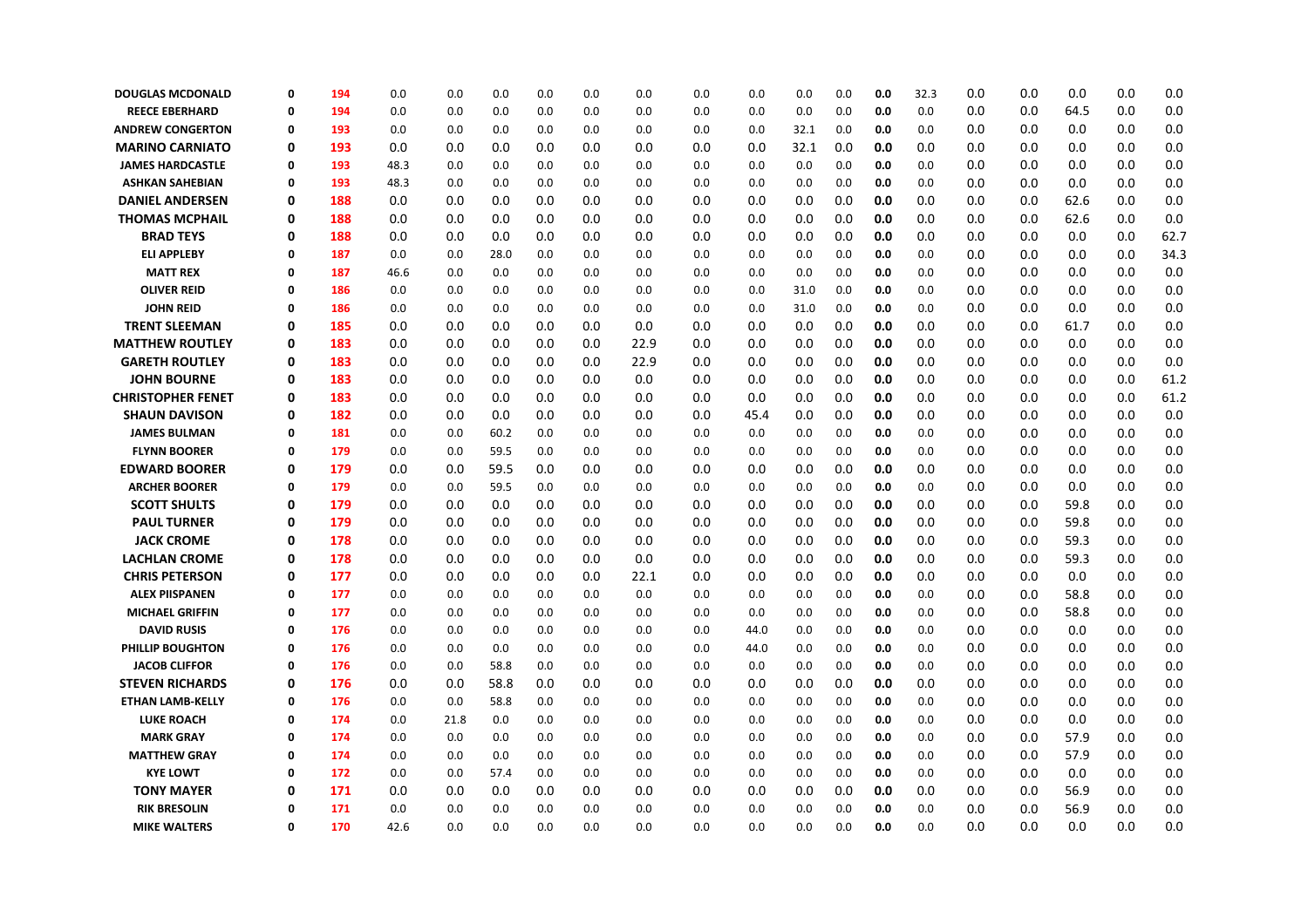| | | | | | | | | | | | | | | | | | | | | | |
|---|---|---|---|---|---|---|---|---|---|---|---|---|---|---|---|---|---|---|---|---|---|
| DOUGLAS MCDONALD | 0 | 194 | 0.0 | 0.0 | 0.0 | 0.0 | 0.0 | 0.0 | 0.0 | 0.0 | 0.0 | 0.0 | 0.0 | 32.3 | 0.0 | 0.0 | 0.0 | 0.0 | 0.0 |
| REECE EBERHARD | 0 | 194 | 0.0 | 0.0 | 0.0 | 0.0 | 0.0 | 0.0 | 0.0 | 0.0 | 0.0 | 0.0 | 0.0 | 0.0 | 0.0 | 0.0 | 64.5 | 0.0 | 0.0 |
| ANDREW CONGERTON | 0 | 193 | 0.0 | 0.0 | 0.0 | 0.0 | 0.0 | 0.0 | 0.0 | 0.0 | 32.1 | 0.0 | 0.0 | 0.0 | 0.0 | 0.0 | 0.0 | 0.0 | 0.0 |
| MARINO CARNIATO | 0 | 193 | 0.0 | 0.0 | 0.0 | 0.0 | 0.0 | 0.0 | 0.0 | 0.0 | 32.1 | 0.0 | 0.0 | 0.0 | 0.0 | 0.0 | 0.0 | 0.0 | 0.0 |
| JAMES HARDCASTLE | 0 | 193 | 48.3 | 0.0 | 0.0 | 0.0 | 0.0 | 0.0 | 0.0 | 0.0 | 0.0 | 0.0 | 0.0 | 0.0 | 0.0 | 0.0 | 0.0 | 0.0 | 0.0 |
| ASHKAN SAHEBIAN | 0 | 193 | 48.3 | 0.0 | 0.0 | 0.0 | 0.0 | 0.0 | 0.0 | 0.0 | 0.0 | 0.0 | 0.0 | 0.0 | 0.0 | 0.0 | 0.0 | 0.0 | 0.0 |
| DANIEL ANDERSEN | 0 | 188 | 0.0 | 0.0 | 0.0 | 0.0 | 0.0 | 0.0 | 0.0 | 0.0 | 0.0 | 0.0 | 0.0 | 0.0 | 0.0 | 0.0 | 62.6 | 0.0 | 0.0 |
| THOMAS MCPHAIL | 0 | 188 | 0.0 | 0.0 | 0.0 | 0.0 | 0.0 | 0.0 | 0.0 | 0.0 | 0.0 | 0.0 | 0.0 | 0.0 | 0.0 | 0.0 | 62.6 | 0.0 | 0.0 |
| BRAD TEYS | 0 | 188 | 0.0 | 0.0 | 0.0 | 0.0 | 0.0 | 0.0 | 0.0 | 0.0 | 0.0 | 0.0 | 0.0 | 0.0 | 0.0 | 0.0 | 0.0 | 0.0 | 62.7 |
| ELI APPLEBY | 0 | 187 | 0.0 | 0.0 | 28.0 | 0.0 | 0.0 | 0.0 | 0.0 | 0.0 | 0.0 | 0.0 | 0.0 | 0.0 | 0.0 | 0.0 | 0.0 | 0.0 | 34.3 |
| MATT REX | 0 | 187 | 46.6 | 0.0 | 0.0 | 0.0 | 0.0 | 0.0 | 0.0 | 0.0 | 0.0 | 0.0 | 0.0 | 0.0 | 0.0 | 0.0 | 0.0 | 0.0 | 0.0 |
| OLIVER REID | 0 | 186 | 0.0 | 0.0 | 0.0 | 0.0 | 0.0 | 0.0 | 0.0 | 0.0 | 31.0 | 0.0 | 0.0 | 0.0 | 0.0 | 0.0 | 0.0 | 0.0 | 0.0 |
| JOHN REID | 0 | 186 | 0.0 | 0.0 | 0.0 | 0.0 | 0.0 | 0.0 | 0.0 | 0.0 | 31.0 | 0.0 | 0.0 | 0.0 | 0.0 | 0.0 | 0.0 | 0.0 | 0.0 |
| TRENT SLEEMAN | 0 | 185 | 0.0 | 0.0 | 0.0 | 0.0 | 0.0 | 0.0 | 0.0 | 0.0 | 0.0 | 0.0 | 0.0 | 0.0 | 0.0 | 0.0 | 61.7 | 0.0 | 0.0 |
| MATTHEW ROUTLEY | 0 | 183 | 0.0 | 0.0 | 0.0 | 0.0 | 0.0 | 22.9 | 0.0 | 0.0 | 0.0 | 0.0 | 0.0 | 0.0 | 0.0 | 0.0 | 0.0 | 0.0 | 0.0 |
| GARETH ROUTLEY | 0 | 183 | 0.0 | 0.0 | 0.0 | 0.0 | 0.0 | 22.9 | 0.0 | 0.0 | 0.0 | 0.0 | 0.0 | 0.0 | 0.0 | 0.0 | 0.0 | 0.0 | 0.0 |
| JOHN BOURNE | 0 | 183 | 0.0 | 0.0 | 0.0 | 0.0 | 0.0 | 0.0 | 0.0 | 0.0 | 0.0 | 0.0 | 0.0 | 0.0 | 0.0 | 0.0 | 0.0 | 0.0 | 61.2 |
| CHRISTOPHER FENET | 0 | 183 | 0.0 | 0.0 | 0.0 | 0.0 | 0.0 | 0.0 | 0.0 | 0.0 | 0.0 | 0.0 | 0.0 | 0.0 | 0.0 | 0.0 | 0.0 | 0.0 | 61.2 |
| SHAUN DAVISON | 0 | 182 | 0.0 | 0.0 | 0.0 | 0.0 | 0.0 | 0.0 | 0.0 | 45.4 | 0.0 | 0.0 | 0.0 | 0.0 | 0.0 | 0.0 | 0.0 | 0.0 | 0.0 |
| JAMES BULMAN | 0 | 181 | 0.0 | 0.0 | 60.2 | 0.0 | 0.0 | 0.0 | 0.0 | 0.0 | 0.0 | 0.0 | 0.0 | 0.0 | 0.0 | 0.0 | 0.0 | 0.0 | 0.0 |
| FLYNN BOORER | 0 | 179 | 0.0 | 0.0 | 59.5 | 0.0 | 0.0 | 0.0 | 0.0 | 0.0 | 0.0 | 0.0 | 0.0 | 0.0 | 0.0 | 0.0 | 0.0 | 0.0 | 0.0 |
| EDWARD BOORER | 0 | 179 | 0.0 | 0.0 | 59.5 | 0.0 | 0.0 | 0.0 | 0.0 | 0.0 | 0.0 | 0.0 | 0.0 | 0.0 | 0.0 | 0.0 | 0.0 | 0.0 | 0.0 |
| ARCHER BOORER | 0 | 179 | 0.0 | 0.0 | 59.5 | 0.0 | 0.0 | 0.0 | 0.0 | 0.0 | 0.0 | 0.0 | 0.0 | 0.0 | 0.0 | 0.0 | 0.0 | 0.0 | 0.0 |
| SCOTT SHULTS | 0 | 179 | 0.0 | 0.0 | 0.0 | 0.0 | 0.0 | 0.0 | 0.0 | 0.0 | 0.0 | 0.0 | 0.0 | 0.0 | 0.0 | 0.0 | 59.8 | 0.0 | 0.0 |
| PAUL TURNER | 0 | 179 | 0.0 | 0.0 | 0.0 | 0.0 | 0.0 | 0.0 | 0.0 | 0.0 | 0.0 | 0.0 | 0.0 | 0.0 | 0.0 | 0.0 | 59.8 | 0.0 | 0.0 |
| JACK CROME | 0 | 178 | 0.0 | 0.0 | 0.0 | 0.0 | 0.0 | 0.0 | 0.0 | 0.0 | 0.0 | 0.0 | 0.0 | 0.0 | 0.0 | 0.0 | 59.3 | 0.0 | 0.0 |
| LACHLAN CROME | 0 | 178 | 0.0 | 0.0 | 0.0 | 0.0 | 0.0 | 0.0 | 0.0 | 0.0 | 0.0 | 0.0 | 0.0 | 0.0 | 0.0 | 0.0 | 59.3 | 0.0 | 0.0 |
| CHRIS PETERSON | 0 | 177 | 0.0 | 0.0 | 0.0 | 0.0 | 0.0 | 22.1 | 0.0 | 0.0 | 0.0 | 0.0 | 0.0 | 0.0 | 0.0 | 0.0 | 0.0 | 0.0 | 0.0 |
| ALEX PIISPANEN | 0 | 177 | 0.0 | 0.0 | 0.0 | 0.0 | 0.0 | 0.0 | 0.0 | 0.0 | 0.0 | 0.0 | 0.0 | 0.0 | 0.0 | 0.0 | 58.8 | 0.0 | 0.0 |
| MICHAEL GRIFFIN | 0 | 177 | 0.0 | 0.0 | 0.0 | 0.0 | 0.0 | 0.0 | 0.0 | 0.0 | 0.0 | 0.0 | 0.0 | 0.0 | 0.0 | 0.0 | 58.8 | 0.0 | 0.0 |
| DAVID RUSIS | 0 | 176 | 0.0 | 0.0 | 0.0 | 0.0 | 0.0 | 0.0 | 0.0 | 44.0 | 0.0 | 0.0 | 0.0 | 0.0 | 0.0 | 0.0 | 0.0 | 0.0 | 0.0 |
| PHILLIP BOUGHTON | 0 | 176 | 0.0 | 0.0 | 0.0 | 0.0 | 0.0 | 0.0 | 0.0 | 44.0 | 0.0 | 0.0 | 0.0 | 0.0 | 0.0 | 0.0 | 0.0 | 0.0 | 0.0 |
| JACOB CLIFFOR | 0 | 176 | 0.0 | 0.0 | 58.8 | 0.0 | 0.0 | 0.0 | 0.0 | 0.0 | 0.0 | 0.0 | 0.0 | 0.0 | 0.0 | 0.0 | 0.0 | 0.0 | 0.0 |
| STEVEN RICHARDS | 0 | 176 | 0.0 | 0.0 | 58.8 | 0.0 | 0.0 | 0.0 | 0.0 | 0.0 | 0.0 | 0.0 | 0.0 | 0.0 | 0.0 | 0.0 | 0.0 | 0.0 | 0.0 |
| ETHAN LAMB-KELLY | 0 | 176 | 0.0 | 0.0 | 58.8 | 0.0 | 0.0 | 0.0 | 0.0 | 0.0 | 0.0 | 0.0 | 0.0 | 0.0 | 0.0 | 0.0 | 0.0 | 0.0 | 0.0 |
| LUKE ROACH | 0 | 174 | 0.0 | 21.8 | 0.0 | 0.0 | 0.0 | 0.0 | 0.0 | 0.0 | 0.0 | 0.0 | 0.0 | 0.0 | 0.0 | 0.0 | 0.0 | 0.0 | 0.0 |
| MARK GRAY | 0 | 174 | 0.0 | 0.0 | 0.0 | 0.0 | 0.0 | 0.0 | 0.0 | 0.0 | 0.0 | 0.0 | 0.0 | 0.0 | 0.0 | 0.0 | 57.9 | 0.0 | 0.0 |
| MATTHEW GRAY | 0 | 174 | 0.0 | 0.0 | 0.0 | 0.0 | 0.0 | 0.0 | 0.0 | 0.0 | 0.0 | 0.0 | 0.0 | 0.0 | 0.0 | 0.0 | 57.9 | 0.0 | 0.0 |
| KYE LOWT | 0 | 172 | 0.0 | 0.0 | 57.4 | 0.0 | 0.0 | 0.0 | 0.0 | 0.0 | 0.0 | 0.0 | 0.0 | 0.0 | 0.0 | 0.0 | 0.0 | 0.0 | 0.0 |
| TONY MAYER | 0 | 171 | 0.0 | 0.0 | 0.0 | 0.0 | 0.0 | 0.0 | 0.0 | 0.0 | 0.0 | 0.0 | 0.0 | 0.0 | 0.0 | 0.0 | 56.9 | 0.0 | 0.0 |
| RIK BRESOLIN | 0 | 171 | 0.0 | 0.0 | 0.0 | 0.0 | 0.0 | 0.0 | 0.0 | 0.0 | 0.0 | 0.0 | 0.0 | 0.0 | 0.0 | 0.0 | 56.9 | 0.0 | 0.0 |
| MIKE WALTERS | 0 | 170 | 42.6 | 0.0 | 0.0 | 0.0 | 0.0 | 0.0 | 0.0 | 0.0 | 0.0 | 0.0 | 0.0 | 0.0 | 0.0 | 0.0 | 0.0 | 0.0 | 0.0 |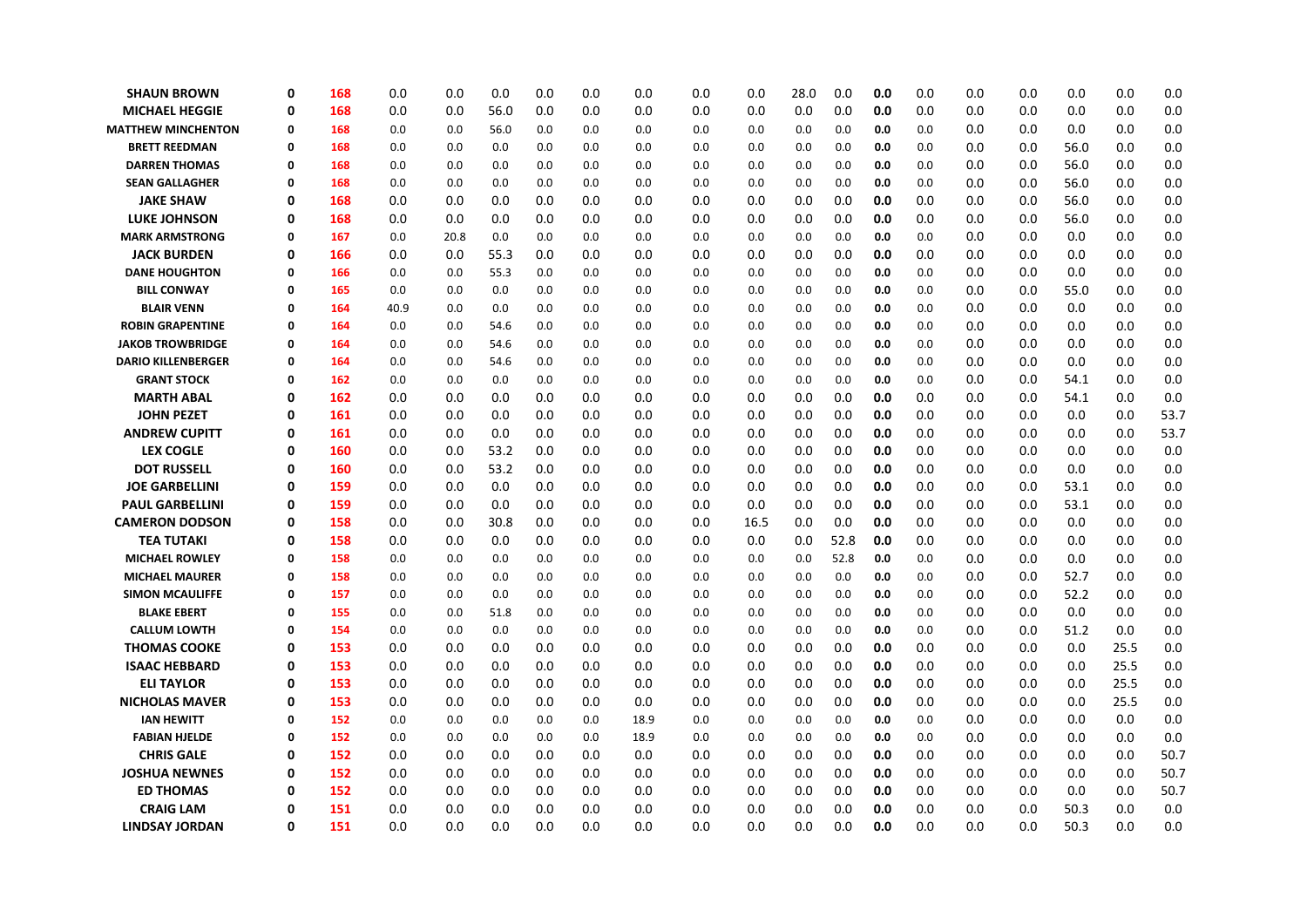| | | | | | | | | | | | | | | | | | | | | |
|---|---|---|---|---|---|---|---|---|---|---|---|---|---|---|---|---|---|---|---|---|
| **SHAUN BROWN** | **0** | **168** | 0.0 | 0.0 | 0.0 | 0.0 | 0.0 | 0.0 | 0.0 | 0.0 | 28.0 | 0.0 | **0.0** | 0.0 | 0.0 | 0.0 | 0.0 | 0.0 | 0.0 |
| **MICHAEL HEGGIE** | **0** | **168** | 0.0 | 0.0 | 56.0 | 0.0 | 0.0 | 0.0 | 0.0 | 0.0 | 0.0 | 0.0 | **0.0** | 0.0 | 0.0 | 0.0 | 0.0 | 0.0 | 0.0 |
| **MATTHEW MINCHENTON** | **0** | **168** | 0.0 | 0.0 | 56.0 | 0.0 | 0.0 | 0.0 | 0.0 | 0.0 | 0.0 | 0.0 | **0.0** | 0.0 | 0.0 | 0.0 | 0.0 | 0.0 | 0.0 |
| **BRETT REEDMAN** | **0** | **168** | 0.0 | 0.0 | 0.0 | 0.0 | 0.0 | 0.0 | 0.0 | 0.0 | 0.0 | 0.0 | **0.0** | 0.0 | 0.0 | 0.0 | 56.0 | 0.0 | 0.0 |
| **DARREN THOMAS** | **0** | **168** | 0.0 | 0.0 | 0.0 | 0.0 | 0.0 | 0.0 | 0.0 | 0.0 | 0.0 | 0.0 | **0.0** | 0.0 | 0.0 | 0.0 | 56.0 | 0.0 | 0.0 |
| **SEAN GALLAGHER** | **0** | **168** | 0.0 | 0.0 | 0.0 | 0.0 | 0.0 | 0.0 | 0.0 | 0.0 | 0.0 | 0.0 | **0.0** | 0.0 | 0.0 | 0.0 | 56.0 | 0.0 | 0.0 |
| **JAKE SHAW** | **0** | **168** | 0.0 | 0.0 | 0.0 | 0.0 | 0.0 | 0.0 | 0.0 | 0.0 | 0.0 | 0.0 | **0.0** | 0.0 | 0.0 | 0.0 | 56.0 | 0.0 | 0.0 |
| **LUKE JOHNSON** | **0** | **168** | 0.0 | 0.0 | 0.0 | 0.0 | 0.0 | 0.0 | 0.0 | 0.0 | 0.0 | 0.0 | **0.0** | 0.0 | 0.0 | 0.0 | 56.0 | 0.0 | 0.0 |
| **MARK ARMSTRONG** | **0** | **167** | 0.0 | 20.8 | 0.0 | 0.0 | 0.0 | 0.0 | 0.0 | 0.0 | 0.0 | 0.0 | **0.0** | 0.0 | 0.0 | 0.0 | 0.0 | 0.0 | 0.0 |
| **JACK BURDEN** | **0** | **166** | 0.0 | 0.0 | 55.3 | 0.0 | 0.0 | 0.0 | 0.0 | 0.0 | 0.0 | 0.0 | **0.0** | 0.0 | 0.0 | 0.0 | 0.0 | 0.0 | 0.0 |
| **DANE HOUGHTON** | **0** | **166** | 0.0 | 0.0 | 55.3 | 0.0 | 0.0 | 0.0 | 0.0 | 0.0 | 0.0 | 0.0 | **0.0** | 0.0 | 0.0 | 0.0 | 0.0 | 0.0 | 0.0 |
| **BILL CONWAY** | **0** | **165** | 0.0 | 0.0 | 0.0 | 0.0 | 0.0 | 0.0 | 0.0 | 0.0 | 0.0 | 0.0 | **0.0** | 0.0 | 0.0 | 0.0 | 55.0 | 0.0 | 0.0 |
| **BLAIR VENN** | **0** | **164** | 40.9 | 0.0 | 0.0 | 0.0 | 0.0 | 0.0 | 0.0 | 0.0 | 0.0 | 0.0 | **0.0** | 0.0 | 0.0 | 0.0 | 0.0 | 0.0 | 0.0 |
| **ROBIN GRAPENTINE** | **0** | **164** | 0.0 | 0.0 | 54.6 | 0.0 | 0.0 | 0.0 | 0.0 | 0.0 | 0.0 | 0.0 | **0.0** | 0.0 | 0.0 | 0.0 | 0.0 | 0.0 | 0.0 |
| **JAKOB TROWBRIDGE** | **0** | **164** | 0.0 | 0.0 | 54.6 | 0.0 | 0.0 | 0.0 | 0.0 | 0.0 | 0.0 | 0.0 | **0.0** | 0.0 | 0.0 | 0.0 | 0.0 | 0.0 | 0.0 |
| **DARIO KILLENBERGER** | **0** | **164** | 0.0 | 0.0 | 54.6 | 0.0 | 0.0 | 0.0 | 0.0 | 0.0 | 0.0 | 0.0 | **0.0** | 0.0 | 0.0 | 0.0 | 0.0 | 0.0 | 0.0 |
| **GRANT STOCK** | **0** | **162** | 0.0 | 0.0 | 0.0 | 0.0 | 0.0 | 0.0 | 0.0 | 0.0 | 0.0 | 0.0 | **0.0** | 0.0 | 0.0 | 0.0 | 54.1 | 0.0 | 0.0 |
| **MARTH ABAL** | **0** | **162** | 0.0 | 0.0 | 0.0 | 0.0 | 0.0 | 0.0 | 0.0 | 0.0 | 0.0 | 0.0 | **0.0** | 0.0 | 0.0 | 0.0 | 54.1 | 0.0 | 0.0 |
| **JOHN PEZET** | **0** | **161** | 0.0 | 0.0 | 0.0 | 0.0 | 0.0 | 0.0 | 0.0 | 0.0 | 0.0 | 0.0 | **0.0** | 0.0 | 0.0 | 0.0 | 0.0 | 0.0 | 53.7 |
| **ANDREW CUPITT** | **0** | **161** | 0.0 | 0.0 | 0.0 | 0.0 | 0.0 | 0.0 | 0.0 | 0.0 | 0.0 | 0.0 | **0.0** | 0.0 | 0.0 | 0.0 | 0.0 | 0.0 | 53.7 |
| **LEX COGLE** | **0** | **160** | 0.0 | 0.0 | 53.2 | 0.0 | 0.0 | 0.0 | 0.0 | 0.0 | 0.0 | 0.0 | **0.0** | 0.0 | 0.0 | 0.0 | 0.0 | 0.0 | 0.0 |
| **DOT RUSSELL** | **0** | **160** | 0.0 | 0.0 | 53.2 | 0.0 | 0.0 | 0.0 | 0.0 | 0.0 | 0.0 | 0.0 | **0.0** | 0.0 | 0.0 | 0.0 | 0.0 | 0.0 | 0.0 |
| **JOE GARBELLINI** | **0** | **159** | 0.0 | 0.0 | 0.0 | 0.0 | 0.0 | 0.0 | 0.0 | 0.0 | 0.0 | 0.0 | **0.0** | 0.0 | 0.0 | 0.0 | 53.1 | 0.0 | 0.0 |
| **PAUL GARBELLINI** | **0** | **159** | 0.0 | 0.0 | 0.0 | 0.0 | 0.0 | 0.0 | 0.0 | 0.0 | 0.0 | 0.0 | **0.0** | 0.0 | 0.0 | 0.0 | 53.1 | 0.0 | 0.0 |
| **CAMERON DODSON** | **0** | **158** | 0.0 | 0.0 | 30.8 | 0.0 | 0.0 | 0.0 | 0.0 | 16.5 | 0.0 | 0.0 | **0.0** | 0.0 | 0.0 | 0.0 | 0.0 | 0.0 | 0.0 |
| **TEA TUTAKI** | **0** | **158** | 0.0 | 0.0 | 0.0 | 0.0 | 0.0 | 0.0 | 0.0 | 0.0 | 0.0 | 52.8 | **0.0** | 0.0 | 0.0 | 0.0 | 0.0 | 0.0 | 0.0 |
| **MICHAEL ROWLEY** | **0** | **158** | 0.0 | 0.0 | 0.0 | 0.0 | 0.0 | 0.0 | 0.0 | 0.0 | 0.0 | 52.8 | **0.0** | 0.0 | 0.0 | 0.0 | 0.0 | 0.0 | 0.0 |
| **MICHAEL MAURER** | **0** | **158** | 0.0 | 0.0 | 0.0 | 0.0 | 0.0 | 0.0 | 0.0 | 0.0 | 0.0 | 0.0 | **0.0** | 0.0 | 0.0 | 0.0 | 52.7 | 0.0 | 0.0 |
| **SIMON MCAULIFFE** | **0** | **157** | 0.0 | 0.0 | 0.0 | 0.0 | 0.0 | 0.0 | 0.0 | 0.0 | 0.0 | 0.0 | **0.0** | 0.0 | 0.0 | 0.0 | 52.2 | 0.0 | 0.0 |
| **BLAKE EBERT** | **0** | **155** | 0.0 | 0.0 | 51.8 | 0.0 | 0.0 | 0.0 | 0.0 | 0.0 | 0.0 | 0.0 | **0.0** | 0.0 | 0.0 | 0.0 | 0.0 | 0.0 | 0.0 |
| **CALLUM LOWTH** | **0** | **154** | 0.0 | 0.0 | 0.0 | 0.0 | 0.0 | 0.0 | 0.0 | 0.0 | 0.0 | 0.0 | **0.0** | 0.0 | 0.0 | 0.0 | 51.2 | 0.0 | 0.0 |
| **THOMAS COOKE** | **0** | **153** | 0.0 | 0.0 | 0.0 | 0.0 | 0.0 | 0.0 | 0.0 | 0.0 | 0.0 | 0.0 | **0.0** | 0.0 | 0.0 | 0.0 | 0.0 | 25.5 | 0.0 |
| **ISAAC HEBBARD** | **0** | **153** | 0.0 | 0.0 | 0.0 | 0.0 | 0.0 | 0.0 | 0.0 | 0.0 | 0.0 | 0.0 | **0.0** | 0.0 | 0.0 | 0.0 | 0.0 | 25.5 | 0.0 |
| **ELI TAYLOR** | **0** | **153** | 0.0 | 0.0 | 0.0 | 0.0 | 0.0 | 0.0 | 0.0 | 0.0 | 0.0 | 0.0 | **0.0** | 0.0 | 0.0 | 0.0 | 0.0 | 25.5 | 0.0 |
| **NICHOLAS MAVER** | **0** | **153** | 0.0 | 0.0 | 0.0 | 0.0 | 0.0 | 0.0 | 0.0 | 0.0 | 0.0 | 0.0 | **0.0** | 0.0 | 0.0 | 0.0 | 0.0 | 25.5 | 0.0 |
| **IAN HEWITT** | **0** | **152** | 0.0 | 0.0 | 0.0 | 0.0 | 0.0 | 18.9 | 0.0 | 0.0 | 0.0 | 0.0 | **0.0** | 0.0 | 0.0 | 0.0 | 0.0 | 0.0 | 0.0 |
| **FABIAN HJELDE** | **0** | **152** | 0.0 | 0.0 | 0.0 | 0.0 | 0.0 | 18.9 | 0.0 | 0.0 | 0.0 | 0.0 | **0.0** | 0.0 | 0.0 | 0.0 | 0.0 | 0.0 | 0.0 |
| **CHRIS GALE** | **0** | **152** | 0.0 | 0.0 | 0.0 | 0.0 | 0.0 | 0.0 | 0.0 | 0.0 | 0.0 | 0.0 | **0.0** | 0.0 | 0.0 | 0.0 | 0.0 | 0.0 | 50.7 |
| **JOSHUA NEWNES** | **0** | **152** | 0.0 | 0.0 | 0.0 | 0.0 | 0.0 | 0.0 | 0.0 | 0.0 | 0.0 | 0.0 | **0.0** | 0.0 | 0.0 | 0.0 | 0.0 | 0.0 | 50.7 |
| **ED THOMAS** | **0** | **152** | 0.0 | 0.0 | 0.0 | 0.0 | 0.0 | 0.0 | 0.0 | 0.0 | 0.0 | 0.0 | **0.0** | 0.0 | 0.0 | 0.0 | 0.0 | 0.0 | 50.7 |
| **CRAIG LAM** | **0** | **151** | 0.0 | 0.0 | 0.0 | 0.0 | 0.0 | 0.0 | 0.0 | 0.0 | 0.0 | 0.0 | **0.0** | 0.0 | 0.0 | 0.0 | 50.3 | 0.0 | 0.0 |
| **LINDSAY JORDAN** | **0** | **151** | 0.0 | 0.0 | 0.0 | 0.0 | 0.0 | 0.0 | 0.0 | 0.0 | 0.0 | 0.0 | **0.0** | 0.0 | 0.0 | 0.0 | 50.3 | 0.0 | 0.0 |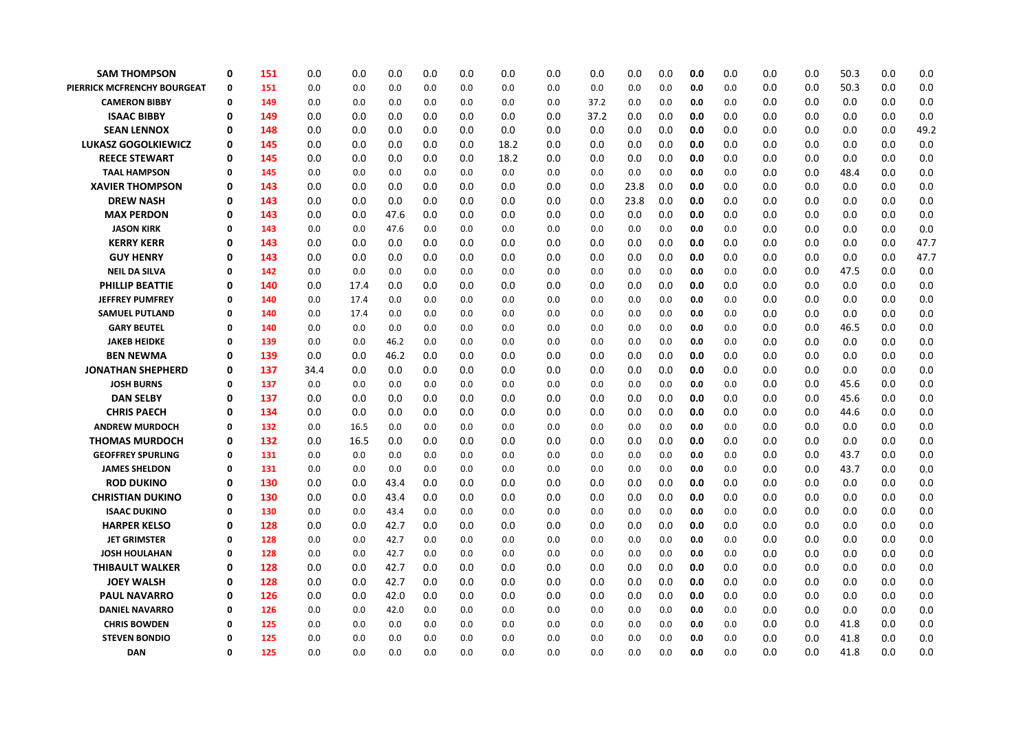| | | | | | | | | | | | | | | | | | | | | | |
|---|---|---|---|---|---|---|---|---|---|---|---|---|---|---|---|---|---|---|---|---|---|
| **SAM THOMPSON** | **0** | **151** | 0.0 | 0.0 | 0.0 | 0.0 | 0.0 | 0.0 | 0.0 | 0.0 | 0.0 | 0.0 | **0.0** | 0.0 | 0.0 | 0.0 | 50.3 | 0.0 | 0.0 |
| **PIERRICK MCFRENCHY BOURGEAT** | **0** | **151** | 0.0 | 0.0 | 0.0 | 0.0 | 0.0 | 0.0 | 0.0 | 0.0 | 0.0 | 0.0 | **0.0** | 0.0 | 0.0 | 0.0 | 50.3 | 0.0 | 0.0 |
| **CAMERON BIBBY** | **0** | **149** | 0.0 | 0.0 | 0.0 | 0.0 | 0.0 | 0.0 | 0.0 | 37.2 | 0.0 | 0.0 | **0.0** | 0.0 | 0.0 | 0.0 | 0.0 | 0.0 | 0.0 |
| **ISAAC BIBBY** | **0** | **149** | 0.0 | 0.0 | 0.0 | 0.0 | 0.0 | 0.0 | 0.0 | 37.2 | 0.0 | 0.0 | **0.0** | 0.0 | 0.0 | 0.0 | 0.0 | 0.0 | 0.0 |
| **SEAN LENNOX** | **0** | **148** | 0.0 | 0.0 | 0.0 | 0.0 | 0.0 | 0.0 | 0.0 | 0.0 | 0.0 | 0.0 | **0.0** | 0.0 | 0.0 | 0.0 | 0.0 | 0.0 | 49.2 |
| **LUKASZ GOGOLKIEWICZ** | **0** | **145** | 0.0 | 0.0 | 0.0 | 0.0 | 0.0 | 18.2 | 0.0 | 0.0 | 0.0 | 0.0 | **0.0** | 0.0 | 0.0 | 0.0 | 0.0 | 0.0 | 0.0 |
| **REECE STEWART** | **0** | **145** | 0.0 | 0.0 | 0.0 | 0.0 | 0.0 | 18.2 | 0.0 | 0.0 | 0.0 | 0.0 | **0.0** | 0.0 | 0.0 | 0.0 | 0.0 | 0.0 | 0.0 |
| **TAAL HAMPSON** | **0** | **145** | 0.0 | 0.0 | 0.0 | 0.0 | 0.0 | 0.0 | 0.0 | 0.0 | 0.0 | 0.0 | **0.0** | 0.0 | 0.0 | 0.0 | 48.4 | 0.0 | 0.0 |
| **XAVIER THOMPSON** | **0** | **143** | 0.0 | 0.0 | 0.0 | 0.0 | 0.0 | 0.0 | 0.0 | 0.0 | 23.8 | 0.0 | **0.0** | 0.0 | 0.0 | 0.0 | 0.0 | 0.0 | 0.0 |
| **DREW NASH** | **0** | **143** | 0.0 | 0.0 | 0.0 | 0.0 | 0.0 | 0.0 | 0.0 | 0.0 | 23.8 | 0.0 | **0.0** | 0.0 | 0.0 | 0.0 | 0.0 | 0.0 | 0.0 |
| **MAX PERDON** | **0** | **143** | 0.0 | 0.0 | 47.6 | 0.0 | 0.0 | 0.0 | 0.0 | 0.0 | 0.0 | 0.0 | **0.0** | 0.0 | 0.0 | 0.0 | 0.0 | 0.0 | 0.0 |
| **JASON KIRK** | **0** | **143** | 0.0 | 0.0 | 47.6 | 0.0 | 0.0 | 0.0 | 0.0 | 0.0 | 0.0 | 0.0 | **0.0** | 0.0 | 0.0 | 0.0 | 0.0 | 0.0 | 0.0 |
| **KERRY KERR** | **0** | **143** | 0.0 | 0.0 | 0.0 | 0.0 | 0.0 | 0.0 | 0.0 | 0.0 | 0.0 | 0.0 | **0.0** | 0.0 | 0.0 | 0.0 | 0.0 | 0.0 | 47.7 |
| **GUY HENRY** | **0** | **143** | 0.0 | 0.0 | 0.0 | 0.0 | 0.0 | 0.0 | 0.0 | 0.0 | 0.0 | 0.0 | **0.0** | 0.0 | 0.0 | 0.0 | 0.0 | 0.0 | 47.7 |
| **NEIL DA SILVA** | **0** | **142** | 0.0 | 0.0 | 0.0 | 0.0 | 0.0 | 0.0 | 0.0 | 0.0 | 0.0 | 0.0 | **0.0** | 0.0 | 0.0 | 0.0 | 47.5 | 0.0 | 0.0 |
| **PHILLIP BEATTIE** | **0** | **140** | 0.0 | 17.4 | 0.0 | 0.0 | 0.0 | 0.0 | 0.0 | 0.0 | 0.0 | 0.0 | **0.0** | 0.0 | 0.0 | 0.0 | 0.0 | 0.0 | 0.0 |
| **JEFFREY PUMFREY** | **0** | **140** | 0.0 | 17.4 | 0.0 | 0.0 | 0.0 | 0.0 | 0.0 | 0.0 | 0.0 | 0.0 | **0.0** | 0.0 | 0.0 | 0.0 | 0.0 | 0.0 | 0.0 |
| **SAMUEL PUTLAND** | **0** | **140** | 0.0 | 17.4 | 0.0 | 0.0 | 0.0 | 0.0 | 0.0 | 0.0 | 0.0 | 0.0 | **0.0** | 0.0 | 0.0 | 0.0 | 0.0 | 0.0 | 0.0 |
| **GARY BEUTEL** | **0** | **140** | 0.0 | 0.0 | 0.0 | 0.0 | 0.0 | 0.0 | 0.0 | 0.0 | 0.0 | 0.0 | **0.0** | 0.0 | 0.0 | 0.0 | 46.5 | 0.0 | 0.0 |
| **JAKEB HEIDKE** | **0** | **139** | 0.0 | 0.0 | 46.2 | 0.0 | 0.0 | 0.0 | 0.0 | 0.0 | 0.0 | 0.0 | **0.0** | 0.0 | 0.0 | 0.0 | 0.0 | 0.0 | 0.0 |
| **BEN NEWMA** | **0** | **139** | 0.0 | 0.0 | 46.2 | 0.0 | 0.0 | 0.0 | 0.0 | 0.0 | 0.0 | 0.0 | **0.0** | 0.0 | 0.0 | 0.0 | 0.0 | 0.0 | 0.0 |
| **JONATHAN SHEPHERD** | **0** | **137** | 34.4 | 0.0 | 0.0 | 0.0 | 0.0 | 0.0 | 0.0 | 0.0 | 0.0 | 0.0 | **0.0** | 0.0 | 0.0 | 0.0 | 0.0 | 0.0 | 0.0 |
| **JOSH BURNS** | **0** | **137** | 0.0 | 0.0 | 0.0 | 0.0 | 0.0 | 0.0 | 0.0 | 0.0 | 0.0 | 0.0 | **0.0** | 0.0 | 0.0 | 0.0 | 45.6 | 0.0 | 0.0 |
| **DAN SELBY** | **0** | **137** | 0.0 | 0.0 | 0.0 | 0.0 | 0.0 | 0.0 | 0.0 | 0.0 | 0.0 | 0.0 | **0.0** | 0.0 | 0.0 | 0.0 | 45.6 | 0.0 | 0.0 |
| **CHRIS PAECH** | **0** | **134** | 0.0 | 0.0 | 0.0 | 0.0 | 0.0 | 0.0 | 0.0 | 0.0 | 0.0 | 0.0 | **0.0** | 0.0 | 0.0 | 0.0 | 44.6 | 0.0 | 0.0 |
| **ANDREW MURDOCH** | **0** | **132** | 0.0 | 16.5 | 0.0 | 0.0 | 0.0 | 0.0 | 0.0 | 0.0 | 0.0 | 0.0 | **0.0** | 0.0 | 0.0 | 0.0 | 0.0 | 0.0 | 0.0 |
| **THOMAS MURDOCH** | **0** | **132** | 0.0 | 16.5 | 0.0 | 0.0 | 0.0 | 0.0 | 0.0 | 0.0 | 0.0 | 0.0 | **0.0** | 0.0 | 0.0 | 0.0 | 0.0 | 0.0 | 0.0 |
| **GEOFFREY SPURLING** | **0** | **131** | 0.0 | 0.0 | 0.0 | 0.0 | 0.0 | 0.0 | 0.0 | 0.0 | 0.0 | 0.0 | **0.0** | 0.0 | 0.0 | 0.0 | 43.7 | 0.0 | 0.0 |
| **JAMES SHELDON** | **0** | **131** | 0.0 | 0.0 | 0.0 | 0.0 | 0.0 | 0.0 | 0.0 | 0.0 | 0.0 | 0.0 | **0.0** | 0.0 | 0.0 | 0.0 | 43.7 | 0.0 | 0.0 |
| **ROD DUKINO** | **0** | **130** | 0.0 | 0.0 | 43.4 | 0.0 | 0.0 | 0.0 | 0.0 | 0.0 | 0.0 | 0.0 | **0.0** | 0.0 | 0.0 | 0.0 | 0.0 | 0.0 | 0.0 |
| **CHRISTIAN DUKINO** | **0** | **130** | 0.0 | 0.0 | 43.4 | 0.0 | 0.0 | 0.0 | 0.0 | 0.0 | 0.0 | 0.0 | **0.0** | 0.0 | 0.0 | 0.0 | 0.0 | 0.0 | 0.0 |
| **ISAAC DUKINO** | **0** | **130** | 0.0 | 0.0 | 43.4 | 0.0 | 0.0 | 0.0 | 0.0 | 0.0 | 0.0 | 0.0 | **0.0** | 0.0 | 0.0 | 0.0 | 0.0 | 0.0 | 0.0 |
| **HARPER KELSO** | **0** | **128** | 0.0 | 0.0 | 42.7 | 0.0 | 0.0 | 0.0 | 0.0 | 0.0 | 0.0 | 0.0 | **0.0** | 0.0 | 0.0 | 0.0 | 0.0 | 0.0 | 0.0 |
| **JET GRIMSTER** | **0** | **128** | 0.0 | 0.0 | 42.7 | 0.0 | 0.0 | 0.0 | 0.0 | 0.0 | 0.0 | 0.0 | **0.0** | 0.0 | 0.0 | 0.0 | 0.0 | 0.0 | 0.0 |
| **JOSH HOULAHAN** | **0** | **128** | 0.0 | 0.0 | 42.7 | 0.0 | 0.0 | 0.0 | 0.0 | 0.0 | 0.0 | 0.0 | **0.0** | 0.0 | 0.0 | 0.0 | 0.0 | 0.0 | 0.0 |
| **THIBAULT WALKER** | **0** | **128** | 0.0 | 0.0 | 42.7 | 0.0 | 0.0 | 0.0 | 0.0 | 0.0 | 0.0 | 0.0 | **0.0** | 0.0 | 0.0 | 0.0 | 0.0 | 0.0 | 0.0 |
| **JOEY WALSH** | **0** | **128** | 0.0 | 0.0 | 42.7 | 0.0 | 0.0 | 0.0 | 0.0 | 0.0 | 0.0 | 0.0 | **0.0** | 0.0 | 0.0 | 0.0 | 0.0 | 0.0 | 0.0 |
| **PAUL NAVARRO** | **0** | **126** | 0.0 | 0.0 | 42.0 | 0.0 | 0.0 | 0.0 | 0.0 | 0.0 | 0.0 | 0.0 | **0.0** | 0.0 | 0.0 | 0.0 | 0.0 | 0.0 | 0.0 |
| **DANIEL NAVARRO** | **0** | **126** | 0.0 | 0.0 | 42.0 | 0.0 | 0.0 | 0.0 | 0.0 | 0.0 | 0.0 | 0.0 | **0.0** | 0.0 | 0.0 | 0.0 | 0.0 | 0.0 | 0.0 |
| **CHRIS BOWDEN** | **0** | **125** | 0.0 | 0.0 | 0.0 | 0.0 | 0.0 | 0.0 | 0.0 | 0.0 | 0.0 | 0.0 | **0.0** | 0.0 | 0.0 | 0.0 | 41.8 | 0.0 | 0.0 |
| **STEVEN BONDIO** | **0** | **125** | 0.0 | 0.0 | 0.0 | 0.0 | 0.0 | 0.0 | 0.0 | 0.0 | 0.0 | 0.0 | **0.0** | 0.0 | 0.0 | 0.0 | 41.8 | 0.0 | 0.0 |
| **DAN** | **0** | **125** | 0.0 | 0.0 | 0.0 | 0.0 | 0.0 | 0.0 | 0.0 | 0.0 | 0.0 | 0.0 | **0.0** | 0.0 | 0.0 | 0.0 | 41.8 | 0.0 | 0.0 |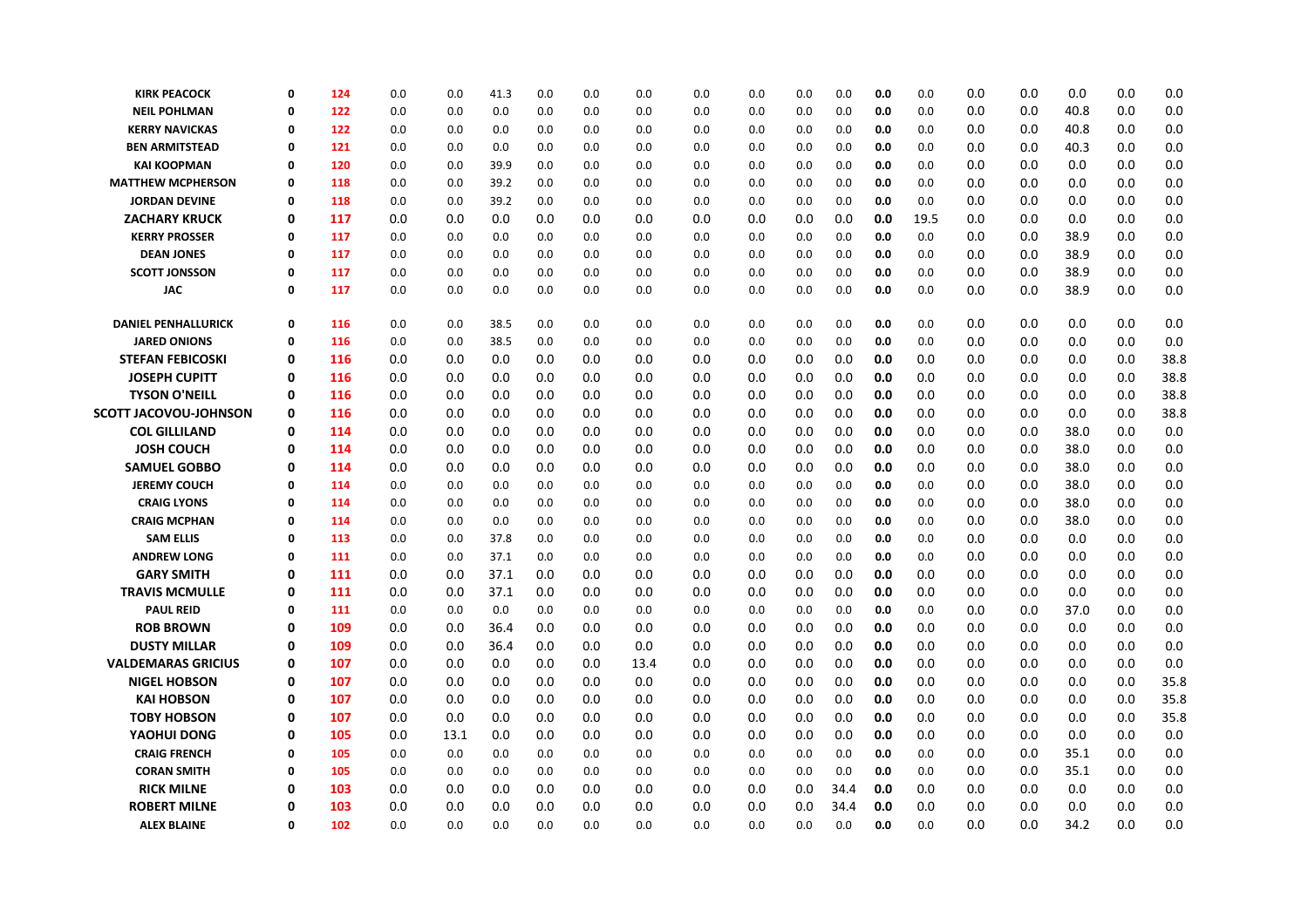| | | | | | | | | | | | | | | | | | | |
|---|---|---|---|---|---|---|---|---|---|---|---|---|---|---|---|---|---|---|
| **KIRK PEACOCK** | **0** | **124** | 0.0 | 0.0 | 41.3 | 0.0 | 0.0 | 0.0 | 0.0 | 0.0 | 0.0 | 0.0 | **0.0** | 0.0 | 0.0 | 0.0 | 0.0 | 0.0 | 0.0 |
| **NEIL POHLMAN** | **0** | **122** | 0.0 | 0.0 | 0.0 | 0.0 | 0.0 | 0.0 | 0.0 | 0.0 | 0.0 | 0.0 | **0.0** | 0.0 | 0.0 | 0.0 | 40.8 | 0.0 | 0.0 |
| **KERRY NAVICKAS** | **0** | **122** | 0.0 | 0.0 | 0.0 | 0.0 | 0.0 | 0.0 | 0.0 | 0.0 | 0.0 | 0.0 | **0.0** | 0.0 | 0.0 | 0.0 | 40.8 | 0.0 | 0.0 |
| **BEN ARMITSTEAD** | **0** | **121** | 0.0 | 0.0 | 0.0 | 0.0 | 0.0 | 0.0 | 0.0 | 0.0 | 0.0 | 0.0 | **0.0** | 0.0 | 0.0 | 0.0 | 40.3 | 0.0 | 0.0 |
| **KAI KOOPMAN** | **0** | **120** | 0.0 | 0.0 | 39.9 | 0.0 | 0.0 | 0.0 | 0.0 | 0.0 | 0.0 | 0.0 | **0.0** | 0.0 | 0.0 | 0.0 | 0.0 | 0.0 | 0.0 |
| **MATTHEW MCPHERSON** | **0** | **118** | 0.0 | 0.0 | 39.2 | 0.0 | 0.0 | 0.0 | 0.0 | 0.0 | 0.0 | 0.0 | **0.0** | 0.0 | 0.0 | 0.0 | 0.0 | 0.0 | 0.0 |
| **JORDAN DEVINE** | **0** | **118** | 0.0 | 0.0 | 39.2 | 0.0 | 0.0 | 0.0 | 0.0 | 0.0 | 0.0 | 0.0 | **0.0** | 0.0 | 0.0 | 0.0 | 0.0 | 0.0 | 0.0 |
| **ZACHARY KRUCK** | **0** | **117** | 0.0 | 0.0 | 0.0 | 0.0 | 0.0 | 0.0 | 0.0 | 0.0 | 0.0 | 0.0 | **0.0** | 19.5 | 0.0 | 0.0 | 0.0 | 0.0 | 0.0 |
| **KERRY PROSSER** | **0** | **117** | 0.0 | 0.0 | 0.0 | 0.0 | 0.0 | 0.0 | 0.0 | 0.0 | 0.0 | 0.0 | **0.0** | 0.0 | 0.0 | 0.0 | 38.9 | 0.0 | 0.0 |
| **DEAN JONES** | **0** | **117** | 0.0 | 0.0 | 0.0 | 0.0 | 0.0 | 0.0 | 0.0 | 0.0 | 0.0 | 0.0 | **0.0** | 0.0 | 0.0 | 0.0 | 38.9 | 0.0 | 0.0 |
| **SCOTT JONSSON** | **0** | **117** | 0.0 | 0.0 | 0.0 | 0.0 | 0.0 | 0.0 | 0.0 | 0.0 | 0.0 | 0.0 | **0.0** | 0.0 | 0.0 | 0.0 | 38.9 | 0.0 | 0.0 |
| **JAC** | **0** | **117** | 0.0 | 0.0 | 0.0 | 0.0 | 0.0 | 0.0 | 0.0 | 0.0 | 0.0 | 0.0 | **0.0** | 0.0 | 0.0 | 0.0 | 38.9 | 0.0 | 0.0 |
| **DANIEL PENHALLURICK** | **0** | **116** | 0.0 | 0.0 | 38.5 | 0.0 | 0.0 | 0.0 | 0.0 | 0.0 | 0.0 | 0.0 | **0.0** | 0.0 | 0.0 | 0.0 | 0.0 | 0.0 | 0.0 |
| **JARED ONIONS** | **0** | **116** | 0.0 | 0.0 | 38.5 | 0.0 | 0.0 | 0.0 | 0.0 | 0.0 | 0.0 | 0.0 | **0.0** | 0.0 | 0.0 | 0.0 | 0.0 | 0.0 | 0.0 |
| **STEFAN FEBICOSKI** | **0** | **116** | 0.0 | 0.0 | 0.0 | 0.0 | 0.0 | 0.0 | 0.0 | 0.0 | 0.0 | 0.0 | **0.0** | 0.0 | 0.0 | 0.0 | 0.0 | 0.0 | 38.8 |
| **JOSEPH CUPITT** | **0** | **116** | 0.0 | 0.0 | 0.0 | 0.0 | 0.0 | 0.0 | 0.0 | 0.0 | 0.0 | 0.0 | **0.0** | 0.0 | 0.0 | 0.0 | 0.0 | 0.0 | 38.8 |
| **TYSON O'NEILL** | **0** | **116** | 0.0 | 0.0 | 0.0 | 0.0 | 0.0 | 0.0 | 0.0 | 0.0 | 0.0 | 0.0 | **0.0** | 0.0 | 0.0 | 0.0 | 0.0 | 0.0 | 38.8 |
| **SCOTT JACOVOU-JOHNSON** | **0** | **116** | 0.0 | 0.0 | 0.0 | 0.0 | 0.0 | 0.0 | 0.0 | 0.0 | 0.0 | 0.0 | **0.0** | 0.0 | 0.0 | 0.0 | 0.0 | 0.0 | 38.8 |
| **COL GILLILAND** | **0** | **114** | 0.0 | 0.0 | 0.0 | 0.0 | 0.0 | 0.0 | 0.0 | 0.0 | 0.0 | 0.0 | **0.0** | 0.0 | 0.0 | 0.0 | 38.0 | 0.0 | 0.0 |
| **JOSH COUCH** | **0** | **114** | 0.0 | 0.0 | 0.0 | 0.0 | 0.0 | 0.0 | 0.0 | 0.0 | 0.0 | 0.0 | **0.0** | 0.0 | 0.0 | 0.0 | 38.0 | 0.0 | 0.0 |
| **SAMUEL GOBBO** | **0** | **114** | 0.0 | 0.0 | 0.0 | 0.0 | 0.0 | 0.0 | 0.0 | 0.0 | 0.0 | 0.0 | **0.0** | 0.0 | 0.0 | 0.0 | 38.0 | 0.0 | 0.0 |
| **JEREMY COUCH** | **0** | **114** | 0.0 | 0.0 | 0.0 | 0.0 | 0.0 | 0.0 | 0.0 | 0.0 | 0.0 | 0.0 | **0.0** | 0.0 | 0.0 | 0.0 | 38.0 | 0.0 | 0.0 |
| **CRAIG LYONS** | **0** | **114** | 0.0 | 0.0 | 0.0 | 0.0 | 0.0 | 0.0 | 0.0 | 0.0 | 0.0 | 0.0 | **0.0** | 0.0 | 0.0 | 0.0 | 38.0 | 0.0 | 0.0 |
| **CRAIG MCPHAN** | **0** | **114** | 0.0 | 0.0 | 0.0 | 0.0 | 0.0 | 0.0 | 0.0 | 0.0 | 0.0 | 0.0 | **0.0** | 0.0 | 0.0 | 0.0 | 38.0 | 0.0 | 0.0 |
| **SAM ELLIS** | **0** | **113** | 0.0 | 0.0 | 37.8 | 0.0 | 0.0 | 0.0 | 0.0 | 0.0 | 0.0 | 0.0 | **0.0** | 0.0 | 0.0 | 0.0 | 0.0 | 0.0 | 0.0 |
| **ANDREW LONG** | **0** | **111** | 0.0 | 0.0 | 37.1 | 0.0 | 0.0 | 0.0 | 0.0 | 0.0 | 0.0 | 0.0 | **0.0** | 0.0 | 0.0 | 0.0 | 0.0 | 0.0 | 0.0 |
| **GARY SMITH** | **0** | **111** | 0.0 | 0.0 | 37.1 | 0.0 | 0.0 | 0.0 | 0.0 | 0.0 | 0.0 | 0.0 | **0.0** | 0.0 | 0.0 | 0.0 | 0.0 | 0.0 | 0.0 |
| **TRAVIS MCMULLE** | **0** | **111** | 0.0 | 0.0 | 37.1 | 0.0 | 0.0 | 0.0 | 0.0 | 0.0 | 0.0 | 0.0 | **0.0** | 0.0 | 0.0 | 0.0 | 0.0 | 0.0 | 0.0 |
| **PAUL REID** | **0** | **111** | 0.0 | 0.0 | 0.0 | 0.0 | 0.0 | 0.0 | 0.0 | 0.0 | 0.0 | 0.0 | **0.0** | 0.0 | 0.0 | 0.0 | 37.0 | 0.0 | 0.0 |
| **ROB BROWN** | **0** | **109** | 0.0 | 0.0 | 36.4 | 0.0 | 0.0 | 0.0 | 0.0 | 0.0 | 0.0 | 0.0 | **0.0** | 0.0 | 0.0 | 0.0 | 0.0 | 0.0 | 0.0 |
| **DUSTY MILLAR** | **0** | **109** | 0.0 | 0.0 | 36.4 | 0.0 | 0.0 | 0.0 | 0.0 | 0.0 | 0.0 | 0.0 | **0.0** | 0.0 | 0.0 | 0.0 | 0.0 | 0.0 | 0.0 |
| **VALDEMARAS GRICIUS** | **0** | **107** | 0.0 | 0.0 | 0.0 | 0.0 | 0.0 | 13.4 | 0.0 | 0.0 | 0.0 | 0.0 | **0.0** | 0.0 | 0.0 | 0.0 | 0.0 | 0.0 | 0.0 |
| **NIGEL HOBSON** | **0** | **107** | 0.0 | 0.0 | 0.0 | 0.0 | 0.0 | 0.0 | 0.0 | 0.0 | 0.0 | 0.0 | **0.0** | 0.0 | 0.0 | 0.0 | 0.0 | 0.0 | 35.8 |
| **KAI HOBSON** | **0** | **107** | 0.0 | 0.0 | 0.0 | 0.0 | 0.0 | 0.0 | 0.0 | 0.0 | 0.0 | 0.0 | **0.0** | 0.0 | 0.0 | 0.0 | 0.0 | 0.0 | 35.8 |
| **TOBY HOBSON** | **0** | **107** | 0.0 | 0.0 | 0.0 | 0.0 | 0.0 | 0.0 | 0.0 | 0.0 | 0.0 | 0.0 | **0.0** | 0.0 | 0.0 | 0.0 | 0.0 | 0.0 | 35.8 |
| **YAOHUI DONG** | **0** | **105** | 0.0 | 13.1 | 0.0 | 0.0 | 0.0 | 0.0 | 0.0 | 0.0 | 0.0 | 0.0 | **0.0** | 0.0 | 0.0 | 0.0 | 0.0 | 0.0 | 0.0 |
| **CRAIG FRENCH** | **0** | **105** | 0.0 | 0.0 | 0.0 | 0.0 | 0.0 | 0.0 | 0.0 | 0.0 | 0.0 | 0.0 | **0.0** | 0.0 | 0.0 | 0.0 | 35.1 | 0.0 | 0.0 |
| **CORAN SMITH** | **0** | **105** | 0.0 | 0.0 | 0.0 | 0.0 | 0.0 | 0.0 | 0.0 | 0.0 | 0.0 | 0.0 | **0.0** | 0.0 | 0.0 | 0.0 | 35.1 | 0.0 | 0.0 |
| **RICK MILNE** | **0** | **103** | 0.0 | 0.0 | 0.0 | 0.0 | 0.0 | 0.0 | 0.0 | 0.0 | 0.0 | 34.4 | **0.0** | 0.0 | 0.0 | 0.0 | 0.0 | 0.0 | 0.0 |
| **ROBERT MILNE** | **0** | **103** | 0.0 | 0.0 | 0.0 | 0.0 | 0.0 | 0.0 | 0.0 | 0.0 | 0.0 | 34.4 | **0.0** | 0.0 | 0.0 | 0.0 | 0.0 | 0.0 | 0.0 |
| **ALEX BLAINE** | **0** | **102** | 0.0 | 0.0 | 0.0 | 0.0 | 0.0 | 0.0 | 0.0 | 0.0 | 0.0 | 0.0 | **0.0** | 0.0 | 0.0 | 0.0 | 34.2 | 0.0 | 0.0 |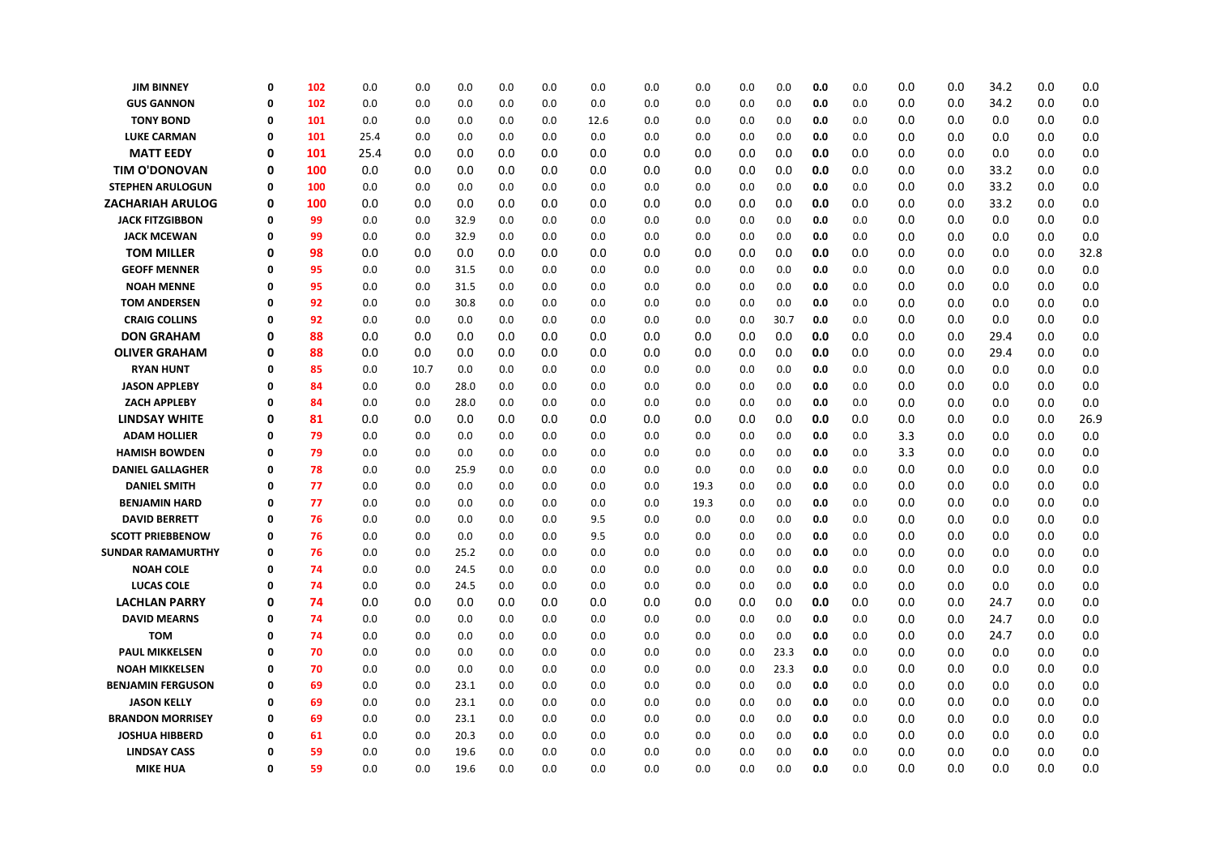| | | | | | | | | | | | | | | | | | | | |
|---|---|---|---|---|---|---|---|---|---|---|---|---|---|---|---|---|---|---|---|
| **JIM BINNEY** | **0** | **102** | 0.0 | 0.0 | 0.0 | 0.0 | 0.0 | 0.0 | 0.0 | 0.0 | 0.0 | 0.0 | **0.0** | 0.0 | 0.0 | 0.0 | 34.2 | 0.0 | 0.0 |
| **GUS GANNON** | **0** | **102** | 0.0 | 0.0 | 0.0 | 0.0 | 0.0 | 0.0 | 0.0 | 0.0 | 0.0 | 0.0 | **0.0** | 0.0 | 0.0 | 0.0 | 34.2 | 0.0 | 0.0 |
| **TONY BOND** | **0** | **101** | 0.0 | 0.0 | 0.0 | 0.0 | 0.0 | 12.6 | 0.0 | 0.0 | 0.0 | 0.0 | **0.0** | 0.0 | 0.0 | 0.0 | 0.0 | 0.0 | 0.0 |
| **LUKE CARMAN** | **0** | **101** | 25.4 | 0.0 | 0.0 | 0.0 | 0.0 | 0.0 | 0.0 | 0.0 | 0.0 | 0.0 | **0.0** | 0.0 | 0.0 | 0.0 | 0.0 | 0.0 | 0.0 |
| **MATT EEDY** | **0** | **101** | 25.4 | 0.0 | 0.0 | 0.0 | 0.0 | 0.0 | 0.0 | 0.0 | 0.0 | 0.0 | **0.0** | 0.0 | 0.0 | 0.0 | 0.0 | 0.0 | 0.0 |
| **TIM O'DONOVAN** | **0** | **100** | 0.0 | 0.0 | 0.0 | 0.0 | 0.0 | 0.0 | 0.0 | 0.0 | 0.0 | 0.0 | **0.0** | 0.0 | 0.0 | 0.0 | 33.2 | 0.0 | 0.0 |
| **STEPHEN ARULOGUN** | **0** | **100** | 0.0 | 0.0 | 0.0 | 0.0 | 0.0 | 0.0 | 0.0 | 0.0 | 0.0 | 0.0 | **0.0** | 0.0 | 0.0 | 0.0 | 33.2 | 0.0 | 0.0 |
| **ZACHARIAH ARULOG** | **0** | **100** | 0.0 | 0.0 | 0.0 | 0.0 | 0.0 | 0.0 | 0.0 | 0.0 | 0.0 | 0.0 | **0.0** | 0.0 | 0.0 | 0.0 | 33.2 | 0.0 | 0.0 |
| **JACK FITZGIBBON** | **0** | **99** | 0.0 | 0.0 | 32.9 | 0.0 | 0.0 | 0.0 | 0.0 | 0.0 | 0.0 | 0.0 | **0.0** | 0.0 | 0.0 | 0.0 | 0.0 | 0.0 | 0.0 |
| **JACK MCEWAN** | **0** | **99** | 0.0 | 0.0 | 32.9 | 0.0 | 0.0 | 0.0 | 0.0 | 0.0 | 0.0 | 0.0 | **0.0** | 0.0 | 0.0 | 0.0 | 0.0 | 0.0 | 0.0 |
| **TOM MILLER** | **0** | **98** | 0.0 | 0.0 | 0.0 | 0.0 | 0.0 | 0.0 | 0.0 | 0.0 | 0.0 | 0.0 | **0.0** | 0.0 | 0.0 | 0.0 | 0.0 | 0.0 | 32.8 |
| **GEOFF MENNER** | **0** | **95** | 0.0 | 0.0 | 31.5 | 0.0 | 0.0 | 0.0 | 0.0 | 0.0 | 0.0 | 0.0 | **0.0** | 0.0 | 0.0 | 0.0 | 0.0 | 0.0 | 0.0 |
| **NOAH MENNE** | **0** | **95** | 0.0 | 0.0 | 31.5 | 0.0 | 0.0 | 0.0 | 0.0 | 0.0 | 0.0 | 0.0 | **0.0** | 0.0 | 0.0 | 0.0 | 0.0 | 0.0 | 0.0 |
| **TOM ANDERSEN** | **0** | **92** | 0.0 | 0.0 | 30.8 | 0.0 | 0.0 | 0.0 | 0.0 | 0.0 | 0.0 | 0.0 | **0.0** | 0.0 | 0.0 | 0.0 | 0.0 | 0.0 | 0.0 |
| **CRAIG COLLINS** | **0** | **92** | 0.0 | 0.0 | 0.0 | 0.0 | 0.0 | 0.0 | 0.0 | 0.0 | 0.0 | 30.7 | **0.0** | 0.0 | 0.0 | 0.0 | 0.0 | 0.0 | 0.0 |
| **DON GRAHAM** | **0** | **88** | 0.0 | 0.0 | 0.0 | 0.0 | 0.0 | 0.0 | 0.0 | 0.0 | 0.0 | 0.0 | **0.0** | 0.0 | 0.0 | 0.0 | 29.4 | 0.0 | 0.0 |
| **OLIVER GRAHAM** | **0** | **88** | 0.0 | 0.0 | 0.0 | 0.0 | 0.0 | 0.0 | 0.0 | 0.0 | 0.0 | 0.0 | **0.0** | 0.0 | 0.0 | 0.0 | 29.4 | 0.0 | 0.0 |
| **RYAN HUNT** | **0** | **85** | 0.0 | 10.7 | 0.0 | 0.0 | 0.0 | 0.0 | 0.0 | 0.0 | 0.0 | 0.0 | **0.0** | 0.0 | 0.0 | 0.0 | 0.0 | 0.0 | 0.0 |
| **JASON APPLEBY** | **0** | **84** | 0.0 | 0.0 | 28.0 | 0.0 | 0.0 | 0.0 | 0.0 | 0.0 | 0.0 | 0.0 | **0.0** | 0.0 | 0.0 | 0.0 | 0.0 | 0.0 | 0.0 |
| **ZACH APPLEBY** | **0** | **84** | 0.0 | 0.0 | 28.0 | 0.0 | 0.0 | 0.0 | 0.0 | 0.0 | 0.0 | 0.0 | **0.0** | 0.0 | 0.0 | 0.0 | 0.0 | 0.0 | 0.0 |
| **LINDSAY WHITE** | **0** | **81** | 0.0 | 0.0 | 0.0 | 0.0 | 0.0 | 0.0 | 0.0 | 0.0 | 0.0 | 0.0 | **0.0** | 0.0 | 0.0 | 0.0 | 0.0 | 0.0 | 26.9 |
| **ADAM HOLLIER** | **0** | **79** | 0.0 | 0.0 | 0.0 | 0.0 | 0.0 | 0.0 | 0.0 | 0.0 | 0.0 | 0.0 | **0.0** | 0.0 | 3.3 | 0.0 | 0.0 | 0.0 | 0.0 |
| **HAMISH BOWDEN** | **0** | **79** | 0.0 | 0.0 | 0.0 | 0.0 | 0.0 | 0.0 | 0.0 | 0.0 | 0.0 | 0.0 | **0.0** | 0.0 | 3.3 | 0.0 | 0.0 | 0.0 | 0.0 |
| **DANIEL GALLAGHER** | **0** | **78** | 0.0 | 0.0 | 25.9 | 0.0 | 0.0 | 0.0 | 0.0 | 0.0 | 0.0 | 0.0 | **0.0** | 0.0 | 0.0 | 0.0 | 0.0 | 0.0 | 0.0 |
| **DANIEL SMITH** | **0** | **77** | 0.0 | 0.0 | 0.0 | 0.0 | 0.0 | 0.0 | 0.0 | 19.3 | 0.0 | 0.0 | **0.0** | 0.0 | 0.0 | 0.0 | 0.0 | 0.0 | 0.0 |
| **BENJAMIN HARD** | **0** | **77** | 0.0 | 0.0 | 0.0 | 0.0 | 0.0 | 0.0 | 0.0 | 19.3 | 0.0 | 0.0 | **0.0** | 0.0 | 0.0 | 0.0 | 0.0 | 0.0 | 0.0 |
| **DAVID BERRETT** | **0** | **76** | 0.0 | 0.0 | 0.0 | 0.0 | 0.0 | 9.5 | 0.0 | 0.0 | 0.0 | 0.0 | **0.0** | 0.0 | 0.0 | 0.0 | 0.0 | 0.0 | 0.0 |
| **SCOTT PRIEBBENOW** | **0** | **76** | 0.0 | 0.0 | 0.0 | 0.0 | 0.0 | 9.5 | 0.0 | 0.0 | 0.0 | 0.0 | **0.0** | 0.0 | 0.0 | 0.0 | 0.0 | 0.0 | 0.0 |
| **SUNDAR RAMAMURTHY** | **0** | **76** | 0.0 | 0.0 | 25.2 | 0.0 | 0.0 | 0.0 | 0.0 | 0.0 | 0.0 | 0.0 | **0.0** | 0.0 | 0.0 | 0.0 | 0.0 | 0.0 | 0.0 |
| **NOAH COLE** | **0** | **74** | 0.0 | 0.0 | 24.5 | 0.0 | 0.0 | 0.0 | 0.0 | 0.0 | 0.0 | 0.0 | **0.0** | 0.0 | 0.0 | 0.0 | 0.0 | 0.0 | 0.0 |
| **LUCAS COLE** | **0** | **74** | 0.0 | 0.0 | 24.5 | 0.0 | 0.0 | 0.0 | 0.0 | 0.0 | 0.0 | 0.0 | **0.0** | 0.0 | 0.0 | 0.0 | 0.0 | 0.0 | 0.0 |
| **LACHLAN PARRY** | **0** | **74** | 0.0 | 0.0 | 0.0 | 0.0 | 0.0 | 0.0 | 0.0 | 0.0 | 0.0 | 0.0 | **0.0** | 0.0 | 0.0 | 0.0 | 24.7 | 0.0 | 0.0 |
| **DAVID MEARNS** | **0** | **74** | 0.0 | 0.0 | 0.0 | 0.0 | 0.0 | 0.0 | 0.0 | 0.0 | 0.0 | 0.0 | **0.0** | 0.0 | 0.0 | 0.0 | 24.7 | 0.0 | 0.0 |
| **TOM** | **0** | **74** | 0.0 | 0.0 | 0.0 | 0.0 | 0.0 | 0.0 | 0.0 | 0.0 | 0.0 | 0.0 | **0.0** | 0.0 | 0.0 | 0.0 | 24.7 | 0.0 | 0.0 |
| **PAUL MIKKELSEN** | **0** | **70** | 0.0 | 0.0 | 0.0 | 0.0 | 0.0 | 0.0 | 0.0 | 0.0 | 0.0 | 23.3 | **0.0** | 0.0 | 0.0 | 0.0 | 0.0 | 0.0 | 0.0 |
| **NOAH MIKKELSEN** | **0** | **70** | 0.0 | 0.0 | 0.0 | 0.0 | 0.0 | 0.0 | 0.0 | 0.0 | 0.0 | 23.3 | **0.0** | 0.0 | 0.0 | 0.0 | 0.0 | 0.0 | 0.0 |
| **BENJAMIN FERGUSON** | **0** | **69** | 0.0 | 0.0 | 23.1 | 0.0 | 0.0 | 0.0 | 0.0 | 0.0 | 0.0 | 0.0 | **0.0** | 0.0 | 0.0 | 0.0 | 0.0 | 0.0 | 0.0 |
| **JASON KELLY** | **0** | **69** | 0.0 | 0.0 | 23.1 | 0.0 | 0.0 | 0.0 | 0.0 | 0.0 | 0.0 | 0.0 | **0.0** | 0.0 | 0.0 | 0.0 | 0.0 | 0.0 | 0.0 |
| **BRANDON MORRISEY** | **0** | **69** | 0.0 | 0.0 | 23.1 | 0.0 | 0.0 | 0.0 | 0.0 | 0.0 | 0.0 | 0.0 | **0.0** | 0.0 | 0.0 | 0.0 | 0.0 | 0.0 | 0.0 |
| **JOSHUA HIBBERD** | **0** | **61** | 0.0 | 0.0 | 20.3 | 0.0 | 0.0 | 0.0 | 0.0 | 0.0 | 0.0 | 0.0 | **0.0** | 0.0 | 0.0 | 0.0 | 0.0 | 0.0 | 0.0 |
| **LINDSAY CASS** | **0** | **59** | 0.0 | 0.0 | 19.6 | 0.0 | 0.0 | 0.0 | 0.0 | 0.0 | 0.0 | 0.0 | **0.0** | 0.0 | 0.0 | 0.0 | 0.0 | 0.0 | 0.0 |
| **MIKE HUA** | **0** | **59** | 0.0 | 0.0 | 19.6 | 0.0 | 0.0 | 0.0 | 0.0 | 0.0 | 0.0 | 0.0 | **0.0** | 0.0 | 0.0 | 0.0 | 0.0 | 0.0 | 0.0 |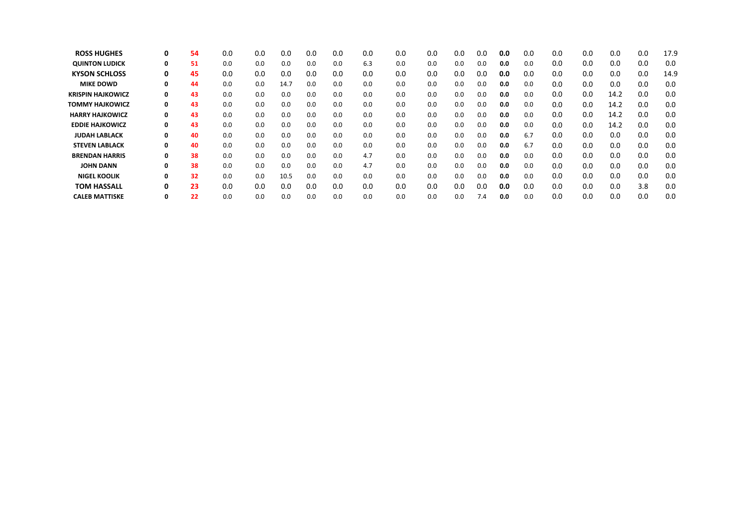| | | | | | | | | | | | | | | | | | | | | |
|---|---|---|---|---|---|---|---|---|---|---|---|---|---|---|---|---|---|---|---|---|
| **ROSS HUGHES** | **0** | **54** | 0.0 | 0.0 | 0.0 | 0.0 | 0.0 | 0.0 | 0.0 | 0.0 | 0.0 | 0.0 | **0.0** | 0.0 | 0.0 | 0.0 | 0.0 | 0.0 | 17.9 |
| **QUINTON LUDICK** | **0** | **51** | 0.0 | 0.0 | 0.0 | 0.0 | 0.0 | 6.3 | 0.0 | 0.0 | 0.0 | 0.0 | **0.0** | 0.0 | 0.0 | 0.0 | 0.0 | 0.0 | 0.0 |
| **KYSON SCHLOSS** | **0** | **45** | 0.0 | 0.0 | 0.0 | 0.0 | 0.0 | 0.0 | 0.0 | 0.0 | 0.0 | 0.0 | **0.0** | 0.0 | 0.0 | 0.0 | 0.0 | 0.0 | 14.9 |
| **MIKE DOWD** | **0** | **44** | 0.0 | 0.0 | 14.7 | 0.0 | 0.0 | 0.0 | 0.0 | 0.0 | 0.0 | 0.0 | **0.0** | 0.0 | 0.0 | 0.0 | 0.0 | 0.0 | 0.0 |
| **KRISPIN HAJKOWICZ** | **0** | **43** | 0.0 | 0.0 | 0.0 | 0.0 | 0.0 | 0.0 | 0.0 | 0.0 | 0.0 | 0.0 | **0.0** | 0.0 | 0.0 | 0.0 | 14.2 | 0.0 | 0.0 |
| **TOMMY HAJKOWICZ** | **0** | **43** | 0.0 | 0.0 | 0.0 | 0.0 | 0.0 | 0.0 | 0.0 | 0.0 | 0.0 | 0.0 | **0.0** | 0.0 | 0.0 | 0.0 | 14.2 | 0.0 | 0.0 |
| **HARRY HAJKOWICZ** | **0** | **43** | 0.0 | 0.0 | 0.0 | 0.0 | 0.0 | 0.0 | 0.0 | 0.0 | 0.0 | 0.0 | **0.0** | 0.0 | 0.0 | 0.0 | 14.2 | 0.0 | 0.0 |
| **EDDIE HAJKOWICZ** | **0** | **43** | 0.0 | 0.0 | 0.0 | 0.0 | 0.0 | 0.0 | 0.0 | 0.0 | 0.0 | 0.0 | **0.0** | 0.0 | 0.0 | 0.0 | 14.2 | 0.0 | 0.0 |
| **JUDAH LABLACK** | **0** | **40** | 0.0 | 0.0 | 0.0 | 0.0 | 0.0 | 0.0 | 0.0 | 0.0 | 0.0 | 0.0 | **0.0** | 6.7 | 0.0 | 0.0 | 0.0 | 0.0 | 0.0 |
| **STEVEN LABLACK** | **0** | **40** | 0.0 | 0.0 | 0.0 | 0.0 | 0.0 | 0.0 | 0.0 | 0.0 | 0.0 | 0.0 | **0.0** | 6.7 | 0.0 | 0.0 | 0.0 | 0.0 | 0.0 |
| **BRENDAN HARRIS** | **0** | **38** | 0.0 | 0.0 | 0.0 | 0.0 | 0.0 | 4.7 | 0.0 | 0.0 | 0.0 | 0.0 | **0.0** | 0.0 | 0.0 | 0.0 | 0.0 | 0.0 | 0.0 |
| **JOHN DANN** | **0** | **38** | 0.0 | 0.0 | 0.0 | 0.0 | 0.0 | 4.7 | 0.0 | 0.0 | 0.0 | 0.0 | **0.0** | 0.0 | 0.0 | 0.0 | 0.0 | 0.0 | 0.0 |
| **NIGEL KOOLIK** | **0** | **32** | 0.0 | 0.0 | 10.5 | 0.0 | 0.0 | 0.0 | 0.0 | 0.0 | 0.0 | 0.0 | **0.0** | 0.0 | 0.0 | 0.0 | 0.0 | 0.0 | 0.0 |
| **TOM HASSALL** | **0** | **23** | 0.0 | 0.0 | 0.0 | 0.0 | 0.0 | 0.0 | 0.0 | 0.0 | 0.0 | 0.0 | **0.0** | 0.0 | 0.0 | 0.0 | 0.0 | 3.8 | 0.0 |
| **CALEB MATTISKE** | **0** | **22** | 0.0 | 0.0 | 0.0 | 0.0 | 0.0 | 0.0 | 0.0 | 0.0 | 0.0 | 7.4 | **0.0** | 0.0 | 0.0 | 0.0 | 0.0 | 0.0 | 0.0 |